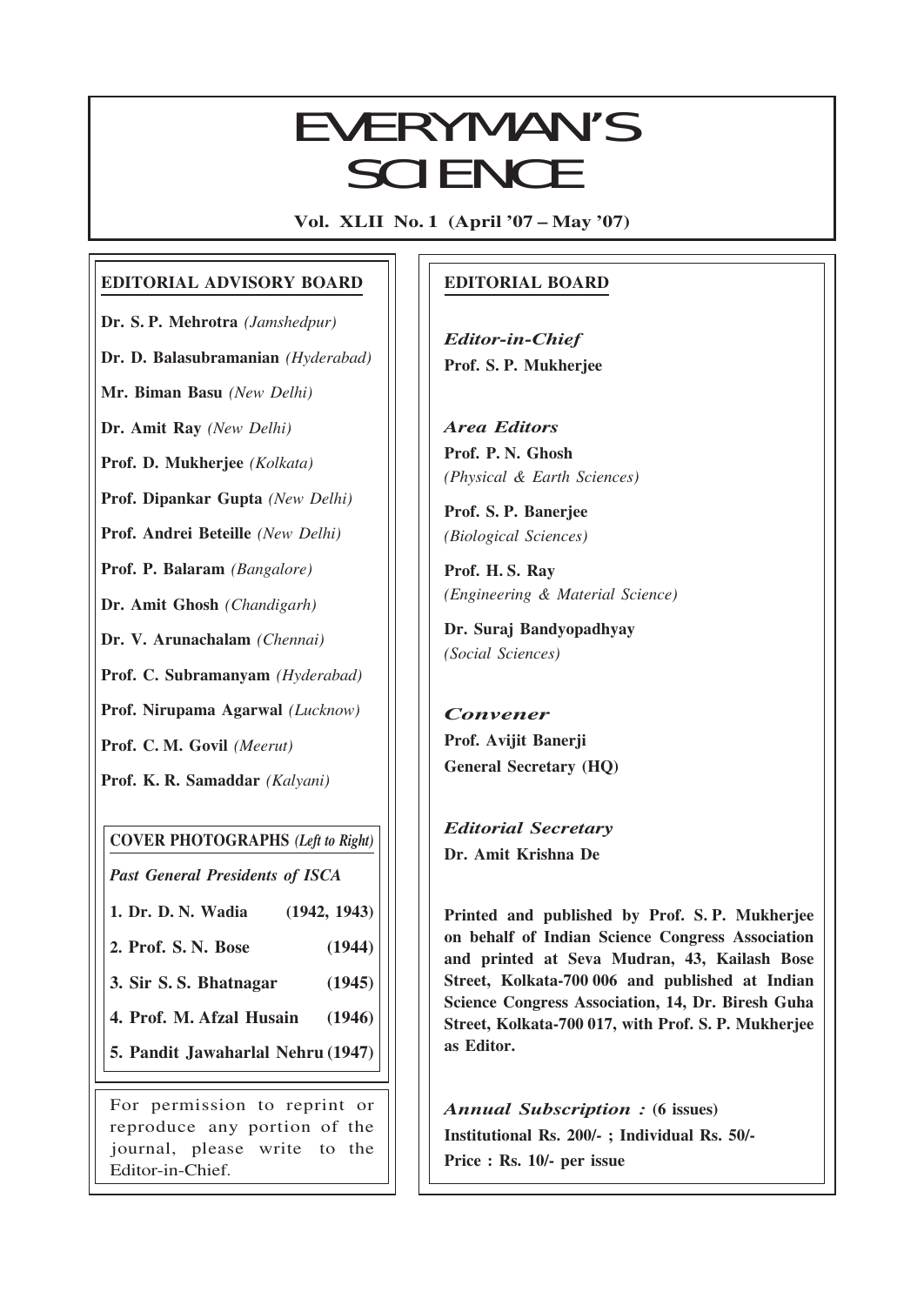# EVERYMAN'S SCIENCE

**Vol. XLII No. 1 (April '07 – May '07)**

## EDITORIAL ADVISORY BOARD

**Dr. S. P. Mehrotra** *(Jamshedpur)*

**Dr. D. Balasubramanian** *(Hyderabad)*

**Mr. Biman Basu** *(New Delhi)*

**Dr. Amit Ray** *(New Delhi)*

**Prof. D. Mukherjee** *(Kolkata)*

**Prof. Dipankar Gupta** *(New Delhi)*

**Prof. Andrei Beteille** *(New Delhi)*

**Prof. P. Balaram** *(Bangalore)*

**Dr. Amit Ghosh** *(Chandigarh)*

**Dr. V. Arunachalam** *(Chennai)*

**Prof. C. Subramanyam** *(Hyderabad)*

**Prof. Nirupama Agarwal** *(Lucknow)*

**Prof. C. M. Govil** *(Meerut)*

**Prof. K. R. Samaddar** *(Kalyani)*

**COVER PHOTOGRAPHS** *(Left to Right)*

*Past General Presidents of ISCA*

| | |
|---|---|
| **1. Dr. D. N. Wadia** | **(1942, 1943)** |
| **2. Prof. S. N. Bose** | **(1944)** |
| **3. Sir S. S. Bhatnagar** | **(1945)** |
| **4. Prof. M. Afzal Husain** | **(1946)** |
| **5. Pandit Jawaharlal Nehru** | **(1947)** |

For permission to reprint or reproduce any portion of the journal, please write to the Editor-in-Chief.

## EDITORIAL BOARD

***Editor-in-Chief***
**Prof. S. P. Mukherjee**

***Area Editors***
**Prof. P. N. Ghosh**
*(Physical & Earth Sciences)*

**Prof. S. P. Banerjee**
*(Biological Sciences)*

**Prof. H. S. Ray**
*(Engineering & Material Science)*

**Dr. Suraj Bandyopadhyay**
*(Social Sciences)*

***Convener***
**Prof. Avijit Banerji**
**General Secretary (HQ)**

***Editorial Secretary***
**Dr. Amit Krishna De**

**Printed and published by Prof. S. P. Mukherjee on behalf of Indian Science Congress Association and printed at Seva Mudran, 43, Kailash Bose Street, Kolkata-700 006 and published at Indian Science Congress Association, 14, Dr. Biresh Guha Street, Kolkata-700 017, with Prof. S. P. Mukherjee as Editor.**

***Annual Subscription :*** **(6 issues)**
**Institutional Rs. 200/- ; Individual Rs. 50/-**
**Price : Rs. 10/- per issue**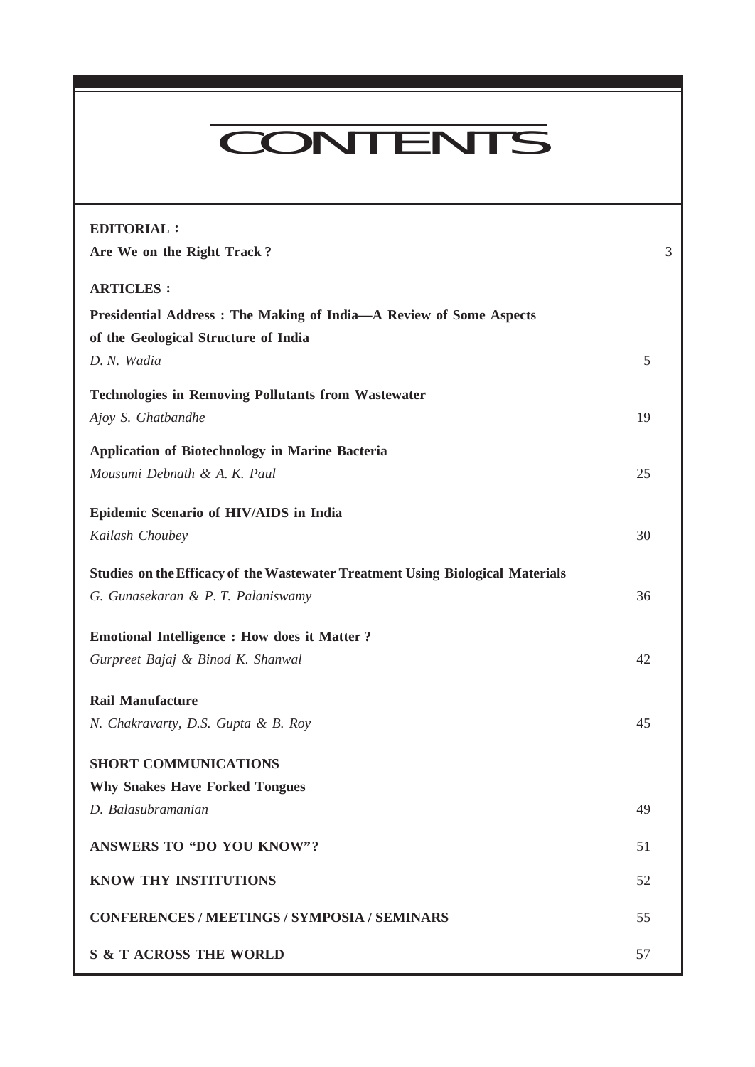# CONTENTS

| | |
|---|---|
| **EDITORIAL :** | |
| **Are We on the Right Track ?** | 3 |
| **ARTICLES :** | |
| **Presidential Address : The Making of India—A Review of Some Aspects of the Geological Structure of India**<br>*D. N. Wadia* | 5 |
| **Technologies in Removing Pollutants from Wastewater**<br>*Ajoy S. Ghatbandhe* | 19 |
| **Application of Biotechnology in Marine Bacteria**<br>*Mousumi Debnath & A. K. Paul* | 25 |
| **Epidemic Scenario of HIV/AIDS in India**<br>*Kailash Choubey* | 30 |
| **Studies on the Efficacy of the Wastewater Treatment Using Biological Materials**<br>*G. Gunasekaran & P. T. Palaniswamy* | 36 |
| **Emotional Intelligence : How does it Matter ?**<br>*Gurpreet Bajaj & Binod K. Shanwal* | 42 |
| **Rail Manufacture**<br>*N. Chakravarty, D.S. Gupta & B. Roy* | 45 |
| **SHORT COMMUNICATIONS** | |
| **Why Snakes Have Forked Tongues**<br>*D. Balasubramanian* | 49 |
| **ANSWERS TO "DO YOU KNOW"?** | 51 |
| **KNOW THY INSTITUTIONS** | 52 |
| **CONFERENCES / MEETINGS / SYMPOSIA / SEMINARS** | 55 |
| **S & T ACROSS THE WORLD** | 57 |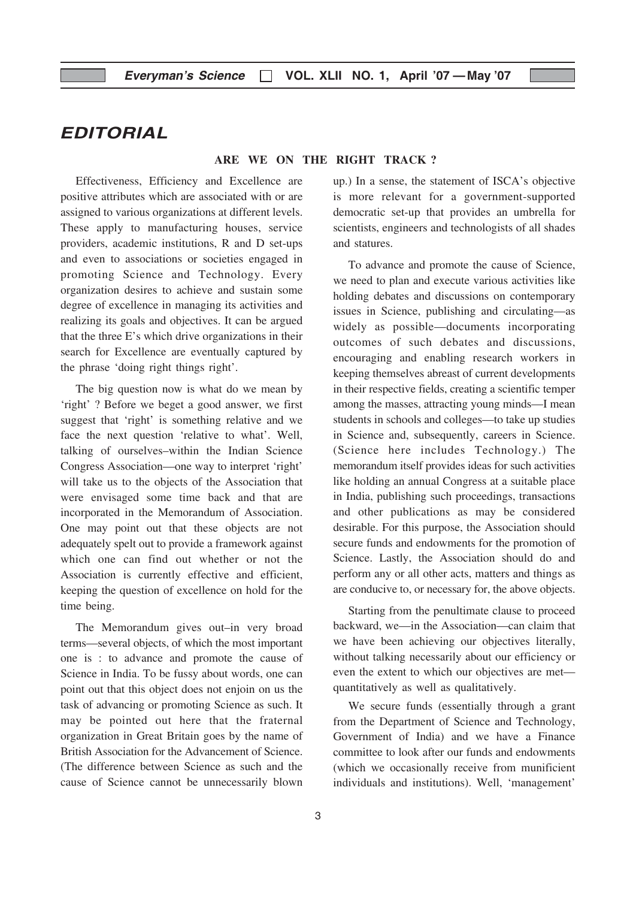# EDITORIAL

## ARE WE ON THE RIGHT TRACK ?

Effectiveness, Efficiency and Excellence are positive attributes which are associated with or are assigned to various organizations at different levels. These apply to manufacturing houses, service providers, academic institutions, R and D set-ups and even to associations or societies engaged in promoting Science and Technology. Every organization desires to achieve and sustain some degree of excellence in managing its activities and realizing its goals and objectives. It can be argued that the three E's which drive organizations in their search for Excellence are eventually captured by the phrase 'doing right things right'.

The big question now is what do we mean by 'right' ? Before we beget a good answer, we first suggest that 'right' is something relative and we face the next question 'relative to what'. Well, talking of ourselves–within the Indian Science Congress Association—one way to interpret 'right' will take us to the objects of the Association that were envisaged some time back and that are incorporated in the Memorandum of Association. One may point out that these objects are not adequately spelt out to provide a framework against which one can find out whether or not the Association is currently effective and efficient, keeping the question of excellence on hold for the time being.

The Memorandum gives out–in very broad terms—several objects, of which the most important one is : to advance and promote the cause of Science in India. To be fussy about words, one can point out that this object does not enjoin on us the task of advancing or promoting Science as such. It may be pointed out here that the fraternal organization in Great Britain goes by the name of British Association for the Advancement of Science. (The difference between Science as such and the cause of Science cannot be unnecessarily blown up.) In a sense, the statement of ISCA's objective is more relevant for a government-supported democratic set-up that provides an umbrella for scientists, engineers and technologists of all shades and statures.

To advance and promote the cause of Science, we need to plan and execute various activities like holding debates and discussions on contemporary issues in Science, publishing and circulating—as widely as possible—documents incorporating outcomes of such debates and discussions, encouraging and enabling research workers in keeping themselves abreast of current developments in their respective fields, creating a scientific temper among the masses, attracting young minds—I mean students in schools and colleges—to take up studies in Science and, subsequently, careers in Science. (Science here includes Technology.) The memorandum itself provides ideas for such activities like holding an annual Congress at a suitable place in India, publishing such proceedings, transactions and other publications as may be considered desirable. For this purpose, the Association should secure funds and endowments for the promotion of Science. Lastly, the Association should do and perform any or all other acts, matters and things as are conducive to, or necessary for, the above objects.

Starting from the penultimate clause to proceed backward, we—in the Association—can claim that we have been achieving our objectives literally, without talking necessarily about our efficiency or even the extent to which our objectives are met—quantitatively as well as qualitatively.

We secure funds (essentially through a grant from the Department of Science and Technology, Government of India) and we have a Finance committee to look after our funds and endowments (which we occasionally receive from munificient individuals and institutions). Well, 'management'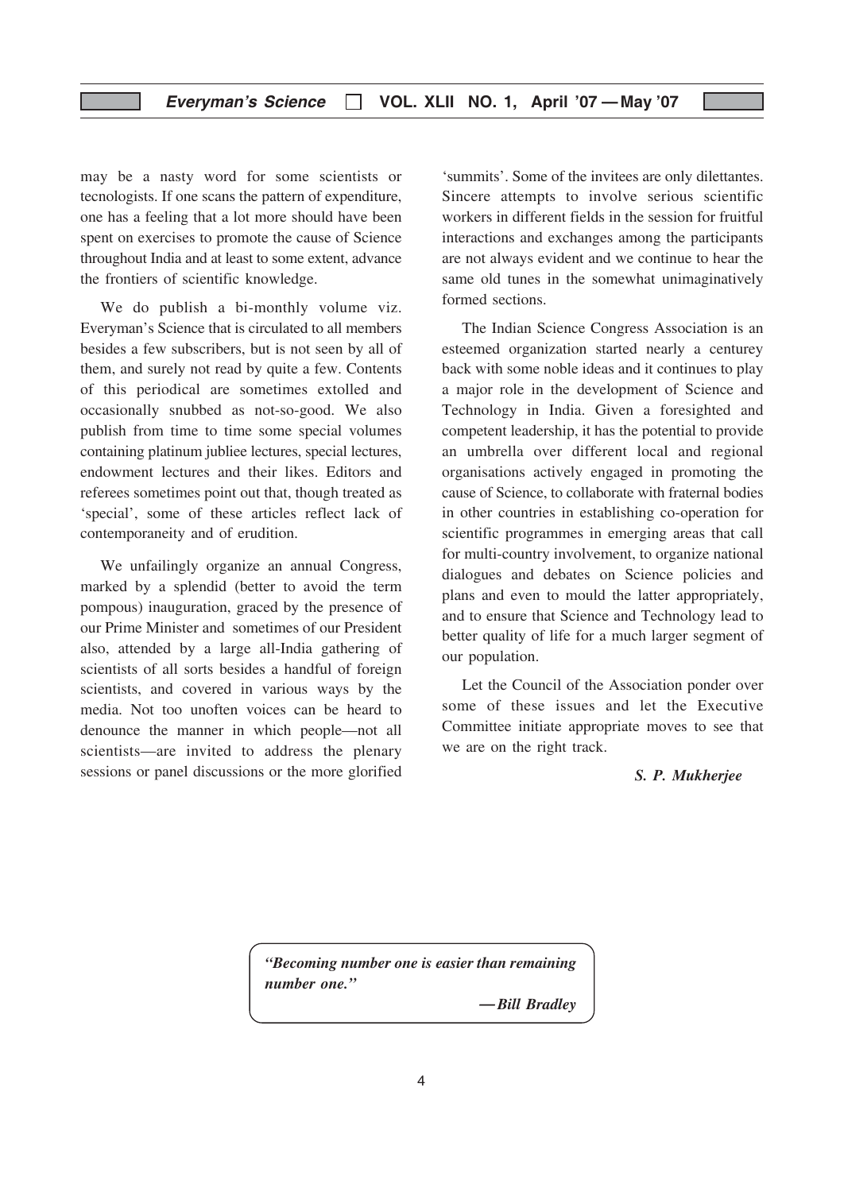may be a nasty word for some scientists or tecnologists. If one scans the pattern of expenditure, one has a feeling that a lot more should have been spent on exercises to promote the cause of Science throughout India and at least to some extent, advance the frontiers of scientific knowledge.

We do publish a bi-monthly volume viz. Everyman's Science that is circulated to all members besides a few subscribers, but is not seen by all of them, and surely not read by quite a few. Contents of this periodical are sometimes extolled and occasionally snubbed as not-so-good. We also publish from time to time some special volumes containing platinum jubliee lectures, special lectures, endowment lectures and their likes. Editors and referees sometimes point out that, though treated as 'special', some of these articles reflect lack of contemporaneity and of erudition.

We unfailingly organize an annual Congress, marked by a splendid (better to avoid the term pompous) inauguration, graced by the presence of our Prime Minister and sometimes of our President also, attended by a large all-India gathering of scientists of all sorts besides a handful of foreign scientists, and covered in various ways by the media. Not too unoften voices can be heard to denounce the manner in which people—not all scientists—are invited to address the plenary sessions or panel discussions or the more glorified 'summits'. Some of the invitees are only dilettantes. Sincere attempts to involve serious scientific workers in different fields in the session for fruitful interactions and exchanges among the participants are not always evident and we continue to hear the same old tunes in the somewhat unimaginatively formed sections.

The Indian Science Congress Association is an esteemed organization started nearly a centurey back with some noble ideas and it continues to play a major role in the development of Science and Technology in India. Given a foresighted and competent leadership, it has the potential to provide an umbrella over different local and regional organisations actively engaged in promoting the cause of Science, to collaborate with fraternal bodies in other countries in establishing co-operation for scientific programmes in emerging areas that call for multi-country involvement, to organize national dialogues and debates on Science policies and plans and even to mould the latter appropriately, and to ensure that Science and Technology lead to better quality of life for a much larger segment of our population.

Let the Council of the Association ponder over some of these issues and let the Executive Committee initiate appropriate moves to see that we are on the right track.

***S. P. Mukherjee***

> ***"Becoming number one is easier than remaining number one."***
>
> ***—Bill Bradley***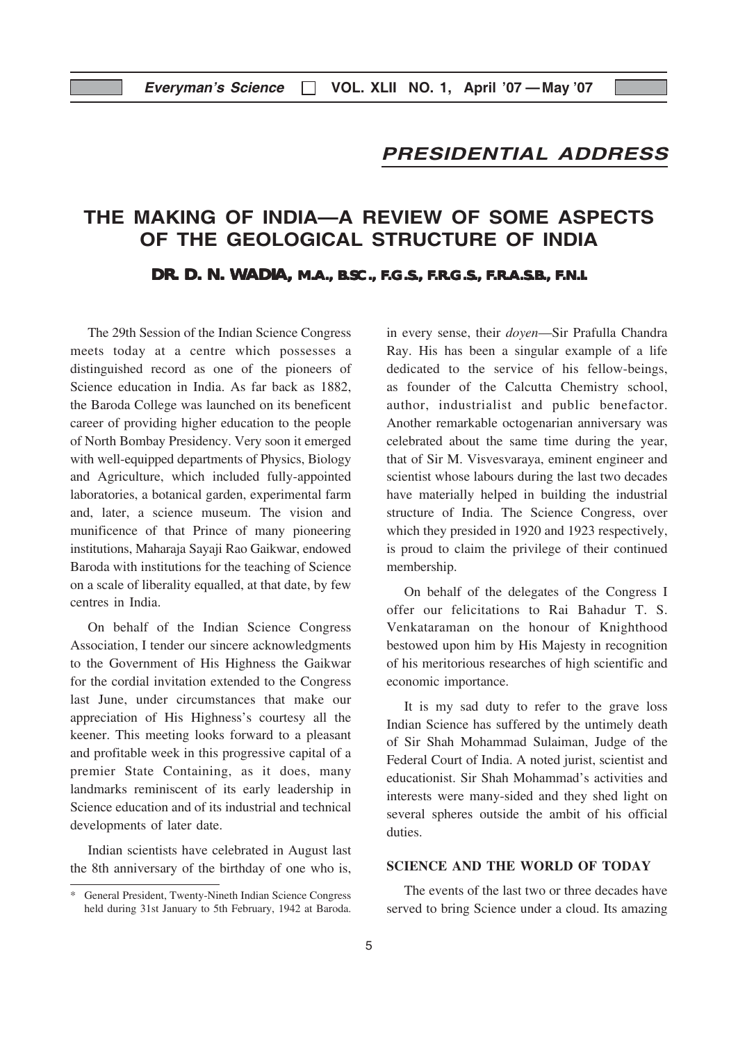## PRESIDENTIAL ADDRESS

# THE MAKING OF INDIA—A REVIEW OF SOME ASPECTS OF THE GEOLOGICAL STRUCTURE OF INDIA

**DR. D. N. WADIA, M.A., B.SC., F.G.S., F.R.G.S., F.R.A.S.B., F.N.I.**

The 29th Session of the Indian Science Congress meets today at a centre which possesses a distinguished record as one of the pioneers of Science education in India. As far back as 1882, the Baroda College was launched on its beneficent career of providing higher education to the people of North Bombay Presidency. Very soon it emerged with well-equipped departments of Physics, Biology and Agriculture, which included fully-appointed laboratories, a botanical garden, experimental farm and, later, a science museum. The vision and munificence of that Prince of many pioneering institutions, Maharaja Sayaji Rao Gaikwar, endowed Baroda with institutions for the teaching of Science on a scale of liberality equalled, at that date, by few centres in India.

On behalf of the Indian Science Congress Association, I tender our sincere acknowledgments to the Government of His Highness the Gaikwar for the cordial invitation extended to the Congress last June, under circumstances that make our appreciation of His Highness's courtesy all the keener. This meeting looks forward to a pleasant and profitable week in this progressive capital of a premier State Containing, as it does, many landmarks reminiscent of its early leadership in Science education and of its industrial and technical developments of later date.

Indian scientists have celebrated in August last the 8th anniversary of the birthday of one who is, in every sense, their *doyen*—Sir Prafulla Chandra Ray. His has been a singular example of a life dedicated to the service of his fellow-beings, as founder of the Calcutta Chemistry school, author, industrialist and public benefactor. Another remarkable octogenarian anniversary was celebrated about the same time during the year, that of Sir M. Visvesvaraya, eminent engineer and scientist whose labours during the last two decades have materially helped in building the industrial structure of India. The Science Congress, over which they presided in 1920 and 1923 respectively, is proud to claim the privilege of their continued membership.

On behalf of the delegates of the Congress I offer our felicitations to Rai Bahadur T. S. Venkataraman on the honour of Knighthood bestowed upon him by His Majesty in recognition of his meritorious researches of high scientific and economic importance.

It is my sad duty to refer to the grave loss Indian Science has suffered by the untimely death of Sir Shah Mohammad Sulaiman, Judge of the Federal Court of India. A noted jurist, scientist and educationist. Sir Shah Mohammad's activities and interests were many-sided and they shed light on several spheres outside the ambit of his official duties.

### SCIENCE AND THE WORLD OF TODAY

The events of the last two or three decades have served to bring Science under a cloud. Its amazing

\* General President, Twenty-Nineth Indian Science Congress held during 31st January to 5th February, 1942 at Baroda.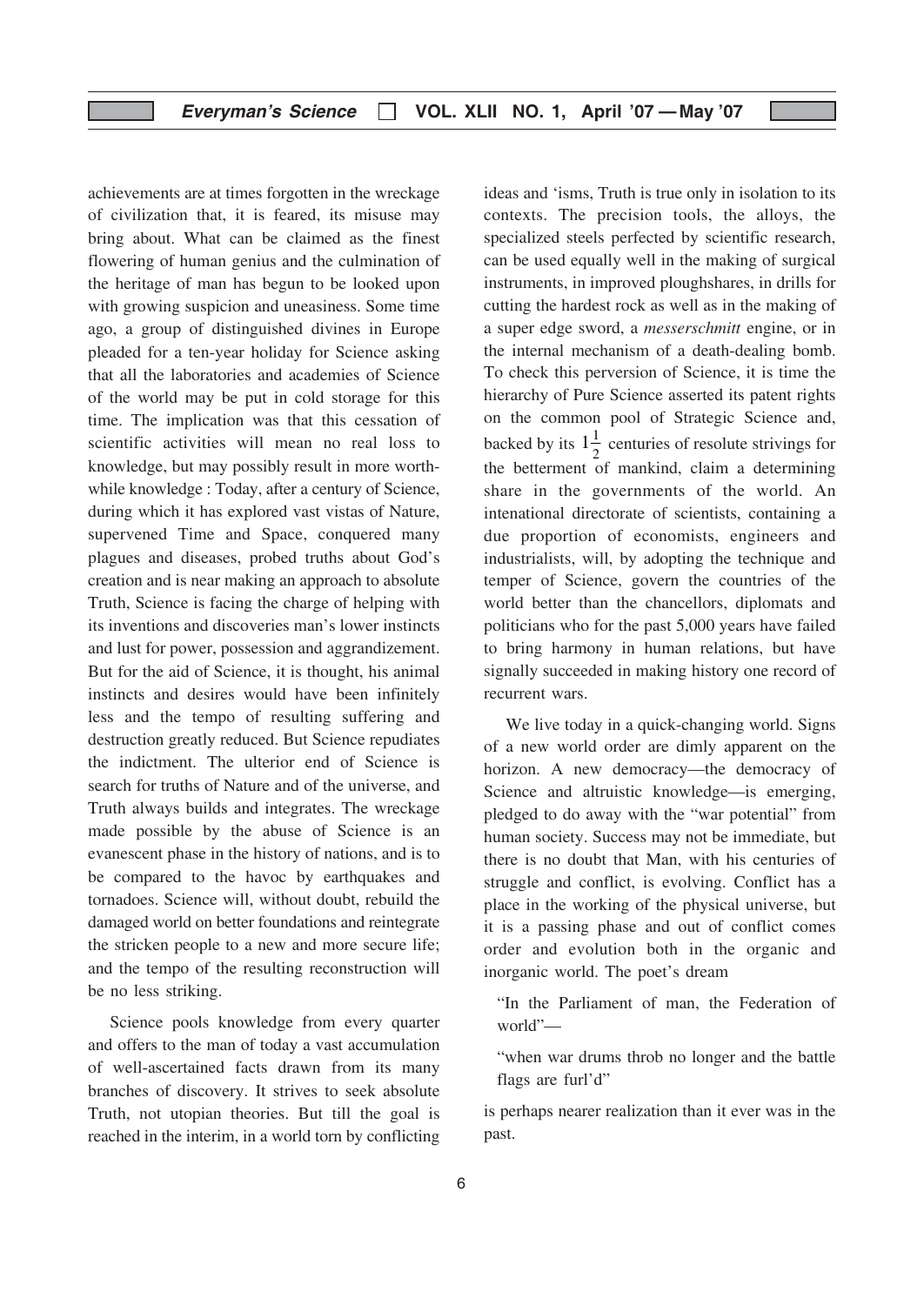achievements are at times forgotten in the wreckage of civilization that, it is feared, its misuse may bring about. What can be claimed as the finest flowering of human genius and the culmination of the heritage of man has begun to be looked upon with growing suspicion and uneasiness. Some time ago, a group of distinguished divines in Europe pleaded for a ten-year holiday for Science asking that all the laboratories and academies of Science of the world may be put in cold storage for this time. The implication was that this cessation of scientific activities will mean no real loss to knowledge, but may possibly result in more worth-while knowledge : Today, after a century of Science, during which it has explored vast vistas of Nature, supervened Time and Space, conquered many plagues and diseases, probed truths about God's creation and is near making an approach to absolute Truth, Science is facing the charge of helping with its inventions and discoveries man's lower instincts and lust for power, possession and aggrandizement. But for the aid of Science, it is thought, his animal instincts and desires would have been infinitely less and the tempo of resulting suffering and destruction greatly reduced. But Science repudiates the indictment. The ulterior end of Science is search for truths of Nature and of the universe, and Truth always builds and integrates. The wreckage made possible by the abuse of Science is an evanescent phase in the history of nations, and is to be compared to the havoc by earthquakes and tornadoes. Science will, without doubt, rebuild the damaged world on better foundations and reintegrate the stricken people to a new and more secure life; and the tempo of the resulting reconstruction will be no less striking.

Science pools knowledge from every quarter and offers to the man of today a vast accumulation of well-ascertained facts drawn from its many branches of discovery. It strives to seek absolute Truth, not utopian theories. But till the goal is reached in the interim, in a world torn by conflicting ideas and 'isms, Truth is true only in isolation to its contexts. The precision tools, the alloys, the specialized steels perfected by scientific research, can be used equally well in the making of surgical instruments, in improved ploughshares, in drills for cutting the hardest rock as well as in the making of a super edge sword, a *messerschmitt* engine, or in the internal mechanism of a death-dealing bomb. To check this perversion of Science, it is time the hierarchy of Pure Science asserted its patent rights on the common pool of Strategic Science and, backed by its $1\frac{1}{2}$ centuries of resolute strivings for the betterment of mankind, claim a determining share in the governments of the world. An intenational directorate of scientists, containing a due proportion of economists, engineers and industrialists, will, by adopting the technique and temper of Science, govern the countries of the world better than the chancellors, diplomats and politicians who for the past 5,000 years have failed to bring harmony in human relations, but have signally succeeded in making history one record of recurrent wars.

We live today in a quick-changing world. Signs of a new world order are dimly apparent on the horizon. A new democracy—the democracy of Science and altruistic knowledge—is emerging, pledged to do away with the "war potential" from human society. Success may not be immediate, but there is no doubt that Man, with his centuries of struggle and conflict, is evolving. Conflict has a place in the working of the physical universe, but it is a passing phase and out of conflict comes order and evolution both in the organic and inorganic world. The poet's dream

> "In the Parliament of man, the Federation of world"—
>
> "when war drums throb no longer and the battle flags are furl'd"

is perhaps nearer realization than it ever was in the past.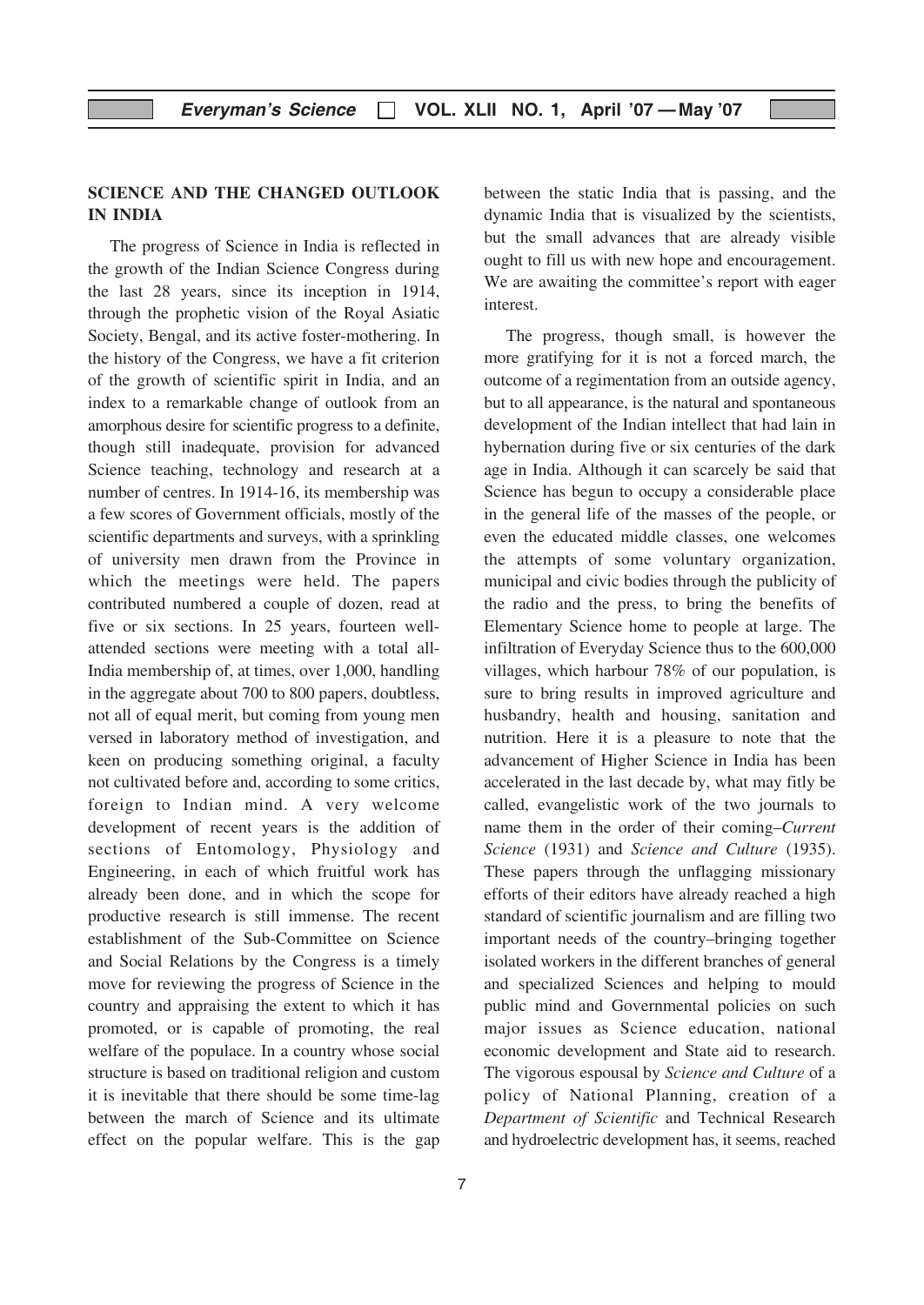## SCIENCE AND THE CHANGED OUTLOOK IN INDIA

The progress of Science in India is reflected in the growth of the Indian Science Congress during the last 28 years, since its inception in 1914, through the prophetic vision of the Royal Asiatic Society, Bengal, and its active foster-mothering. In the history of the Congress, we have a fit criterion of the growth of scientific spirit in India, and an index to a remarkable change of outlook from an amorphous desire for scientific progress to a definite, though still inadequate, provision for advanced Science teaching, technology and research at a number of centres. In 1914-16, its membership was a few scores of Government officials, mostly of the scientific departments and surveys, with a sprinkling of university men drawn from the Province in which the meetings were held. The papers contributed numbered a couple of dozen, read at five or six sections. In 25 years, fourteen well-attended sections were meeting with a total all-India membership of, at times, over 1,000, handling in the aggregate about 700 to 800 papers, doubtless, not all of equal merit, but coming from young men versed in laboratory method of investigation, and keen on producing something original, a faculty not cultivated before and, according to some critics, foreign to Indian mind. A very welcome development of recent years is the addition of sections of Entomology, Physiology and Engineering, in each of which fruitful work has already been done, and in which the scope for productive research is still immense. The recent establishment of the Sub-Committee on Science and Social Relations by the Congress is a timely move for reviewing the progress of Science in the country and appraising the extent to which it has promoted, or is capable of promoting, the real welfare of the populace. In a country whose social structure is based on traditional religion and custom it is inevitable that there should be some time-lag between the march of Science and its ultimate effect on the popular welfare. This is the gap between the static India that is passing, and the dynamic India that is visualized by the scientists, but the small advances that are already visible ought to fill us with new hope and encouragement. We are awaiting the committee's report with eager interest.

The progress, though small, is however the more gratifying for it is not a forced march, the outcome of a regimentation from an outside agency, but to all appearance, is the natural and spontaneous development of the Indian intellect that had lain in hybernation during five or six centuries of the dark age in India. Although it can scarcely be said that Science has begun to occupy a considerable place in the general life of the masses of the people, or even the educated middle classes, one welcomes the attempts of some voluntary organization, municipal and civic bodies through the publicity of the radio and the press, to bring the benefits of Elementary Science home to people at large. The infiltration of Everyday Science thus to the 600,000 villages, which harbour 78% of our population, is sure to bring results in improved agriculture and husbandry, health and housing, sanitation and nutrition. Here it is a pleasure to note that the advancement of Higher Science in India has been accelerated in the last decade by, what may fitly be called, evangelistic work of the two journals to name them in the order of their coming–*Current Science* (1931) and *Science and Culture* (1935). These papers through the unflagging missionary efforts of their editors have already reached a high standard of scientific journalism and are filling two important needs of the country–bringing together isolated workers in the different branches of general and specialized Sciences and helping to mould public mind and Governmental policies on such major issues as Science education, national economic development and State aid to research. The vigorous espousal by *Science and Culture* of a policy of National Planning, creation of a *Department of Scientific* and Technical Research and hydroelectric development has, it seems, reached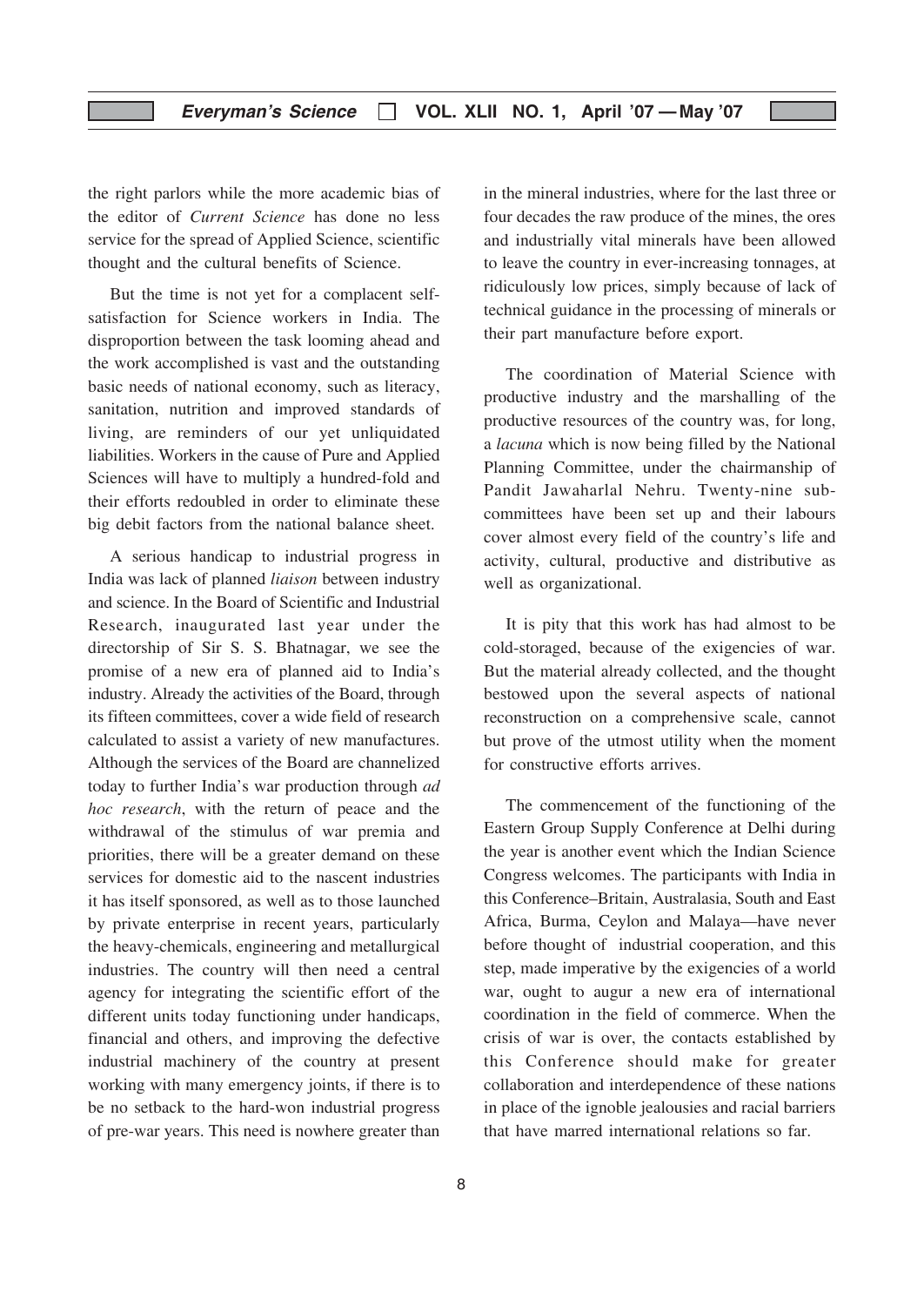the right parlors while the more academic bias of the editor of *Current Science* has done no less service for the spread of Applied Science, scientific thought and the cultural benefits of Science.

But the time is not yet for a complacent self-satisfaction for Science workers in India. The disproportion between the task looming ahead and the work accomplished is vast and the outstanding basic needs of national economy, such as literacy, sanitation, nutrition and improved standards of living, are reminders of our yet unliquidated liabilities. Workers in the cause of Pure and Applied Sciences will have to multiply a hundred-fold and their efforts redoubled in order to eliminate these big debit factors from the national balance sheet.

A serious handicap to industrial progress in India was lack of planned *liaison* between industry and science. In the Board of Scientific and Industrial Research, inaugurated last year under the directorship of Sir S. S. Bhatnagar, we see the promise of a new era of planned aid to India's industry. Already the activities of the Board, through its fifteen committees, cover a wide field of research calculated to assist a variety of new manufactures. Although the services of the Board are channelized today to further India's war production through *ad hoc research*, with the return of peace and the withdrawal of the stimulus of war premia and priorities, there will be a greater demand on these services for domestic aid to the nascent industries it has itself sponsored, as well as to those launched by private enterprise in recent years, particularly the heavy-chemicals, engineering and metallurgical industries. The country will then need a central agency for integrating the scientific effort of the different units today functioning under handicaps, financial and others, and improving the defective industrial machinery of the country at present working with many emergency joints, if there is to be no setback to the hard-won industrial progress of pre-war years. This need is nowhere greater than in the mineral industries, where for the last three or four decades the raw produce of the mines, the ores and industrially vital minerals have been allowed to leave the country in ever-increasing tonnages, at ridiculously low prices, simply because of lack of technical guidance in the processing of minerals or their part manufacture before export.

The coordination of Material Science with productive industry and the marshalling of the productive resources of the country was, for long, a *lacuna* which is now being filled by the National Planning Committee, under the chairmanship of Pandit Jawaharlal Nehru. Twenty-nine sub-committees have been set up and their labours cover almost every field of the country's life and activity, cultural, productive and distributive as well as organizational.

It is pity that this work has had almost to be cold-storaged, because of the exigencies of war. But the material already collected, and the thought bestowed upon the several aspects of national reconstruction on a comprehensive scale, cannot but prove of the utmost utility when the moment for constructive efforts arrives.

The commencement of the functioning of the Eastern Group Supply Conference at Delhi during the year is another event which the Indian Science Congress welcomes. The participants with India in this Conference–Britain, Australasia, South and East Africa, Burma, Ceylon and Malaya—have never before thought of industrial cooperation, and this step, made imperative by the exigencies of a world war, ought to augur a new era of international coordination in the field of commerce. When the crisis of war is over, the contacts established by this Conference should make for greater collaboration and interdependence of these nations in place of the ignoble jealousies and racial barriers that have marred international relations so far.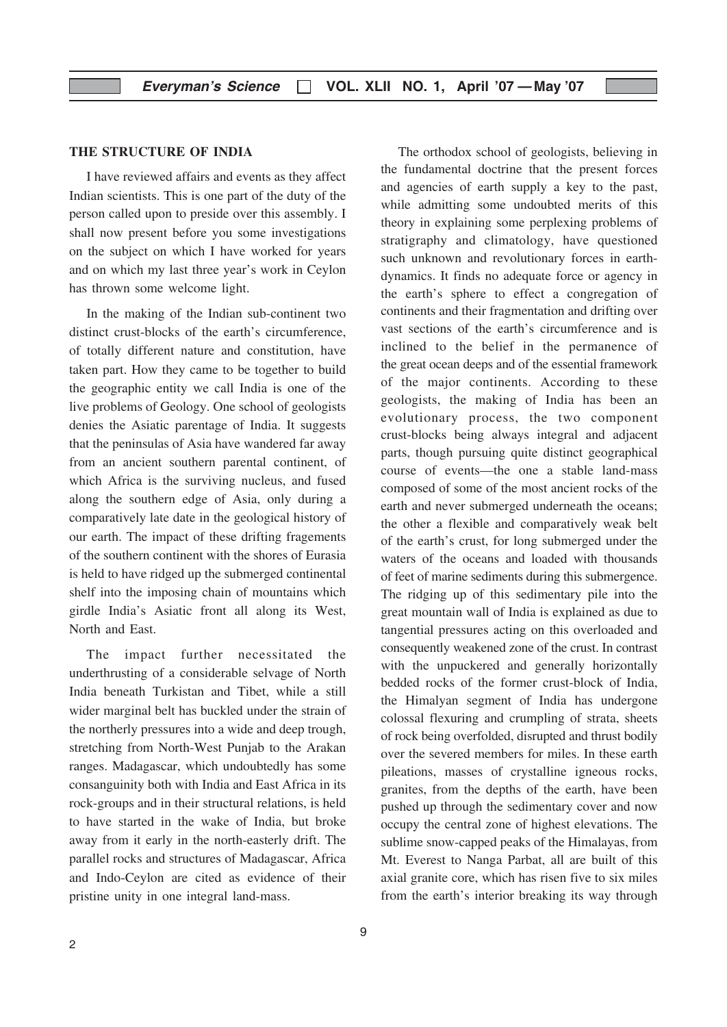### THE STRUCTURE OF INDIA

I have reviewed affairs and events as they affect Indian scientists. This is one part of the duty of the person called upon to preside over this assembly. I shall now present before you some investigations on the subject on which I have worked for years and on which my last three year's work in Ceylon has thrown some welcome light.

In the making of the Indian sub-continent two distinct crust-blocks of the earth's circumference, of totally different nature and constitution, have taken part. How they came to be together to build the geographic entity we call India is one of the live problems of Geology. One school of geologists denies the Asiatic parentage of India. It suggests that the peninsulas of Asia have wandered far away from an ancient southern parental continent, of which Africa is the surviving nucleus, and fused along the southern edge of Asia, only during a comparatively late date in the geological history of our earth. The impact of these drifting fragements of the southern continent with the shores of Eurasia is held to have ridged up the submerged continental shelf into the imposing chain of mountains which girdle India's Asiatic front all along its West, North and East.

The impact further necessitated the underthrusting of a considerable selvage of North India beneath Turkistan and Tibet, while a still wider marginal belt has buckled under the strain of the northerly pressures into a wide and deep trough, stretching from North-West Punjab to the Arakan ranges. Madagascar, which undoubtedly has some consanguinity both with India and East Africa in its rock-groups and in their structural relations, is held to have started in the wake of India, but broke away from it early in the north-easterly drift. The parallel rocks and structures of Madagascar, Africa and Indo-Ceylon are cited as evidence of their pristine unity in one integral land-mass.

The orthodox school of geologists, believing in the fundamental doctrine that the present forces and agencies of earth supply a key to the past, while admitting some undoubted merits of this theory in explaining some perplexing problems of stratigraphy and climatology, have questioned such unknown and revolutionary forces in earth-dynamics. It finds no adequate force or agency in the earth's sphere to effect a congregation of continents and their fragmentation and drifting over vast sections of the earth's circumference and is inclined to the belief in the permanence of the great ocean deeps and of the essential framework of the major continents. According to these geologists, the making of India has been an evolutionary process, the two component crust-blocks being always integral and adjacent parts, though pursuing quite distinct geographical course of events—the one a stable land-mass composed of some of the most ancient rocks of the earth and never submerged underneath the oceans; the other a flexible and comparatively weak belt of the earth's crust, for long submerged under the waters of the oceans and loaded with thousands of feet of marine sediments during this submergence. The ridging up of this sedimentary pile into the great mountain wall of India is explained as due to tangential pressures acting on this overloaded and consequently weakened zone of the crust. In contrast with the unpuckered and generally horizontally bedded rocks of the former crust-block of India, the Himalyan segment of India has undergone colossal flexuring and crumpling of strata, sheets of rock being overfolded, disrupted and thrust bodily over the severed members for miles. In these earth pileations, masses of crystalline igneous rocks, granites, from the depths of the earth, have been pushed up through the sedimentary cover and now occupy the central zone of highest elevations. The sublime snow-capped peaks of the Himalayas, from Mt. Everest to Nanga Parbat, all are built of this axial granite core, which has risen five to six miles from the earth's interior breaking its way through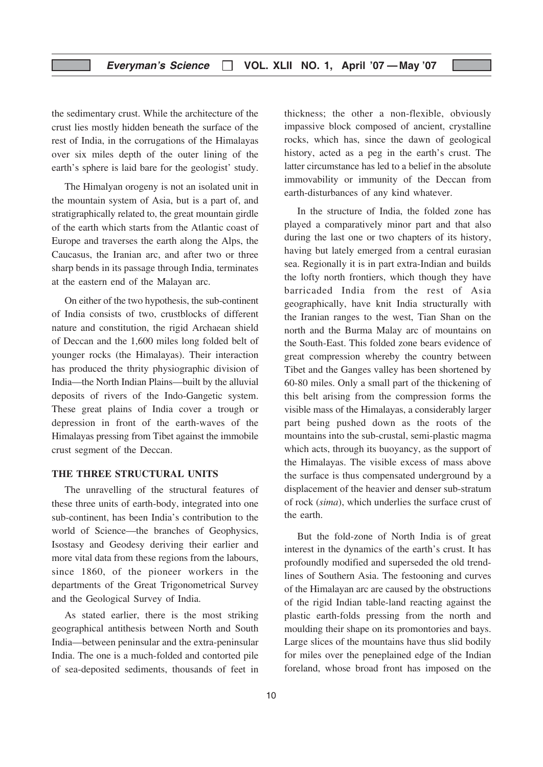the sedimentary crust. While the architecture of the crust lies mostly hidden beneath the surface of the rest of India, in the corrugations of the Himalayas over six miles depth of the outer lining of the earth's sphere is laid bare for the geologist' study.

The Himalyan orogeny is not an isolated unit in the mountain system of Asia, but is a part of, and stratigraphically related to, the great mountain girdle of the earth which starts from the Atlantic coast of Europe and traverses the earth along the Alps, the Caucasus, the Iranian arc, and after two or three sharp bends in its passage through India, terminates at the eastern end of the Malayan arc.

On either of the two hypothesis, the sub-continent of India consists of two, crustblocks of different nature and constitution, the rigid Archaean shield of Deccan and the 1,600 miles long folded belt of younger rocks (the Himalayas). Their interaction has produced the thrity physiographic division of India—the North Indian Plains—built by the alluvial deposits of rivers of the Indo-Gangetic system. These great plains of India cover a trough or depression in front of the earth-waves of the Himalayas pressing from Tibet against the immobile crust segment of the Deccan.

## THE THREE STRUCTURAL UNITS

The unravelling of the structural features of these three units of earth-body, integrated into one sub-continent, has been India's contribution to the world of Science—the branches of Geophysics, Isostasy and Geodesy deriving their earlier and more vital data from these regions from the labours, since 1860, of the pioneer workers in the departments of the Great Trigonometrical Survey and the Geological Survey of India.

As stated earlier, there is the most striking geographical antithesis between North and South India—between peninsular and the extra-peninsular India. The one is a much-folded and contorted pile of sea-deposited sediments, thousands of feet in thickness; the other a non-flexible, obviously impassive block composed of ancient, crystalline rocks, which has, since the dawn of geological history, acted as a peg in the earth's crust. The latter circumstance has led to a belief in the absolute immovability or immunity of the Deccan from earth-disturbances of any kind whatever.

In the structure of India, the folded zone has played a comparatively minor part and that also during the last one or two chapters of its history, having but lately emerged from a central eurasian sea. Regionally it is in part extra-Indian and builds the lofty north frontiers, which though they have barricaded India from the rest of Asia geographically, have knit India structurally with the Iranian ranges to the west, Tian Shan on the north and the Burma Malay arc of mountains on the South-East. This folded zone bears evidence of great compression whereby the country between Tibet and the Ganges valley has been shortened by 60-80 miles. Only a small part of the thickening of this belt arising from the compression forms the visible mass of the Himalayas, a considerably larger part being pushed down as the roots of the mountains into the sub-crustal, semi-plastic magma which acts, through its buoyancy, as the support of the Himalayas. The visible excess of mass above the surface is thus compensated underground by a displacement of the heavier and denser sub-stratum of rock (*sima*), which underlies the surface crust of the earth.

But the fold-zone of North India is of great interest in the dynamics of the earth's crust. It has profoundly modified and superseded the old trend-lines of Southern Asia. The festooning and curves of the Himalayan arc are caused by the obstructions of the rigid Indian table-land reacting against the plastic earth-folds pressing from the north and moulding their shape on its promontories and bays. Large slices of the mountains have thus slid bodily for miles over the peneplained edge of the Indian foreland, whose broad front has imposed on the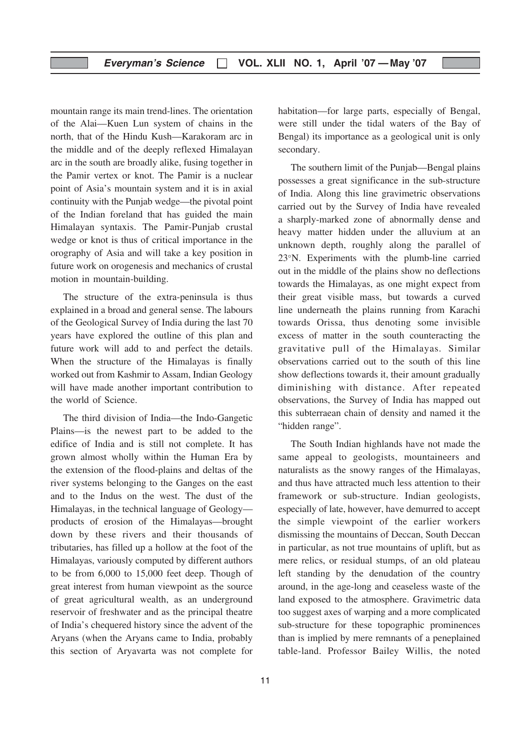mountain range its main trend-lines. The orientation of the Alai—Kuen Lun system of chains in the north, that of the Hindu Kush—Karakoram arc in the middle and of the deeply reflexed Himalayan arc in the south are broadly alike, fusing together in the Pamir vertex or knot. The Pamir is a nuclear point of Asia's mountain system and it is in axial continuity with the Punjab wedge—the pivotal point of the Indian foreland that has guided the main Himalayan syntaxis. The Pamir-Punjab crustal wedge or knot is thus of critical importance in the orography of Asia and will take a key position in future work on orogenesis and mechanics of crustal motion in mountain-building.

The structure of the extra-peninsula is thus explained in a broad and general sense. The labours of the Geological Survey of India during the last 70 years have explored the outline of this plan and future work will add to and perfect the details. When the structure of the Himalayas is finally worked out from Kashmir to Assam, Indian Geology will have made another important contribution to the world of Science.

The third division of India—the Indo-Gangetic Plains—is the newest part to be added to the edifice of India and is still not complete. It has grown almost wholly within the Human Era by the extension of the flood-plains and deltas of the river systems belonging to the Ganges on the east and to the Indus on the west. The dust of the Himalayas, in the technical language of Geology—products of erosion of the Himalayas—brought down by these rivers and their thousands of tributaries, has filled up a hollow at the foot of the Himalayas, variously computed by different authors to be from 6,000 to 15,000 feet deep. Though of great interest from human viewpoint as the source of great agricultural wealth, as an underground reservoir of freshwater and as the principal theatre of India's chequered history since the advent of the Aryans (when the Aryans came to India, probably this section of Aryavarta was not complete for habitation—for large parts, especially of Bengal, were still under the tidal waters of the Bay of Bengal) its importance as a geological unit is only secondary.

The southern limit of the Punjab—Bengal plains possesses a great significance in the sub-structure of India. Along this line gravimetric observations carried out by the Survey of India have revealed a sharply-marked zone of abnormally dense and heavy matter hidden under the alluvium at an unknown depth, roughly along the parallel of 23°N. Experiments with the plumb-line carried out in the middle of the plains show no deflections towards the Himalayas, as one might expect from their great visible mass, but towards a curved line underneath the plains running from Karachi towards Orissa, thus denoting some invisible excess of matter in the south counteracting the gravitative pull of the Himalayas. Similar observations carried out to the south of this line show deflections towards it, their amount gradually diminishing with distance. After repeated observations, the Survey of India has mapped out this subterraean chain of density and named it the "hidden range".

The South Indian highlands have not made the same appeal to geologists, mountaineers and naturalists as the snowy ranges of the Himalayas, and thus have attracted much less attention to their framework or sub-structure. Indian geologists, especially of late, however, have demurred to accept the simple viewpoint of the earlier workers dismissing the mountains of Deccan, South Deccan in particular, as not true mountains of uplift, but as mere relics, or residual stumps, of an old plateau left standing by the denudation of the country around, in the age-long and ceaseless waste of the land exposed to the atmosphere. Gravimetric data too suggest axes of warping and a more complicated sub-structure for these topographic prominences than is implied by mere remnants of a peneplained table-land. Professor Bailey Willis, the noted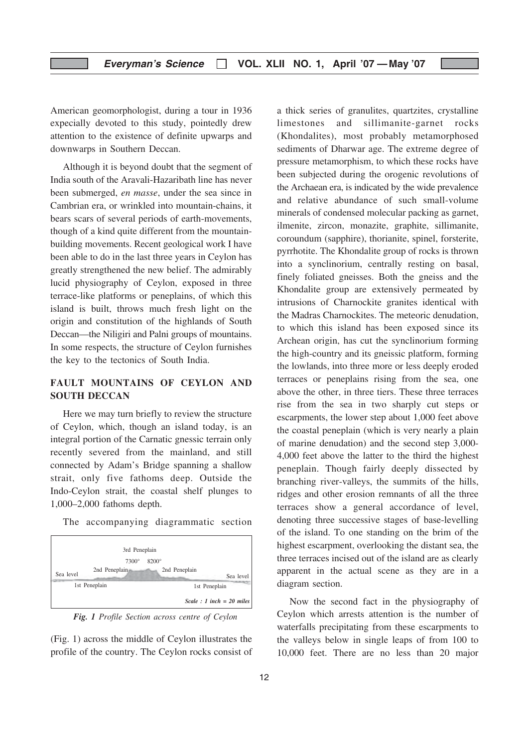American geomorphologist, during a tour in 1936 expecially devoted to this study, pointedly drew attention to the existence of definite upwarps and downwarps in Southern Deccan.

Although it is beyond doubt that the segment of India south of the Aravali-Hazaribath line has never been submerged, *en masse*, under the sea since in Cambrian era, or wrinkled into mountain-chains, it bears scars of several periods of earth-movements, though of a kind quite different from the mountain-building movements. Recent geological work I have been able to do in the last three years in Ceylon has greatly strengthened the new belief. The admirably lucid physiography of Ceylon, exposed in three terrace-like platforms or peneplains, of which this island is built, throws much fresh light on the origin and constitution of the highlands of South Deccan—the Niligiri and Palni groups of mountains. In some respects, the structure of Ceylon furnishes the key to the tectonics of South India.

## FAULT MOUNTAINS OF CEYLON AND SOUTH DECCAN

Here we may turn briefly to review the structure of Ceylon, which, though an island today, is an integral portion of the Carnatic gnessic terrain only recently severed from the mainland, and still connected by Adam's Bridge spanning a shallow strait, only five fathoms deep. Outside the Indo-Ceylon strait, the coastal shelf plunges to 1,000–2,000 fathoms depth.

The accompanying diagrammatic section

3rd Peneplain
7300° 8200°
Sea level — 2nd Peneplain — 2nd Peneplain — Sea level
1st Peneplain — 1st Peneplain
*Scale : 1 inch = 20 miles*

***Fig. 1*** *Profile Section across centre of Ceylon*

(Fig. 1) across the middle of Ceylon illustrates the profile of the country. The Ceylon rocks consist of a thick series of granulites, quartzites, crystalline limestones and sillimanite-garnet rocks (Khondalites), most probably metamorphosed sediments of Dharwar age. The extreme degree of pressure metamorphism, to which these rocks have been subjected during the orogenic revolutions of the Archaean era, is indicated by the wide prevalence and relative abundance of such small-volume minerals of condensed molecular packing as garnet, ilmenite, zircon, monazite, graphite, sillimanite, coroundum (sapphire), thorianite, spinel, forsterite, pyrrhotite. The Khondalite group of rocks is thrown into a synclinorium, centrally resting on basal, finely foliated gneisses. Both the gneiss and the Khondalite group are extensively permeated by intrusions of Charnockite granites identical with the Madras Charnockites. The meteoric denudation, to which this island has been exposed since its Archean origin, has cut the synclinorium forming the high-country and its gneissic platform, forming the lowlands, into three more or less deeply eroded terraces or peneplains rising from the sea, one above the other, in three tiers. These three terraces rise from the sea in two sharply cut steps or escarpments, the lower step about 1,000 feet above the coastal peneplain (which is very nearly a plain of marine denudation) and the second step 3,000-4,000 feet above the latter to the third the highest peneplain. Though fairly deeply dissected by branching river-valleys, the summits of the hills, ridges and other erosion remnants of all the three terraces show a general accordance of level, denoting three successive stages of base-levelling of the island. To one standing on the brim of the highest escarpment, overlooking the distant sea, the three terraces incised out of the island are as clearly apparent in the actual scene as they are in a diagram section.

Now the second fact in the physiography of Ceylon which arrests attention is the number of waterfalls precipitating from these escarpments to the valleys below in single leaps of from 100 to 10,000 feet. There are no less than 20 major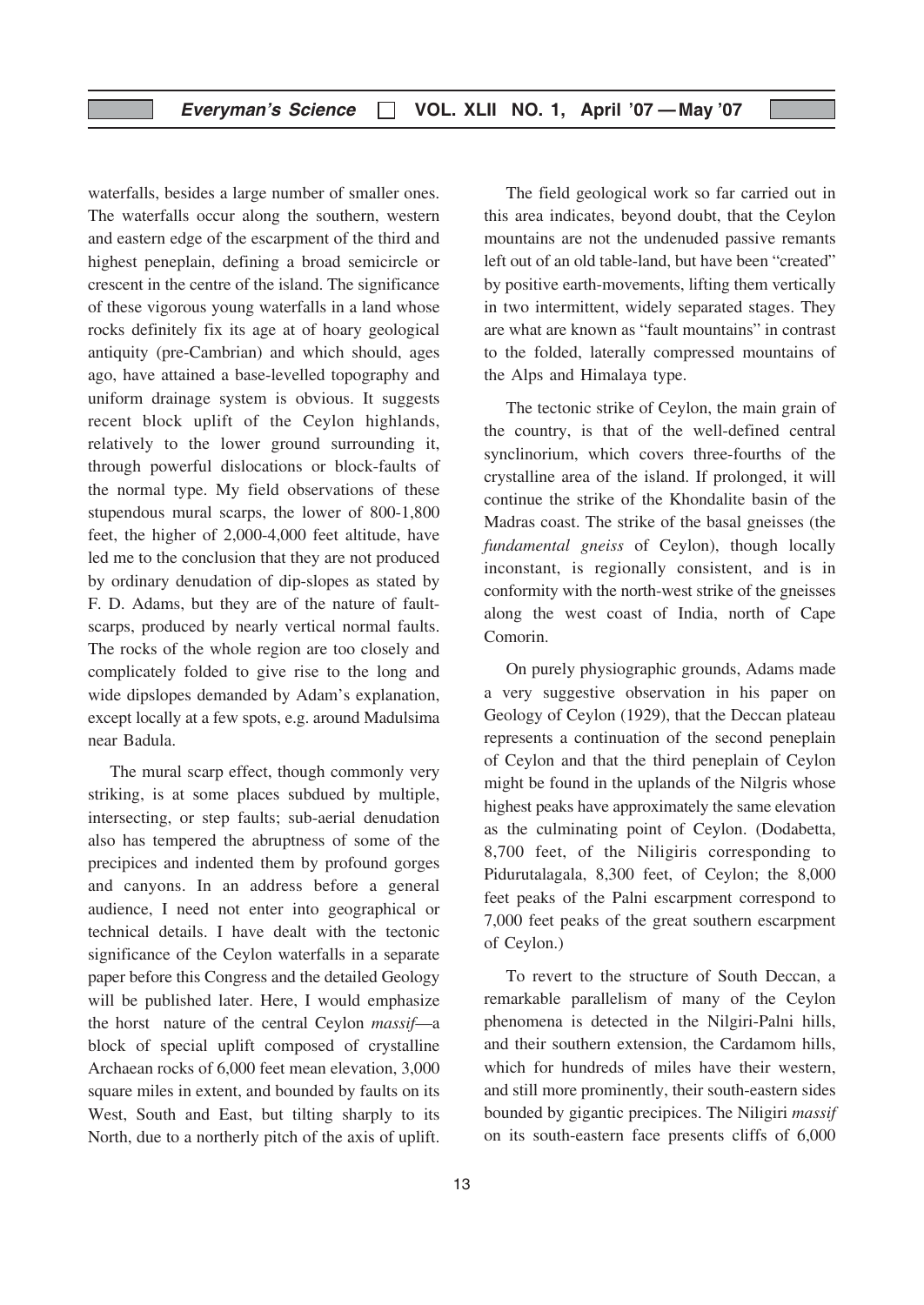waterfalls, besides a large number of smaller ones. The waterfalls occur along the southern, western and eastern edge of the escarpment of the third and highest peneplain, defining a broad semicircle or crescent in the centre of the island. The significance of these vigorous young waterfalls in a land whose rocks definitely fix its age at of hoary geological antiquity (pre-Cambrian) and which should, ages ago, have attained a base-levelled topography and uniform drainage system is obvious. It suggests recent block uplift of the Ceylon highlands, relatively to the lower ground surrounding it, through powerful dislocations or block-faults of the normal type. My field observations of these stupendous mural scarps, the lower of 800-1,800 feet, the higher of 2,000-4,000 feet altitude, have led me to the conclusion that they are not produced by ordinary denudation of dip-slopes as stated by F. D. Adams, but they are of the nature of fault-scarps, produced by nearly vertical normal faults. The rocks of the whole region are too closely and complicately folded to give rise to the long and wide dipslopes demanded by Adam's explanation, except locally at a few spots, e.g. around Madulsima near Badula.

The mural scarp effect, though commonly very striking, is at some places subdued by multiple, intersecting, or step faults; sub-aerial denudation also has tempered the abruptness of some of the precipices and indented them by profound gorges and canyons. In an address before a general audience, I need not enter into geographical or technical details. I have dealt with the tectonic significance of the Ceylon waterfalls in a separate paper before this Congress and the detailed Geology will be published later. Here, I would emphasize the horst nature of the central Ceylon *massif*—a block of special uplift composed of crystalline Archaean rocks of 6,000 feet mean elevation, 3,000 square miles in extent, and bounded by faults on its West, South and East, but tilting sharply to its North, due to a northerly pitch of the axis of uplift.

The field geological work so far carried out in this area indicates, beyond doubt, that the Ceylon mountains are not the undenuded passive remants left out of an old table-land, but have been "created" by positive earth-movements, lifting them vertically in two intermittent, widely separated stages. They are what are known as "fault mountains" in contrast to the folded, laterally compressed mountains of the Alps and Himalaya type.

The tectonic strike of Ceylon, the main grain of the country, is that of the well-defined central synclinorium, which covers three-fourths of the crystalline area of the island. If prolonged, it will continue the strike of the Khondalite basin of the Madras coast. The strike of the basal gneisses (the *fundamental gneiss* of Ceylon), though locally inconstant, is regionally consistent, and is in conformity with the north-west strike of the gneisses along the west coast of India, north of Cape Comorin.

On purely physiographic grounds, Adams made a very suggestive observation in his paper on Geology of Ceylon (1929), that the Deccan plateau represents a continuation of the second peneplain of Ceylon and that the third peneplain of Ceylon might be found in the uplands of the Nilgris whose highest peaks have approximately the same elevation as the culminating point of Ceylon. (Dodabetta, 8,700 feet, of the Niligiris corresponding to Pidurutalagala, 8,300 feet, of Ceylon; the 8,000 feet peaks of the Palni escarpment correspond to 7,000 feet peaks of the great southern escarpment of Ceylon.)

To revert to the structure of South Deccan, a remarkable parallelism of many of the Ceylon phenomena is detected in the Nilgiri-Palni hills, and their southern extension, the Cardamom hills, which for hundreds of miles have their western, and still more prominently, their south-eastern sides bounded by gigantic precipices. The Niligiri *massif* on its south-eastern face presents cliffs of 6,000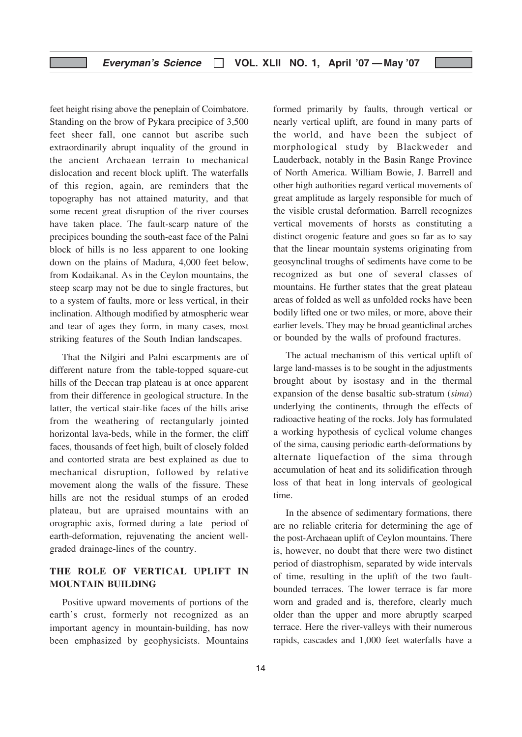feet height rising above the peneplain of Coimbatore. Standing on the brow of Pykara precipice of 3,500 feet sheer fall, one cannot but ascribe such extraordinarily abrupt inquality of the ground in the ancient Archaean terrain to mechanical dislocation and recent block uplift. The waterfalls of this region, again, are reminders that the topography has not attained maturity, and that some recent great disruption of the river courses have taken place. The fault-scarp nature of the precipices bounding the south-east face of the Palni block of hills is no less apparent to one looking down on the plains of Madura, 4,000 feet below, from Kodaikanal. As in the Ceylon mountains, the steep scarp may not be due to single fractures, but to a system of faults, more or less vertical, in their inclination. Although modified by atmospheric wear and tear of ages they form, in many cases, most striking features of the South Indian landscapes.

That the Nilgiri and Palni escarpments are of different nature from the table-topped square-cut hills of the Deccan trap plateau is at once apparent from their difference in geological structure. In the latter, the vertical stair-like faces of the hills arise from the weathering of rectangularly jointed horizontal lava-beds, while in the former, the cliff faces, thousands of feet high, built of closely folded and contorted strata are best explained as due to mechanical disruption, followed by relative movement along the walls of the fissure. These hills are not the residual stumps of an eroded plateau, but are upraised mountains with an orographic axis, formed during a late period of earth-deformation, rejuvenating the ancient well-graded drainage-lines of the country.

## THE ROLE OF VERTICAL UPLIFT IN MOUNTAIN BUILDING

Positive upward movements of portions of the earth's crust, formerly not recognized as an important agency in mountain-building, has now been emphasized by geophysicists. Mountains formed primarily by faults, through vertical or nearly vertical uplift, are found in many parts of the world, and have been the subject of morphological study by Blackweder and Lauderback, notably in the Basin Range Province of North America. William Bowie, J. Barrell and other high authorities regard vertical movements of great amplitude as largely responsible for much of the visible crustal deformation. Barrell recognizes vertical movements of horsts as constituting a distinct orogenic feature and goes so far as to say that the linear mountain systems originating from geosynclinal troughs of sediments have come to be recognized as but one of several classes of mountains. He further states that the great plateau areas of folded as well as unfolded rocks have been bodily lifted one or two miles, or more, above their earlier levels. They may be broad geanticlinal arches or bounded by the walls of profound fractures.

The actual mechanism of this vertical uplift of large land-masses is to be sought in the adjustments brought about by isostasy and in the thermal expansion of the dense basaltic sub-stratum (*sima*) underlying the continents, through the effects of radioactive heating of the rocks. Joly has formulated a working hypothesis of cyclical volume changes of the sima, causing periodic earth-deformations by alternate liquefaction of the sima through accumulation of heat and its solidification through loss of that heat in long intervals of geological time.

In the absence of sedimentary formations, there are no reliable criteria for determining the age of the post-Archaean uplift of Ceylon mountains. There is, however, no doubt that there were two distinct period of diastrophism, separated by wide intervals of time, resulting in the uplift of the two fault-bounded terraces. The lower terrace is far more worn and graded and is, therefore, clearly much older than the upper and more abruptly scarped terrace. Here the river-valleys with their numerous rapids, cascades and 1,000 feet waterfalls have a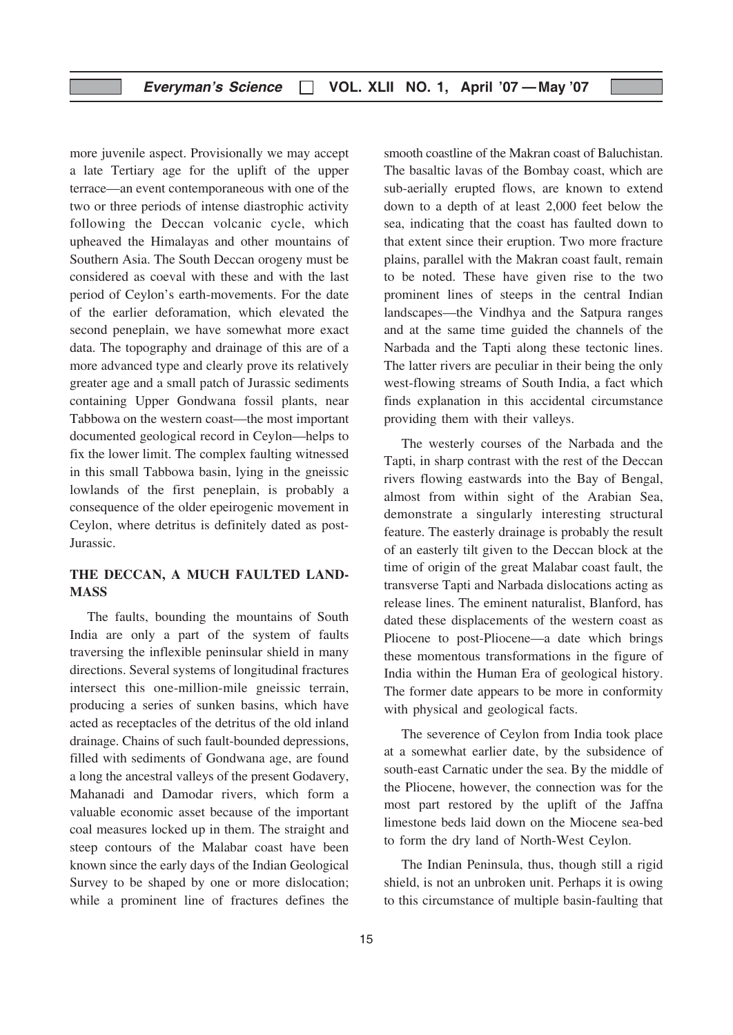more juvenile aspect. Provisionally we may accept a late Tertiary age for the uplift of the upper terrace—an event contemporaneous with one of the two or three periods of intense diastrophic activity following the Deccan volcanic cycle, which upheaved the Himalayas and other mountains of Southern Asia. The South Deccan orogeny must be considered as coeval with these and with the last period of Ceylon's earth-movements. For the date of the earlier deforamation, which elevated the second peneplain, we have somewhat more exact data. The topography and drainage of this are of a more advanced type and clearly prove its relatively greater age and a small patch of Jurassic sediments containing Upper Gondwana fossil plants, near Tabbowa on the western coast—the most important documented geological record in Ceylon—helps to fix the lower limit. The complex faulting witnessed in this small Tabbowa basin, lying in the gneissic lowlands of the first peneplain, is probably a consequence of the older epeirogenic movement in Ceylon, where detritus is definitely dated as post-Jurassic.

## THE DECCAN, A MUCH FAULTED LAND-MASS

The faults, bounding the mountains of South India are only a part of the system of faults traversing the inflexible peninsular shield in many directions. Several systems of longitudinal fractures intersect this one-million-mile gneissic terrain, producing a series of sunken basins, which have acted as receptacles of the detritus of the old inland drainage. Chains of such fault-bounded depressions, filled with sediments of Gondwana age, are found a long the ancestral valleys of the present Godavery, Mahanadi and Damodar rivers, which form a valuable economic asset because of the important coal measures locked up in them. The straight and steep contours of the Malabar coast have been known since the early days of the Indian Geological Survey to be shaped by one or more dislocation; while a prominent line of fractures defines the smooth coastline of the Makran coast of Baluchistan. The basaltic lavas of the Bombay coast, which are sub-aerially erupted flows, are known to extend down to a depth of at least 2,000 feet below the sea, indicating that the coast has faulted down to that extent since their eruption. Two more fracture plains, parallel with the Makran coast fault, remain to be noted. These have given rise to the two prominent lines of steeps in the central Indian landscapes—the Vindhya and the Satpura ranges and at the same time guided the channels of the Narbada and the Tapti along these tectonic lines. The latter rivers are peculiar in their being the only west-flowing streams of South India, a fact which finds explanation in this accidental circumstance providing them with their valleys.

The westerly courses of the Narbada and the Tapti, in sharp contrast with the rest of the Deccan rivers flowing eastwards into the Bay of Bengal, almost from within sight of the Arabian Sea, demonstrate a singularly interesting structural feature. The easterly drainage is probably the result of an easterly tilt given to the Deccan block at the time of origin of the great Malabar coast fault, the transverse Tapti and Narbada dislocations acting as release lines. The eminent naturalist, Blanford, has dated these displacements of the western coast as Pliocene to post-Pliocene—a date which brings these momentous transformations in the figure of India within the Human Era of geological history. The former date appears to be more in conformity with physical and geological facts.

The severence of Ceylon from India took place at a somewhat earlier date, by the subsidence of south-east Carnatic under the sea. By the middle of the Pliocene, however, the connection was for the most part restored by the uplift of the Jaffna limestone beds laid down on the Miocene sea-bed to form the dry land of North-West Ceylon.

The Indian Peninsula, thus, though still a rigid shield, is not an unbroken unit. Perhaps it is owing to this circumstance of multiple basin-faulting that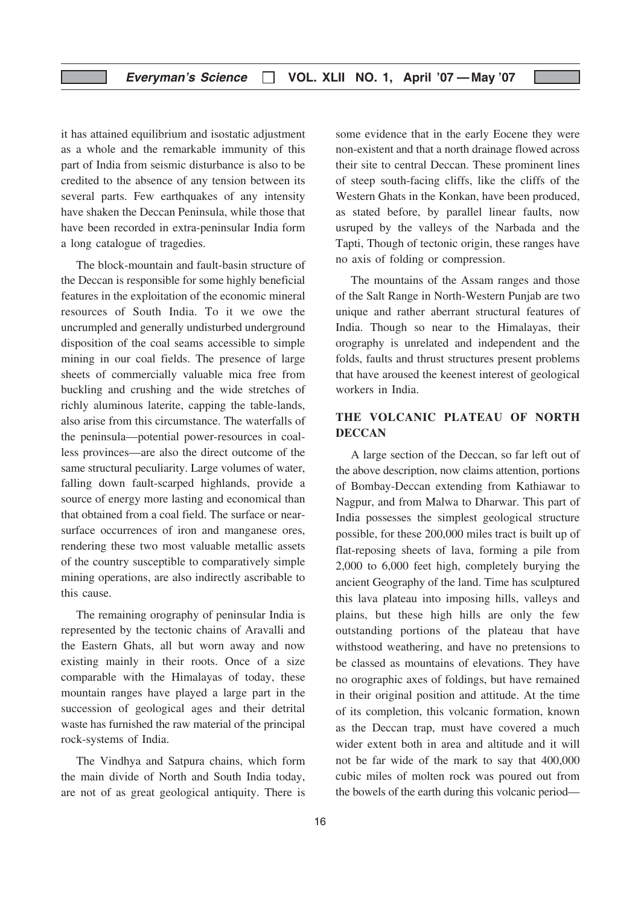it has attained equilibrium and isostatic adjustment as a whole and the remarkable immunity of this part of India from seismic disturbance is also to be credited to the absence of any tension between its several parts. Few earthquakes of any intensity have shaken the Deccan Peninsula, while those that have been recorded in extra-peninsular India form a long catalogue of tragedies.

The block-mountain and fault-basin structure of the Deccan is responsible for some highly beneficial features in the exploitation of the economic mineral resources of South India. To it we owe the uncrumpled and generally undisturbed underground disposition of the coal seams accessible to simple mining in our coal fields. The presence of large sheets of commercially valuable mica free from buckling and crushing and the wide stretches of richly aluminous laterite, capping the table-lands, also arise from this circumstance. The waterfalls of the peninsula—potential power-resources in coal-less provinces—are also the direct outcome of the same structural peculiarity. Large volumes of water, falling down fault-scarped highlands, provide a source of energy more lasting and economical than that obtained from a coal field. The surface or near-surface occurrences of iron and manganese ores, rendering these two most valuable metallic assets of the country susceptible to comparatively simple mining operations, are also indirectly ascribable to this cause.

The remaining orography of peninsular India is represented by the tectonic chains of Aravalli and the Eastern Ghats, all but worn away and now existing mainly in their roots. Once of a size comparable with the Himalayas of today, these mountain ranges have played a large part in the succession of geological ages and their detrital waste has furnished the raw material of the principal rock-systems of India.

The Vindhya and Satpura chains, which form the main divide of North and South India today, are not of as great geological antiquity. There is some evidence that in the early Eocene they were non-existent and that a north drainage flowed across their site to central Deccan. These prominent lines of steep south-facing cliffs, like the cliffs of the Western Ghats in the Konkan, have been produced, as stated before, by parallel linear faults, now usruped by the valleys of the Narbada and the Tapti, Though of tectonic origin, these ranges have no axis of folding or compression.

The mountains of the Assam ranges and those of the Salt Range in North-Western Punjab are two unique and rather aberrant structural features of India. Though so near to the Himalayas, their orography is unrelated and independent and the folds, faults and thrust structures present problems that have aroused the keenest interest of geological workers in India.

## THE VOLCANIC PLATEAU OF NORTH DECCAN

A large section of the Deccan, so far left out of the above description, now claims attention, portions of Bombay-Deccan extending from Kathiawar to Nagpur, and from Malwa to Dharwar. This part of India possesses the simplest geological structure possible, for these 200,000 miles tract is built up of flat-reposing sheets of lava, forming a pile from 2,000 to 6,000 feet high, completely burying the ancient Geography of the land. Time has sculptured this lava plateau into imposing hills, valleys and plains, but these high hills are only the few outstanding portions of the plateau that have withstood weathering, and have no pretensions to be classed as mountains of elevations. They have no orographic axes of foldings, but have remained in their original position and attitude. At the time of its completion, this volcanic formation, known as the Deccan trap, must have covered a much wider extent both in area and altitude and it will not be far wide of the mark to say that 400,000 cubic miles of molten rock was poured out from the bowels of the earth during this volcanic period—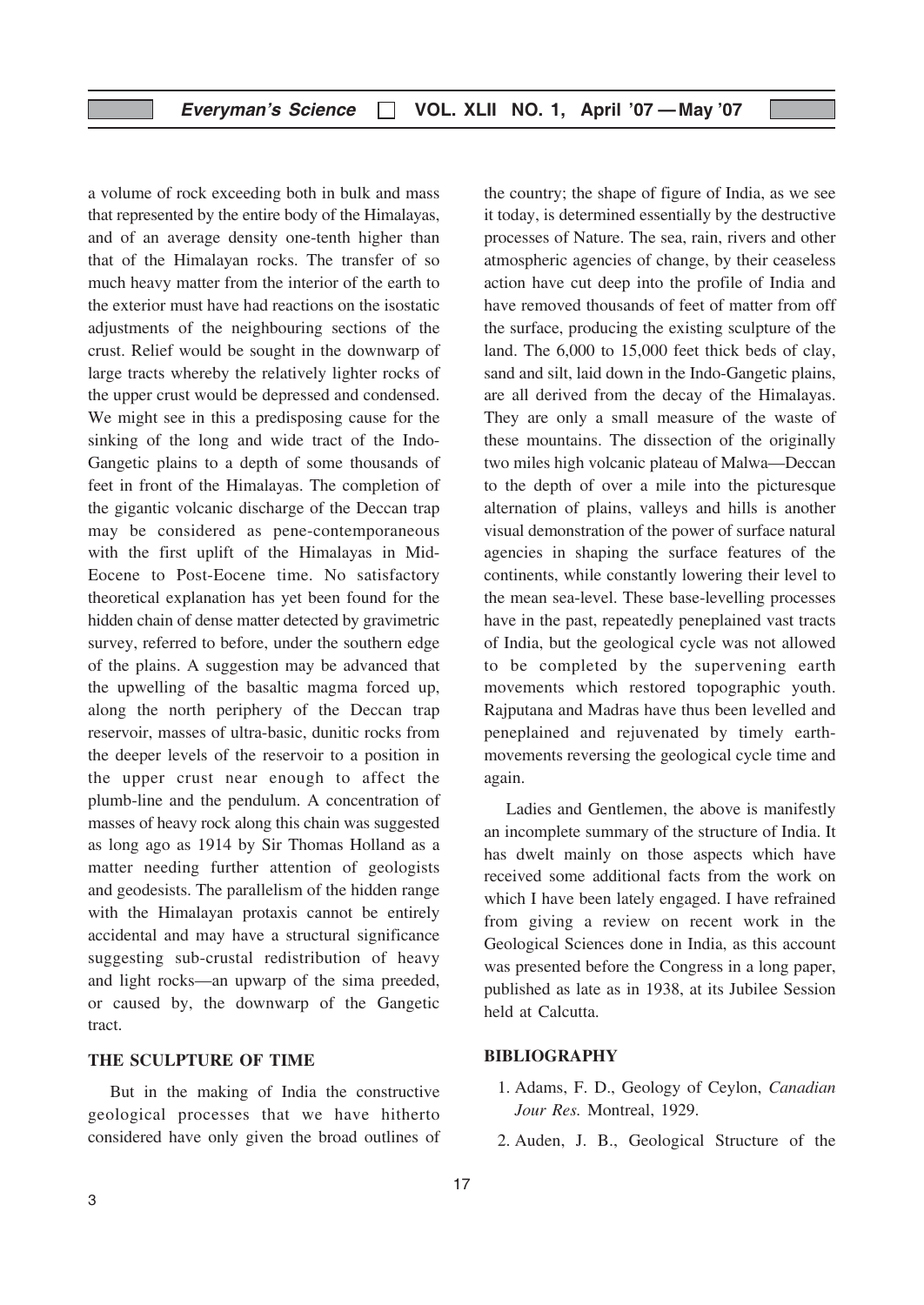a volume of rock exceeding both in bulk and mass that represented by the entire body of the Himalayas, and of an average density one-tenth higher than that of the Himalayan rocks. The transfer of so much heavy matter from the interior of the earth to the exterior must have had reactions on the isostatic adjustments of the neighbouring sections of the crust. Relief would be sought in the downwarp of large tracts whereby the relatively lighter rocks of the upper crust would be depressed and condensed. We might see in this a predisposing cause for the sinking of the long and wide tract of the Indo-Gangetic plains to a depth of some thousands of feet in front of the Himalayas. The completion of the gigantic volcanic discharge of the Deccan trap may be considered as pene-contemporaneous with the first uplift of the Himalayas in Mid-Eocene to Post-Eocene time. No satisfactory theoretical explanation has yet been found for the hidden chain of dense matter detected by gravimetric survey, referred to before, under the southern edge of the plains. A suggestion may be advanced that the upwelling of the basaltic magma forced up, along the north periphery of the Deccan trap reservoir, masses of ultra-basic, dunitic rocks from the deeper levels of the reservoir to a position in the upper crust near enough to affect the plumb-line and the pendulum. A concentration of masses of heavy rock along this chain was suggested as long ago as 1914 by Sir Thomas Holland as a matter needing further attention of geologists and geodesists. The parallelism of the hidden range with the Himalayan protaxis cannot be entirely accidental and may have a structural significance suggesting sub-crustal redistribution of heavy and light rocks—an upwarp of the sima preeded, or caused by, the downwarp of the Gangetic tract.

## THE SCULPTURE OF TIME

But in the making of India the constructive geological processes that we have hitherto considered have only given the broad outlines of the country; the shape of figure of India, as we see it today, is determined essentially by the destructive processes of Nature. The sea, rain, rivers and other atmospheric agencies of change, by their ceaseless action have cut deep into the profile of India and have removed thousands of feet of matter from off the surface, producing the existing sculpture of the land. The 6,000 to 15,000 feet thick beds of clay, sand and silt, laid down in the Indo-Gangetic plains, are all derived from the decay of the Himalayas. They are only a small measure of the waste of these mountains. The dissection of the originally two miles high volcanic plateau of Malwa—Deccan to the depth of over a mile into the picturesque alternation of plains, valleys and hills is another visual demonstration of the power of surface natural agencies in shaping the surface features of the continents, while constantly lowering their level to the mean sea-level. These base-levelling processes have in the past, repeatedly peneplained vast tracts of India, but the geological cycle was not allowed to be completed by the supervening earth movements which restored topographic youth. Rajputana and Madras have thus been levelled and peneplained and rejuvenated by timely earth-movements reversing the geological cycle time and again.

Ladies and Gentlemen, the above is manifestly an incomplete summary of the structure of India. It has dwelt mainly on those aspects which have received some additional facts from the work on which I have been lately engaged. I have refrained from giving a review on recent work in the Geological Sciences done in India, as this account was presented before the Congress in a long paper, published as late as in 1938, at its Jubilee Session held at Calcutta.

## BIBLIOGRAPHY

1. Adams, F. D., Geology of Ceylon, *Canadian Jour Res.* Montreal, 1929.
2. Auden, J. B., Geological Structure of the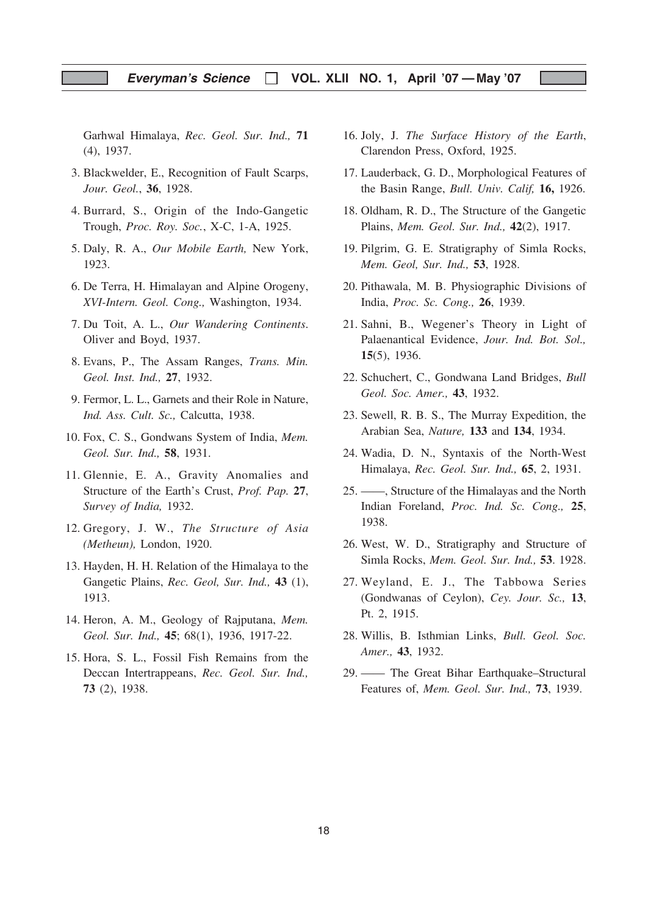Garhwal Himalaya, *Rec. Geol. Sur. Ind.,* **71** (4), 1937.

3. Blackwelder, E., Recognition of Fault Scarps, *Jour. Geol.*, **36**, 1928.
4. Burrard, S., Origin of the Indo-Gangetic Trough, *Proc. Roy. Soc.*, X-C, 1-A, 1925.
5. Daly, R. A., *Our Mobile Earth,* New York, 1923.
6. De Terra, H. Himalayan and Alpine Orogeny, *XVI-Intern. Geol. Cong.,* Washington, 1934.
7. Du Toit, A. L., *Our Wandering Continents*. Oliver and Boyd, 1937.
8. Evans, P., The Assam Ranges, *Trans. Min. Geol. Inst. Ind.,* **27**, 1932.
9. Fermor, L. L., Garnets and their Role in Nature, *Ind. Ass. Cult. Sc.,* Calcutta, 1938.
10. Fox, C. S., Gondwans System of India, *Mem. Geol. Sur. Ind.,* **58**, 1931.
11. Glennie, E. A., Gravity Anomalies and Structure of the Earth's Crust, *Prof. Pap.* **27**, *Survey of India,* 1932.
12. Gregory, J. W., *The Structure of Asia (Metheun),* London, 1920.
13. Hayden, H. H. Relation of the Himalaya to the Gangetic Plains, *Rec. Geol, Sur. Ind.,* **43** (1), 1913.
14. Heron, A. M., Geology of Rajputana, *Mem. Geol. Sur. Ind.,* **45**; 68(1), 1936, 1917-22.
15. Hora, S. L., Fossil Fish Remains from the Deccan Intertrappeans, *Rec. Geol. Sur. Ind.,* **73** (2), 1938.
16. Joly, J. *The Surface History of the Earth*, Clarendon Press, Oxford, 1925.
17. Lauderback, G. D., Morphological Features of the Basin Range, *Bull. Univ. Calif,* **16,** 1926.
18. Oldham, R. D., The Structure of the Gangetic Plains, *Mem. Geol. Sur. Ind.,* **42**(2), 1917.
19. Pilgrim, G. E. Stratigraphy of Simla Rocks, *Mem. Geol, Sur. Ind.,* **53**, 1928.
20. Pithawala, M. B. Physiographic Divisions of India, *Proc. Sc. Cong.,* **26**, 1939.
21. Sahni, B., Wegener's Theory in Light of Palaenantical Evidence, *Jour. Ind. Bot. Sol.,* **15**(5), 1936.
22. Schuchert, C., Gondwana Land Bridges, *Bull Geol. Soc. Amer.,* **43**, 1932.
23. Sewell, R. B. S., The Murray Expedition, the Arabian Sea, *Nature,* **133** and **134**, 1934.
24. Wadia, D. N., Syntaxis of the North-West Himalaya, *Rec. Geol. Sur. Ind.,* **65**, 2, 1931.
25. ——, Structure of the Himalayas and the North Indian Foreland, *Proc. Ind. Sc. Cong.,* **25**, 1938.
26. West, W. D., Stratigraphy and Structure of Simla Rocks, *Mem. Geol. Sur. Ind.,* **53**. 1928.
27. Weyland, E. J., The Tabbowa Series (Gondwanas of Ceylon), *Cey. Jour. Sc.,* **13**, Pt. 2, 1915.
28. Willis, B. Isthmian Links, *Bull. Geol. Soc. Amer.,* **43**, 1932.
29. —— The Great Bihar Earthquake–Structural Features of, *Mem. Geol. Sur. Ind.,* **73**, 1939.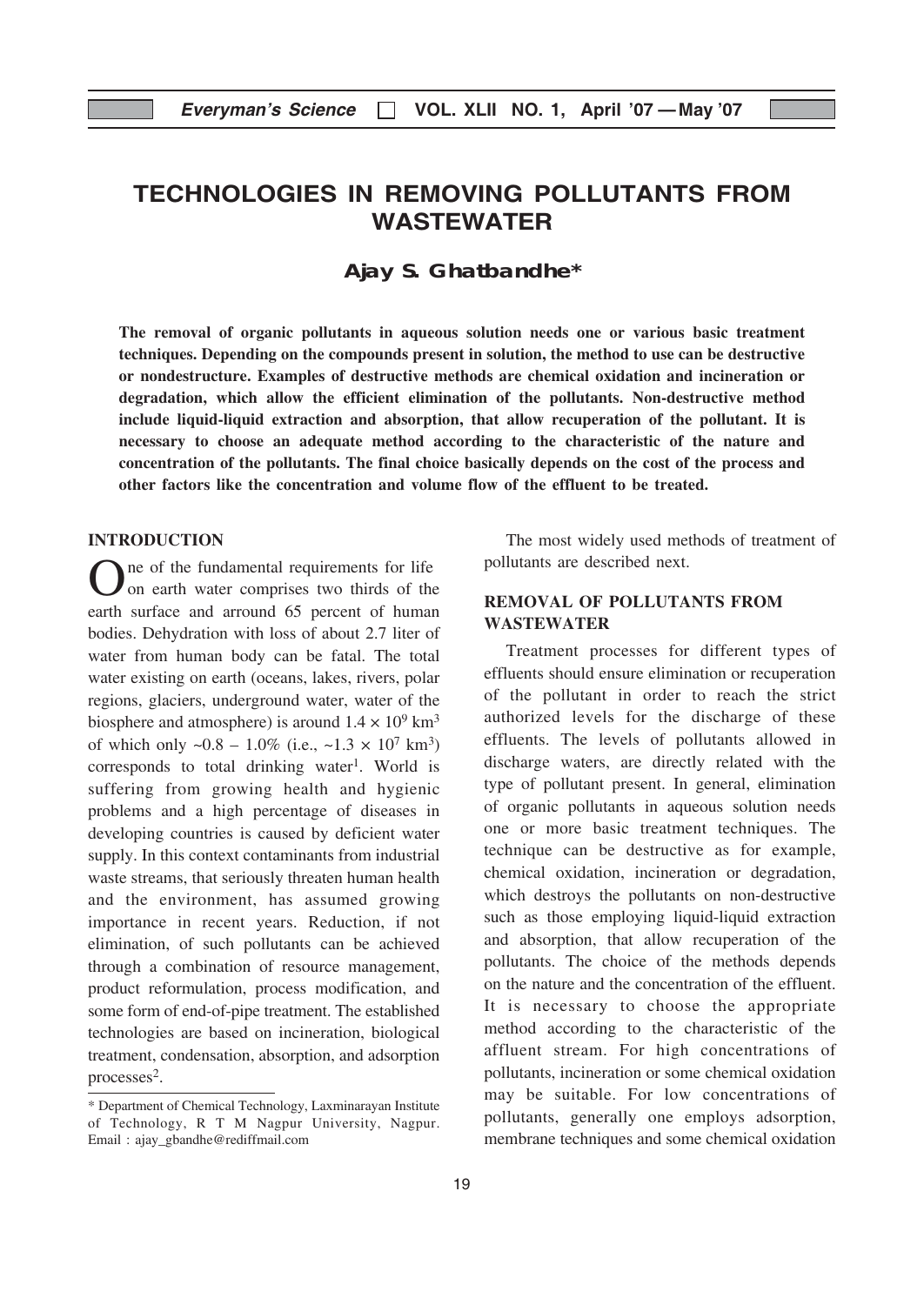# TECHNOLOGIES IN REMOVING POLLUTANTS FROM WASTEWATER

**Ajay S. Ghatbandhe***

**The removal of organic pollutants in aqueous solution needs one or various basic treatment techniques. Depending on the compounds present in solution, the method to use can be destructive or nondestructure. Examples of destructive methods are chemical oxidation and incineration or degradation, which allow the efficient elimination of the pollutants. Non-destructive method include liquid-liquid extraction and absorption, that allow recuperation of the pollutant. It is necessary to choose an adequate method according to the characteristic of the nature and concentration of the pollutants. The final choice basically depends on the cost of the process and other factors like the concentration and volume flow of the effluent to be treated.**

## INTRODUCTION

One of the fundamental requirements for life on earth water comprises two thirds of the earth surface and arround 65 percent of human bodies. Dehydration with loss of about 2.7 liter of water from human body can be fatal. The total water existing on earth (oceans, lakes, rivers, polar regions, glaciers, underground water, water of the biosphere and atmosphere) is around $1.4 \times 10^9$ km$^3$ of which only ~0.8 – 1.0% (i.e., ~$1.3 \times 10^7$ km$^3$) corresponds to total drinking water[1]. World is suffering from growing health and hygienic problems and a high percentage of diseases in developing countries is caused by deficient water supply. In this context contaminants from industrial waste streams, that seriously threaten human health and the environment, has assumed growing importance in recent years. Reduction, if not elimination, of such pollutants can be achieved through a combination of resource management, product reformulation, process modification, and some form of end-of-pipe treatment. The established technologies are based on incineration, biological treatment, condensation, absorption, and adsorption processes[2].

\* Department of Chemical Technology, Laxminarayan Institute of Technology, R T M Nagpur University, Nagpur. Email : ajay_gbandhe@rediffmail.com

The most widely used methods of treatment of pollutants are described next.

## REMOVAL OF POLLUTANTS FROM WASTEWATER

Treatment processes for different types of effluents should ensure elimination or recuperation of the pollutant in order to reach the strict authorized levels for the discharge of these effluents. The levels of pollutants allowed in discharge waters, are directly related with the type of pollutant present. In general, elimination of organic pollutants in aqueous solution needs one or more basic treatment techniques. The technique can be destructive as for example, chemical oxidation, incineration or degradation, which destroys the pollutants on non-destructive such as those employing liquid-liquid extraction and absorption, that allow recuperation of the pollutants. The choice of the methods depends on the nature and the concentration of the effluent. It is necessary to choose the appropriate method according to the characteristic of the affluent stream. For high concentrations of pollutants, incineration or some chemical oxidation may be suitable. For low concentrations of pollutants, generally one employs adsorption, membrane techniques and some chemical oxidation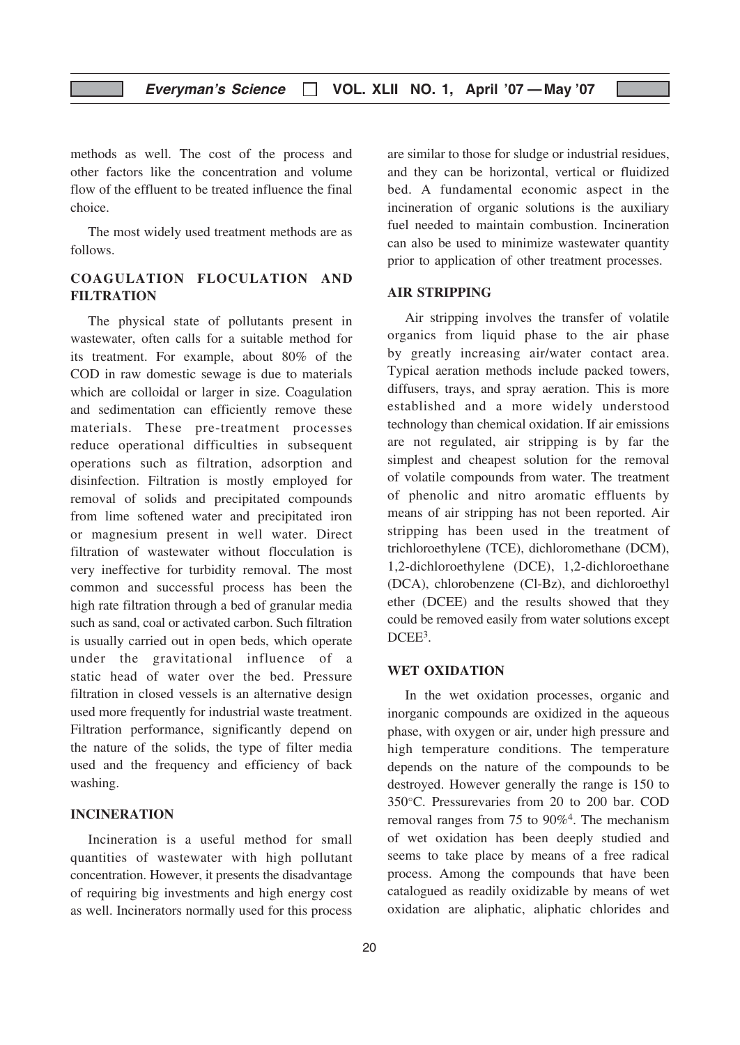methods as well. The cost of the process and other factors like the concentration and volume flow of the effluent to be treated influence the final choice.

The most widely used treatment methods are as follows.

## COAGULATION FLOCULATION AND FILTRATION

The physical state of pollutants present in wastewater, often calls for a suitable method for its treatment. For example, about 80% of the COD in raw domestic sewage is due to materials which are colloidal or larger in size. Coagulation and sedimentation can efficiently remove these materials. These pre-treatment processes reduce operational difficulties in subsequent operations such as filtration, adsorption and disinfection. Filtration is mostly employed for removal of solids and precipitated compounds from lime softened water and precipitated iron or magnesium present in well water. Direct filtration of wastewater without flocculation is very ineffective for turbidity removal. The most common and successful process has been the high rate filtration through a bed of granular media such as sand, coal or activated carbon. Such filtration is usually carried out in open beds, which operate under the gravitational influence of a static head of water over the bed. Pressure filtration in closed vessels is an alternative design used more frequently for industrial waste treatment. Filtration performance, significantly depend on the nature of the solids, the type of filter media used and the frequency and efficiency of back washing.

## INCINERATION

Incineration is a useful method for small quantities of wastewater with high pollutant concentration. However, it presents the disadvantage of requiring big investments and high energy cost as well. Incinerators normally used for this process are similar to those for sludge or industrial residues, and they can be horizontal, vertical or fluidized bed. A fundamental economic aspect in the incineration of organic solutions is the auxiliary fuel needed to maintain combustion. Incineration can also be used to minimize wastewater quantity prior to application of other treatment processes.

## AIR STRIPPING

Air stripping involves the transfer of volatile organics from liquid phase to the air phase by greatly increasing air/water contact area. Typical aeration methods include packed towers, diffusers, trays, and spray aeration. This is more established and a more widely understood technology than chemical oxidation. If air emissions are not regulated, air stripping is by far the simplest and cheapest solution for the removal of volatile compounds from water. The treatment of phenolic and nitro aromatic effluents by means of air stripping has not been reported. Air stripping has been used in the treatment of trichloroethylene (TCE), dichloromethane (DCM), 1,2-dichloroethylene (DCE), 1,2-dichloroethane (DCA), chlorobenzene (Cl-Bz), and dichloroethyl ether (DCEE) and the results showed that they could be removed easily from water solutions except DCEE[3].

## WET OXIDATION

In the wet oxidation processes, organic and inorganic compounds are oxidized in the aqueous phase, with oxygen or air, under high pressure and high temperature conditions. The temperature depends on the nature of the compounds to be destroyed. However generally the range is 150 to 350°C. Pressurevaries from 20 to 200 bar. COD removal ranges from 75 to 90%[4]. The mechanism of wet oxidation has been deeply studied and seems to take place by means of a free radical process. Among the compounds that have been catalogued as readily oxidizable by means of wet oxidation are aliphatic, aliphatic chlorides and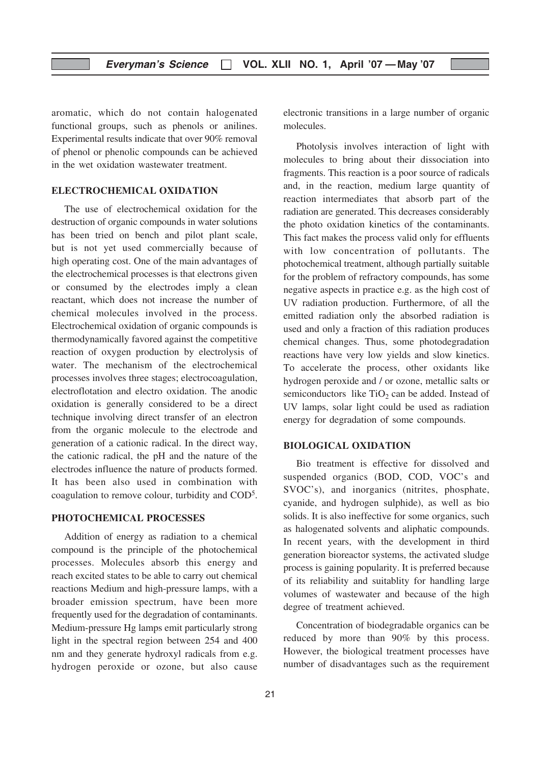aromatic, which do not contain halogenated functional groups, such as phenols or anilines. Experimental results indicate that over 90% removal of phenol or phenolic compounds can be achieved in the wet oxidation wastewater treatment.

## ELECTROCHEMICAL OXIDATION

The use of electrochemical oxidation for the destruction of organic compounds in water solutions has been tried on bench and pilot plant scale, but is not yet used commercially because of high operating cost. One of the main advantages of the electrochemical processes is that electrons given or consumed by the electrodes imply a clean reactant, which does not increase the number of chemical molecules involved in the process. Electrochemical oxidation of organic compounds is thermodynamically favored against the competitive reaction of oxygen production by electrolysis of water. The mechanism of the electrochemical processes involves three stages; electrocoagulation, electroflotation and electro oxidation. The anodic oxidation is generally considered to be a direct technique involving direct transfer of an electron from the organic molecule to the electrode and generation of a cationic radical. In the direct way, the cationic radical, the pH and the nature of the electrodes influence the nature of products formed. It has been also used in combination with coagulation to remove colour, turbidity and COD[5].

## PHOTOCHEMICAL PROCESSES

Addition of energy as radiation to a chemical compound is the principle of the photochemical processes. Molecules absorb this energy and reach excited states to be able to carry out chemical reactions Medium and high-pressure lamps, with a broader emission spectrum, have been more frequently used for the degradation of contaminants. Medium-pressure Hg lamps emit particularly strong light in the spectral region between 254 and 400 nm and they generate hydroxyl radicals from e.g. hydrogen peroxide or ozone, but also cause electronic transitions in a large number of organic molecules.

Photolysis involves interaction of light with molecules to bring about their dissociation into fragments. This reaction is a poor source of radicals and, in the reaction, medium large quantity of reaction intermediates that absorb part of the radiation are generated. This decreases considerably the photo oxidation kinetics of the contaminants. This fact makes the process valid only for effluents with low concentration of pollutants. The photochemical treatment, although partially suitable for the problem of refractory compounds, has some negative aspects in practice e.g. as the high cost of UV radiation production. Furthermore, of all the emitted radiation only the absorbed radiation is used and only a fraction of this radiation produces chemical changes. Thus, some photodegradation reactions have very low yields and slow kinetics. To accelerate the process, other oxidants like hydrogen peroxide and / or ozone, metallic salts or semiconductors like $TiO_2$ can be added. Instead of UV lamps, solar light could be used as radiation energy for degradation of some compounds.

## BIOLOGICAL OXIDATION

Bio treatment is effective for dissolved and suspended organics (BOD, COD, VOC's and SVOC's), and inorganics (nitrites, phosphate, cyanide, and hydrogen sulphide), as well as bio solids. It is also ineffective for some organics, such as halogenated solvents and aliphatic compounds. In recent years, with the development in third generation bioreactor systems, the activated sludge process is gaining popularity. It is preferred because of its reliability and suitablity for handling large volumes of wastewater and because of the high degree of treatment achieved.

Concentration of biodegradable organics can be reduced by more than 90% by this process. However, the biological treatment processes have number of disadvantages such as the requirement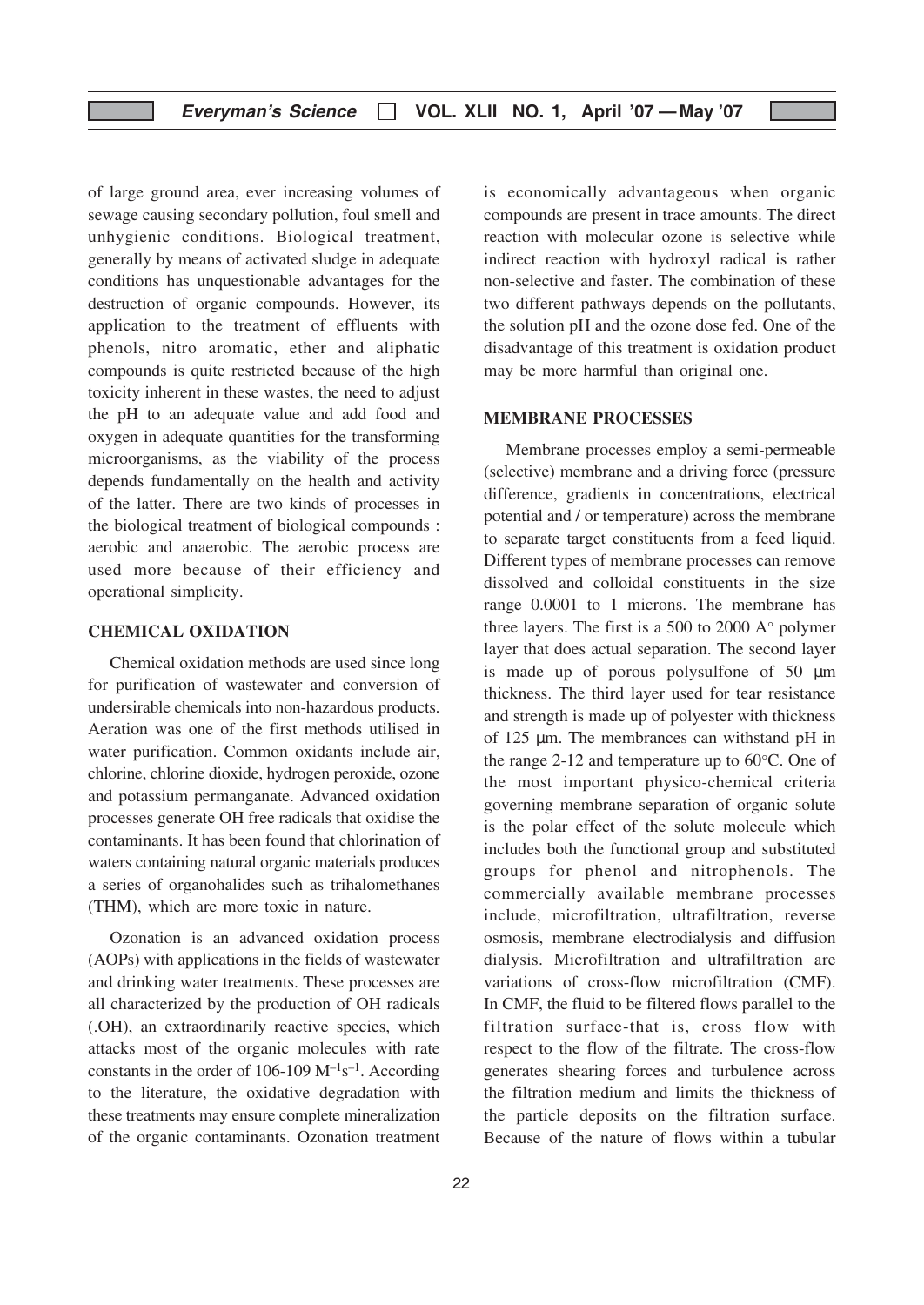of large ground area, ever increasing volumes of sewage causing secondary pollution, foul smell and unhygienic conditions. Biological treatment, generally by means of activated sludge in adequate conditions has unquestionable advantages for the destruction of organic compounds. However, its application to the treatment of effluents with phenols, nitro aromatic, ether and aliphatic compounds is quite restricted because of the high toxicity inherent in these wastes, the need to adjust the pH to an adequate value and add food and oxygen in adequate quantities for the transforming microorganisms, as the viability of the process depends fundamentally on the health and activity of the latter. There are two kinds of processes in the biological treatment of biological compounds : aerobic and anaerobic. The aerobic process are used more because of their efficiency and operational simplicity.

## CHEMICAL OXIDATION

Chemical oxidation methods are used since long for purification of wastewater and conversion of undersirable chemicals into non-hazardous products. Aeration was one of the first methods utilised in water purification. Common oxidants include air, chlorine, chlorine dioxide, hydrogen peroxide, ozone and potassium permanganate. Advanced oxidation processes generate OH free radicals that oxidise the contaminants. It has been found that chlorination of waters containing natural organic materials produces a series of organohalides such as trihalomethanes (THM), which are more toxic in nature.

Ozonation is an advanced oxidation process (AOPs) with applications in the fields of wastewater and drinking water treatments. These processes are all characterized by the production of OH radicals (.OH), an extraordinarily reactive species, which attacks most of the organic molecules with rate constants in the order of 106-109 $M^{-1}s^{-1}$. According to the literature, the oxidative degradation with these treatments may ensure complete mineralization of the organic contaminants. Ozonation treatment is economically advantageous when organic compounds are present in trace amounts. The direct reaction with molecular ozone is selective while indirect reaction with hydroxyl radical is rather non-selective and faster. The combination of these two different pathways depends on the pollutants, the solution pH and the ozone dose fed. One of the disadvantage of this treatment is oxidation product may be more harmful than original one.

## MEMBRANE PROCESSES

Membrane processes employ a semi-permeable (selective) membrane and a driving force (pressure difference, gradients in concentrations, electrical potential and / or temperature) across the membrane to separate target constituents from a feed liquid. Different types of membrane processes can remove dissolved and colloidal constituents in the size range 0.0001 to 1 microns. The membrane has three layers. The first is a 500 to 2000 A° polymer layer that does actual separation. The second layer is made up of porous polysulfone of 50 μm thickness. The third layer used for tear resistance and strength is made up of polyester with thickness of 125 μm. The membrances can withstand pH in the range 2-12 and temperature up to 60°C. One of the most important physico-chemical criteria governing membrane separation of organic solute is the polar effect of the solute molecule which includes both the functional group and substituted groups for phenol and nitrophenols. The commercially available membrane processes include, microfiltration, ultrafiltration, reverse osmosis, membrane electrodialysis and diffusion dialysis. Microfiltration and ultrafiltration are variations of cross-flow microfiltration (CMF). In CMF, the fluid to be filtered flows parallel to the filtration surface-that is, cross flow with respect to the flow of the filtrate. The cross-flow generates shearing forces and turbulence across the filtration medium and limits the thickness of the particle deposits on the filtration surface. Because of the nature of flows within a tubular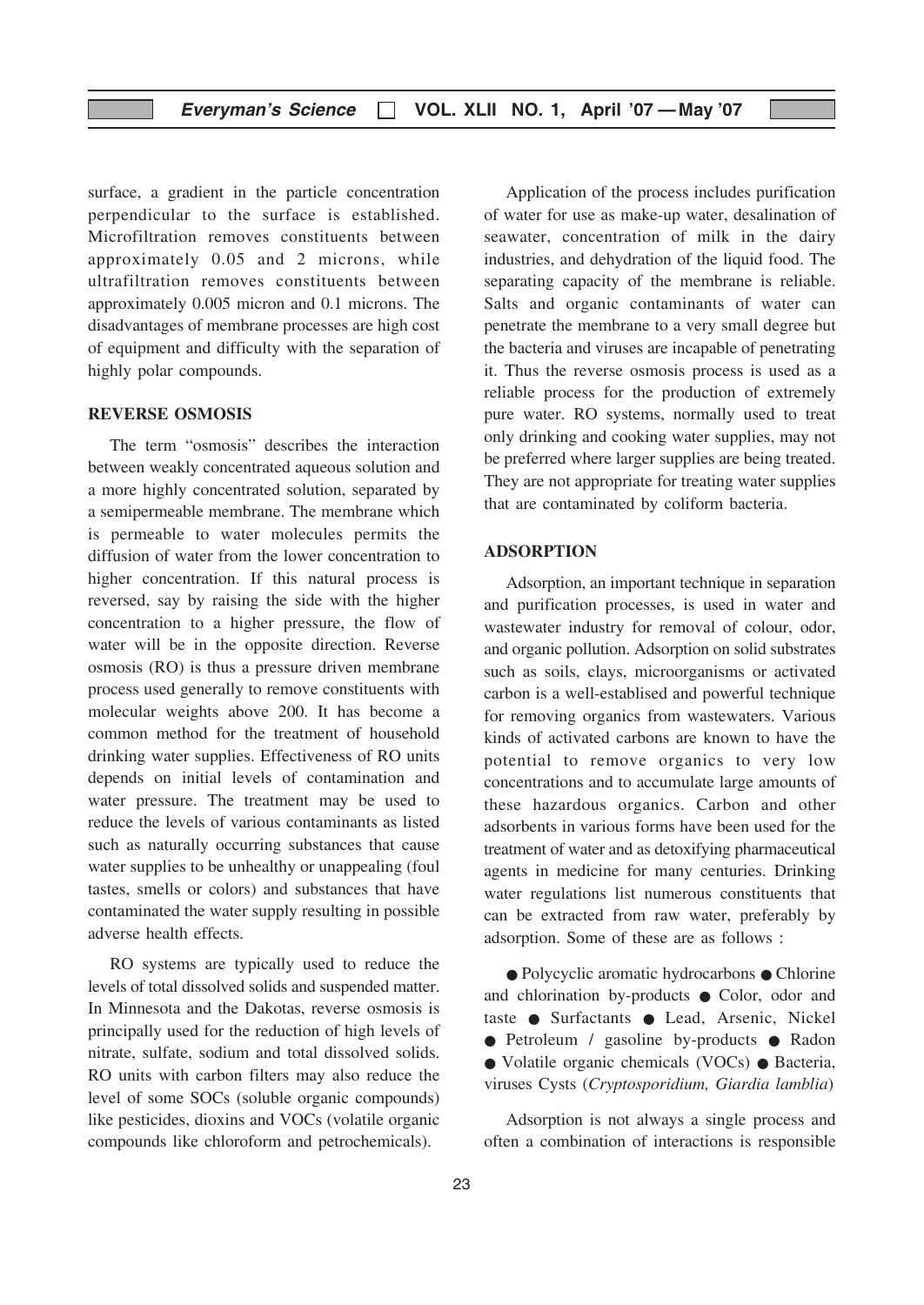surface, a gradient in the particle concentration perpendicular to the surface is established. Microfiltration removes constituents between approximately 0.05 and 2 microns, while ultrafiltration removes constituents between approximately 0.005 micron and 0.1 microns. The disadvantages of membrane processes are high cost of equipment and difficulty with the separation of highly polar compounds.

## REVERSE OSMOSIS

The term "osmosis" describes the interaction between weakly concentrated aqueous solution and a more highly concentrated solution, separated by a semipermeable membrane. The membrane which is permeable to water molecules permits the diffusion of water from the lower concentration to higher concentration. If this natural process is reversed, say by raising the side with the higher concentration to a higher pressure, the flow of water will be in the opposite direction. Reverse osmosis (RO) is thus a pressure driven membrane process used generally to remove constituents with molecular weights above 200. It has become a common method for the treatment of household drinking water supplies. Effectiveness of RO units depends on initial levels of contamination and water pressure. The treatment may be used to reduce the levels of various contaminants as listed such as naturally occurring substances that cause water supplies to be unhealthy or unappealing (foul tastes, smells or colors) and substances that have contaminated the water supply resulting in possible adverse health effects.

RO systems are typically used to reduce the levels of total dissolved solids and suspended matter. In Minnesota and the Dakotas, reverse osmosis is principally used for the reduction of high levels of nitrate, sulfate, sodium and total dissolved solids. RO units with carbon filters may also reduce the level of some SOCs (soluble organic compounds) like pesticides, dioxins and VOCs (volatile organic compounds like chloroform and petrochemicals).

Application of the process includes purification of water for use as make-up water, desalination of seawater, concentration of milk in the dairy industries, and dehydration of the liquid food. The separating capacity of the membrane is reliable. Salts and organic contaminants of water can penetrate the membrane to a very small degree but the bacteria and viruses are incapable of penetrating it. Thus the reverse osmosis process is used as a reliable process for the production of extremely pure water. RO systems, normally used to treat only drinking and cooking water supplies, may not be preferred where larger supplies are being treated. They are not appropriate for treating water supplies that are contaminated by coliform bacteria.

## ADSORPTION

Adsorption, an important technique in separation and purification processes, is used in water and wastewater industry for removal of colour, odor, and organic pollution. Adsorption on solid substrates such as soils, clays, microorganisms or activated carbon is a well-establised and powerful technique for removing organics from wastewaters. Various kinds of activated carbons are known to have the potential to remove organics to very low concentrations and to accumulate large amounts of these hazardous organics. Carbon and other adsorbents in various forms have been used for the treatment of water and as detoxifying pharmaceutical agents in medicine for many centuries. Drinking water regulations list numerous constituents that can be extracted from raw water, preferably by adsorption. Some of these are as follows :

- Polycyclic aromatic hydrocarbons
- Chlorine and chlorination by-products
- Color, odor and taste
- Surfactants
- Lead, Arsenic, Nickel
- Petroleum / gasoline by-products
- Radon
- Volatile organic chemicals (VOCs)
- Bacteria, viruses Cysts (*Cryptosporidium, Giardia lamblia*)

Adsorption is not always a single process and often a combination of interactions is responsible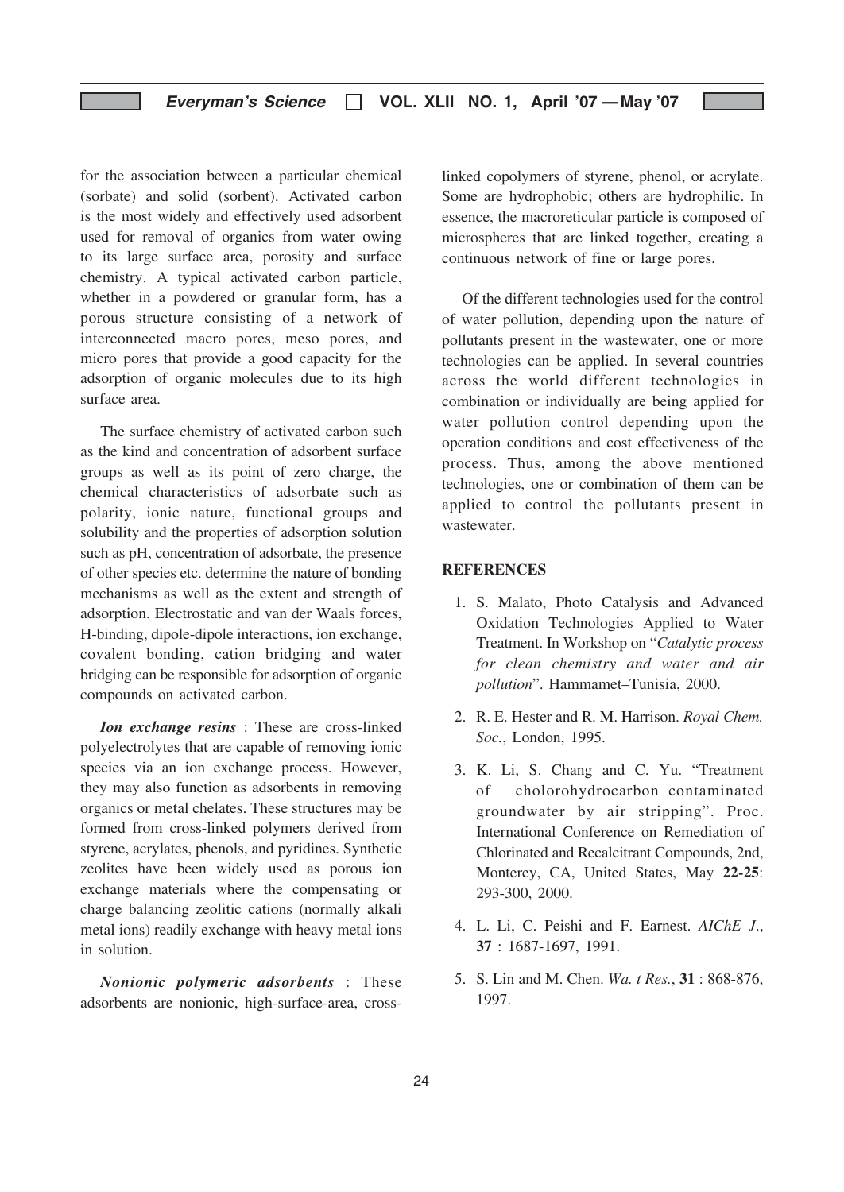for the association between a particular chemical (sorbate) and solid (sorbent). Activated carbon is the most widely and effectively used adsorbent used for removal of organics from water owing to its large surface area, porosity and surface chemistry. A typical activated carbon particle, whether in a powdered or granular form, has a porous structure consisting of a network of interconnected macro pores, meso pores, and micro pores that provide a good capacity for the adsorption of organic molecules due to its high surface area.

The surface chemistry of activated carbon such as the kind and concentration of adsorbent surface groups as well as its point of zero charge, the chemical characteristics of adsorbate such as polarity, ionic nature, functional groups and solubility and the properties of adsorption solution such as pH, concentration of adsorbate, the presence of other species etc. determine the nature of bonding mechanisms as well as the extent and strength of adsorption. Electrostatic and van der Waals forces, H-binding, dipole-dipole interactions, ion exchange, covalent bonding, cation bridging and water bridging can be responsible for adsorption of organic compounds on activated carbon.

***Ion exchange resins*** : These are cross-linked polyelectrolytes that are capable of removing ionic species via an ion exchange process. However, they may also function as adsorbents in removing organics or metal chelates. These structures may be formed from cross-linked polymers derived from styrene, acrylates, phenols, and pyridines. Synthetic zeolites have been widely used as porous ion exchange materials where the compensating or charge balancing zeolitic cations (normally alkali metal ions) readily exchange with heavy metal ions in solution.

***Nonionic polymeric adsorbents*** : These adsorbents are nonionic, high-surface-area, cross-linked copolymers of styrene, phenol, or acrylate. Some are hydrophobic; others are hydrophilic. In essence, the macroreticular particle is composed of microspheres that are linked together, creating a continuous network of fine or large pores.

Of the different technologies used for the control of water pollution, depending upon the nature of pollutants present in the wastewater, one or more technologies can be applied. In several countries across the world different technologies in combination or individually are being applied for water pollution control depending upon the operation conditions and cost effectiveness of the process. Thus, among the above mentioned technologies, one or combination of them can be applied to control the pollutants present in wastewater.

## REFERENCES

1. S. Malato, Photo Catalysis and Advanced Oxidation Technologies Applied to Water Treatment. In Workshop on "*Catalytic process for clean chemistry and water and air pollution*". Hammamet–Tunisia, 2000.
2. R. E. Hester and R. M. Harrison. *Royal Chem. Soc.*, London, 1995.
3. K. Li, S. Chang and C. Yu. "Treatment of cholorohydrocarbon contaminated groundwater by air stripping". Proc. International Conference on Remediation of Chlorinated and Recalcitrant Compounds, 2nd, Monterey, CA, United States, May **22-25**: 293-300, 2000.
4. L. Li, C. Peishi and F. Earnest. *AIChE J*., **37** : 1687-1697, 1991.
5. S. Lin and M. Chen. *Wa. t Res.*, **31** : 868-876, 1997.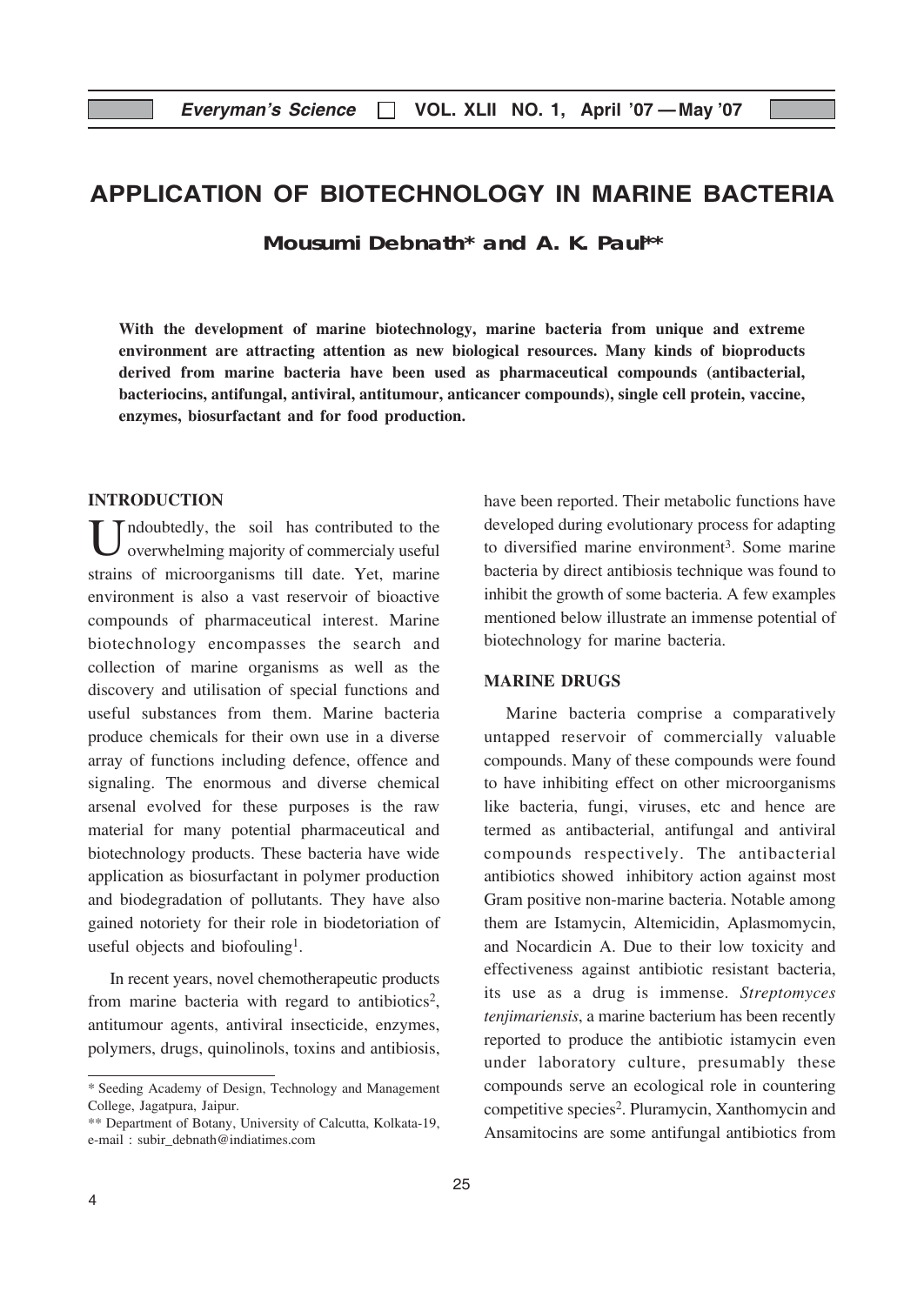# APPLICATION OF BIOTECHNOLOGY IN MARINE BACTERIA

**Mousumi Debnath* and A. K. Paul****

**With the development of marine biotechnology, marine bacteria from unique and extreme environment are attracting attention as new biological resources. Many kinds of bioproducts derived from marine bacteria have been used as pharmaceutical compounds (antibacterial, bacteriocins, antifungal, antiviral, antitumour, anticancer compounds), single cell protein, vaccine, enzymes, biosurfactant and for food production.**

## INTRODUCTION

Undoubtedly, the soil has contributed to the overwhelming majority of commercialy useful strains of microorganisms till date. Yet, marine environment is also a vast reservoir of bioactive compounds of pharmaceutical interest. Marine biotechnology encompasses the search and collection of marine organisms as well as the discovery and utilisation of special functions and useful substances from them. Marine bacteria produce chemicals for their own use in a diverse array of functions including defence, offence and signaling. The enormous and diverse chemical arsenal evolved for these purposes is the raw material for many potential pharmaceutical and biotechnology products. These bacteria have wide application as biosurfactant in polymer production and biodegradation of pollutants. They have also gained notoriety for their role in biodetoriation of useful objects and biofouling[1].

In recent years, novel chemotherapeutic products from marine bacteria with regard to antibiotics[2], antitumour agents, antiviral insecticide, enzymes, polymers, drugs, quinolinols, toxins and antibiosis, have been reported. Their metabolic functions have developed during evolutionary process for adapting to diversified marine environment[3]. Some marine bacteria by direct antibiosis technique was found to inhibit the growth of some bacteria. A few examples mentioned below illustrate an immense potential of biotechnology for marine bacteria.

## MARINE DRUGS

Marine bacteria comprise a comparatively untapped reservoir of commercially valuable compounds. Many of these compounds were found to have inhibiting effect on other microorganisms like bacteria, fungi, viruses, etc and hence are termed as antibacterial, antifungal and antiviral compounds respectively. The antibacterial antibiotics showed inhibitory action against most Gram positive non-marine bacteria. Notable among them are Istamycin, Altemicidin, Aplasmomycin, and Nocardicin A. Due to their low toxicity and effectiveness against antibiotic resistant bacteria, its use as a drug is immense. *Streptomyces tenjimariensis*, a marine bacterium has been recently reported to produce the antibiotic istamycin even under laboratory culture, presumably these compounds serve an ecological role in countering competitive species[2]. Pluramycin, Xanthomycin and Ansamitocins are some antifungal antibiotics from

\* Seeding Academy of Design, Technology and Management College, Jagatpura, Jaipur.

\*\* Department of Botany, University of Calcutta, Kolkata-19, e-mail : subir_debnath@indiatimes.com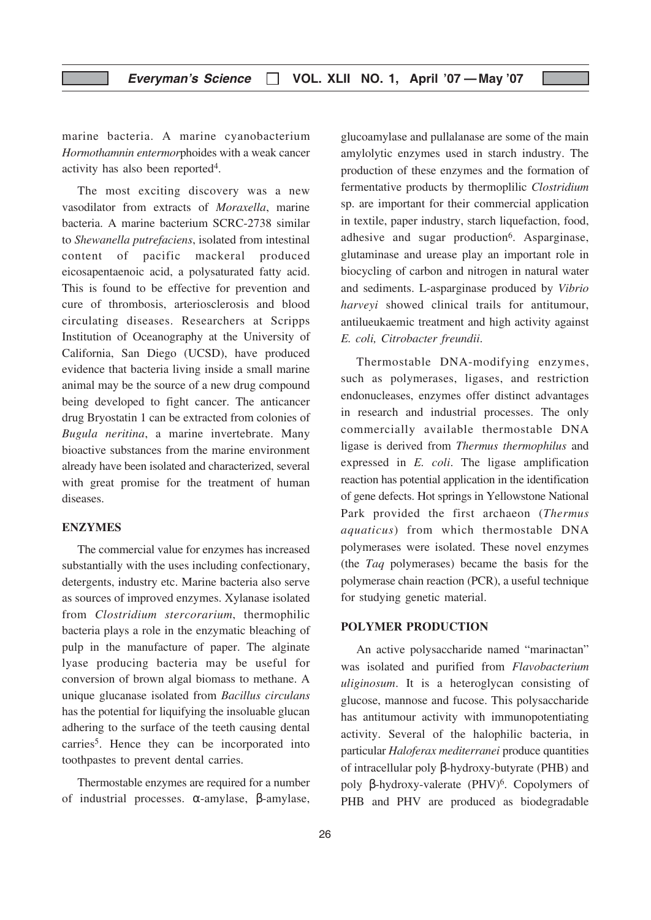marine bacteria. A marine cyanobacterium *Hormothamnin entermor*phoides with a weak cancer activity has also been reported[4].

The most exciting discovery was a new vasodilator from extracts of *Moraxella*, marine bacteria. A marine bacterium SCRC-2738 similar to *Shewanella putrefaciens*, isolated from intestinal content of pacific mackeral produced eicosapentaenoic acid, a polysaturated fatty acid. This is found to be effective for prevention and cure of thrombosis, arteriosclerosis and blood circulating diseases. Researchers at Scripps Institution of Oceanography at the University of California, San Diego (UCSD), have produced evidence that bacteria living inside a small marine animal may be the source of a new drug compound being developed to fight cancer. The anticancer drug Bryostatin 1 can be extracted from colonies of *Bugula neritina*, a marine invertebrate. Many bioactive substances from the marine environment already have been isolated and characterized, several with great promise for the treatment of human diseases.

## ENZYMES

The commercial value for enzymes has increased substantially with the uses including confectionary, detergents, industry etc. Marine bacteria also serve as sources of improved enzymes. Xylanase isolated from *Clostridium stercorarium*, thermophilic bacteria plays a role in the enzymatic bleaching of pulp in the manufacture of paper. The alginate lyase producing bacteria may be useful for conversion of brown algal biomass to methane. A unique glucanase isolated from *Bacillus circulans* has the potential for liquifying the insoluable glucan adhering to the surface of the teeth causing dental carries[5]. Hence they can be incorporated into toothpastes to prevent dental carries.

Thermostable enzymes are required for a number of industrial processes. α-amylase, β-amylase, glucoamylase and pullalanase are some of the main amylolytic enzymes used in starch industry. The production of these enzymes and the formation of fermentative products by thermoplilic *Clostridium* sp. are important for their commercial application in textile, paper industry, starch liquefaction, food, adhesive and sugar production[6]. Asparginase, glutaminase and urease play an important role in biocycling of carbon and nitrogen in natural water and sediments. L-asparginase produced by *Vibrio harveyi* showed clinical trails for antitumour, antilueukaemic treatment and high activity against *E. coli, Citrobacter freundii*.

Thermostable DNA-modifying enzymes, such as polymerases, ligases, and restriction endonucleases, enzymes offer distinct advantages in research and industrial processes. The only commercially available thermostable DNA ligase is derived from *Thermus thermophilus* and expressed in *E. coli*. The ligase amplification reaction has potential application in the identification of gene defects. Hot springs in Yellowstone National Park provided the first archaeon (*Thermus aquaticus*) from which thermostable DNA polymerases were isolated. These novel enzymes (the *Taq* polymerases) became the basis for the polymerase chain reaction (PCR), a useful technique for studying genetic material.

## POLYMER PRODUCTION

An active polysaccharide named "marinactan" was isolated and purified from *Flavobacterium uliginosum*. It is a heteroglycan consisting of glucose, mannose and fucose. This polysaccharide has antitumour activity with immunopotentiating activity. Several of the halophilic bacteria, in particular *Haloferax mediterranei* produce quantities of intracellular poly β-hydroxy-butyrate (PHB) and poly β-hydroxy-valerate (PHV)[6]. Copolymers of PHB and PHV are produced as biodegradable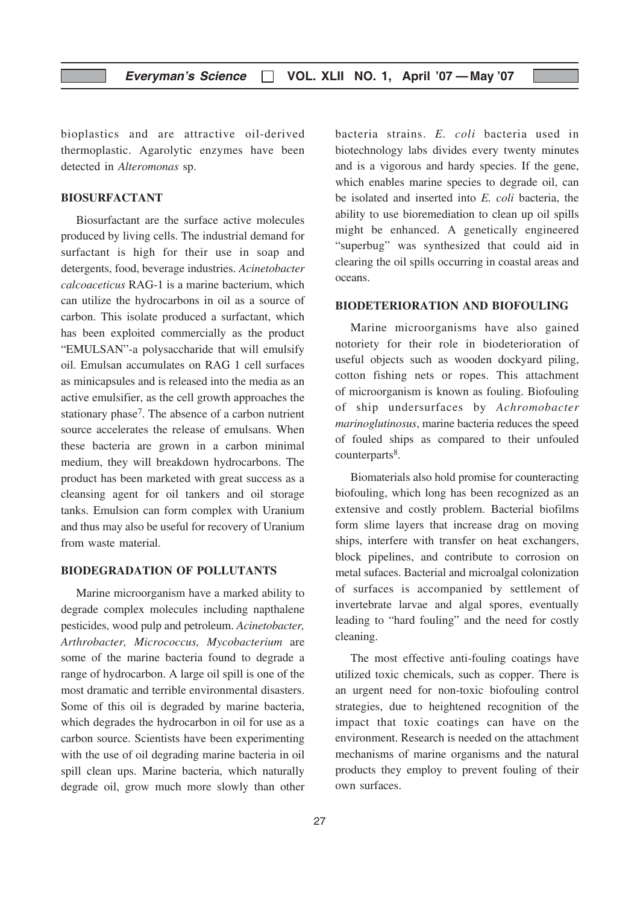bioplastics and are attractive oil-derived thermoplastic. Agarolytic enzymes have been detected in *Alteromonas* sp.

## BIOSURFACTANT

Biosurfactant are the surface active molecules produced by living cells. The industrial demand for surfactant is high for their use in soap and detergents, food, beverage industries. *Acinetobacter calcoaceticus* RAG-1 is a marine bacterium, which can utilize the hydrocarbons in oil as a source of carbon. This isolate produced a surfactant, which has been exploited commercially as the product "EMULSAN"-a polysaccharide that will emulsify oil. Emulsan accumulates on RAG 1 cell surfaces as minicapsules and is released into the media as an active emulsifier, as the cell growth approaches the stationary phase[7]. The absence of a carbon nutrient source accelerates the release of emulsans. When these bacteria are grown in a carbon minimal medium, they will breakdown hydrocarbons. The product has been marketed with great success as a cleansing agent for oil tankers and oil storage tanks. Emulsion can form complex with Uranium and thus may also be useful for recovery of Uranium from waste material.

## BIODEGRADATION OF POLLUTANTS

Marine microorganism have a marked ability to degrade complex molecules including napthalene pesticides, wood pulp and petroleum. *Acinetobacter, Arthrobacter, Micrococcus, Mycobacterium* are some of the marine bacteria found to degrade a range of hydrocarbon. A large oil spill is one of the most dramatic and terrible environmental disasters. Some of this oil is degraded by marine bacteria, which degrades the hydrocarbon in oil for use as a carbon source. Scientists have been experimenting with the use of oil degrading marine bacteria in oil spill clean ups. Marine bacteria, which naturally degrade oil, grow much more slowly than other bacteria strains. *E. coli* bacteria used in biotechnology labs divides every twenty minutes and is a vigorous and hardy species. If the gene, which enables marine species to degrade oil, can be isolated and inserted into *E. coli* bacteria, the ability to use bioremediation to clean up oil spills might be enhanced. A genetically engineered "superbug" was synthesized that could aid in clearing the oil spills occurring in coastal areas and oceans.

## BIODETERIORATION AND BIOFOULING

Marine microorganisms have also gained notoriety for their role in biodeterioration of useful objects such as wooden dockyard piling, cotton fishing nets or ropes. This attachment of microorganism is known as fouling. Biofouling of ship undersurfaces by *Achromobacter marinoglutinosus*, marine bacteria reduces the speed of fouled ships as compared to their unfouled counterparts[8].

Biomaterials also hold promise for counteracting biofouling, which long has been recognized as an extensive and costly problem. Bacterial biofilms form slime layers that increase drag on moving ships, interfere with transfer on heat exchangers, block pipelines, and contribute to corrosion on metal sufaces. Bacterial and microalgal colonization of surfaces is accompanied by settlement of invertebrate larvae and algal spores, eventually leading to "hard fouling" and the need for costly cleaning.

The most effective anti-fouling coatings have utilized toxic chemicals, such as copper. There is an urgent need for non-toxic biofouling control strategies, due to heightened recognition of the impact that toxic coatings can have on the environment. Research is needed on the attachment mechanisms of marine organisms and the natural products they employ to prevent fouling of their own surfaces.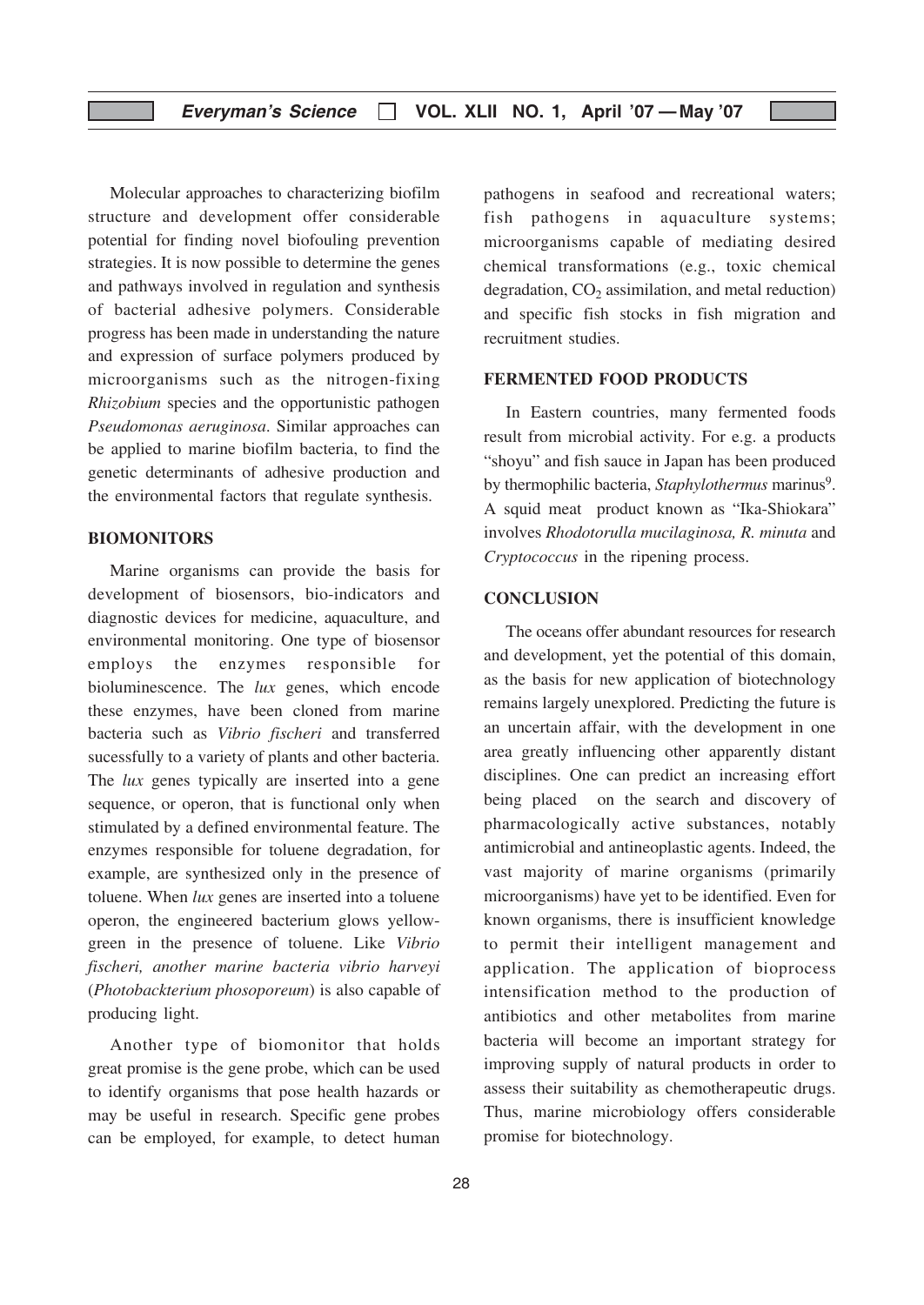Molecular approaches to characterizing biofilm structure and development offer considerable potential for finding novel biofouling prevention strategies. It is now possible to determine the genes and pathways involved in regulation and synthesis of bacterial adhesive polymers. Considerable progress has been made in understanding the nature and expression of surface polymers produced by microorganisms such as the nitrogen-fixing *Rhizobium* species and the opportunistic pathogen *Pseudomonas aeruginosa*. Similar approaches can be applied to marine biofilm bacteria, to find the genetic determinants of adhesive production and the environmental factors that regulate synthesis.

## BIOMONITORS

Marine organisms can provide the basis for development of biosensors, bio-indicators and diagnostic devices for medicine, aquaculture, and environmental monitoring. One type of biosensor employs the enzymes responsible for bioluminescence. The *lux* genes, which encode these enzymes, have been cloned from marine bacteria such as *Vibrio fischeri* and transferred sucessfully to a variety of plants and other bacteria. The *lux* genes typically are inserted into a gene sequence, or operon, that is functional only when stimulated by a defined environmental feature. The enzymes responsible for toluene degradation, for example, are synthesized only in the presence of toluene. When *lux* genes are inserted into a toluene operon, the engineered bacterium glows yellow-green in the presence of toluene. Like *Vibrio fischeri, another marine bacteria vibrio harveyi* (*Photobackterium phosoporeum*) is also capable of producing light.

Another type of biomonitor that holds great promise is the gene probe, which can be used to identify organisms that pose health hazards or may be useful in research. Specific gene probes can be employed, for example, to detect human pathogens in seafood and recreational waters; fish pathogens in aquaculture systems; microorganisms capable of mediating desired chemical transformations (e.g., toxic chemical degradation, $CO_2$ assimilation, and metal reduction) and specific fish stocks in fish migration and recruitment studies.

## FERMENTED FOOD PRODUCTS

In Eastern countries, many fermented foods result from microbial activity. For e.g. a products "shoyu" and fish sauce in Japan has been produced by thermophilic bacteria, *Staphylothermus* marinus[9]. A squid meat product known as "Ika-Shiokara" involves *Rhodotorulla mucilaginosa, R. minuta* and *Cryptococcus* in the ripening process.

## CONCLUSION

The oceans offer abundant resources for research and development, yet the potential of this domain, as the basis for new application of biotechnology remains largely unexplored. Predicting the future is an uncertain affair, with the development in one area greatly influencing other apparently distant disciplines. One can predict an increasing effort being placed on the search and discovery of pharmacologically active substances, notably antimicrobial and antineoplastic agents. Indeed, the vast majority of marine organisms (primarily microorganisms) have yet to be identified. Even for known organisms, there is insufficient knowledge to permit their intelligent management and application. The application of bioprocess intensification method to the production of antibiotics and other metabolites from marine bacteria will become an important strategy for improving supply of natural products in order to assess their suitability as chemotherapeutic drugs. Thus, marine microbiology offers considerable promise for biotechnology.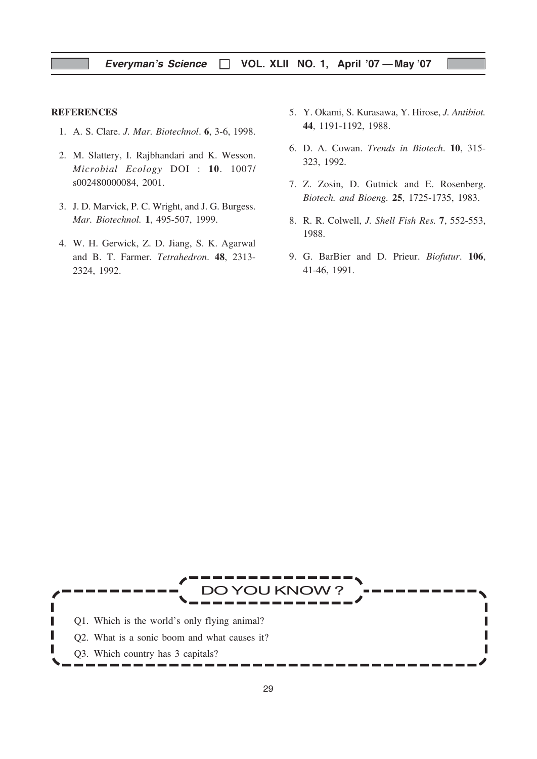## REFERENCES

1. A. S. Clare. *J. Mar. Biotechnol*. **6**, 3-6, 1998.
2. M. Slattery, I. Rajbhandari and K. Wesson. *Microbial Ecology* DOI : **10**. 1007/ s002480000084, 2001.
3. J. D. Marvick, P. C. Wright, and J. G. Burgess. *Mar. Biotechnol.* **1**, 495-507, 1999.
4. W. H. Gerwick, Z. D. Jiang, S. K. Agarwal and B. T. Farmer. *Tetrahedron*. **48**, 2313-2324, 1992.
5. Y. Okami, S. Kurasawa, Y. Hirose, *J. Antibiot.* **44**, 1191-1192, 1988.
6. D. A. Cowan. *Trends in Biotech*. **10**, 315-323, 1992.
7. Z. Zosin, D. Gutnick and E. Rosenberg. *Biotech. and Bioeng.* **25**, 1725-1735, 1983.
8. R. R. Colwell, *J. Shell Fish Res.* **7**, 552-553, 1988.
9. G. BarBier and D. Prieur. *Biofutur*. **106**, 41-46, 1991.

## DO YOU KNOW ?

Q1. Which is the world's only flying animal?

Q2. What is a sonic boom and what causes it?

Q3. Which country has 3 capitals?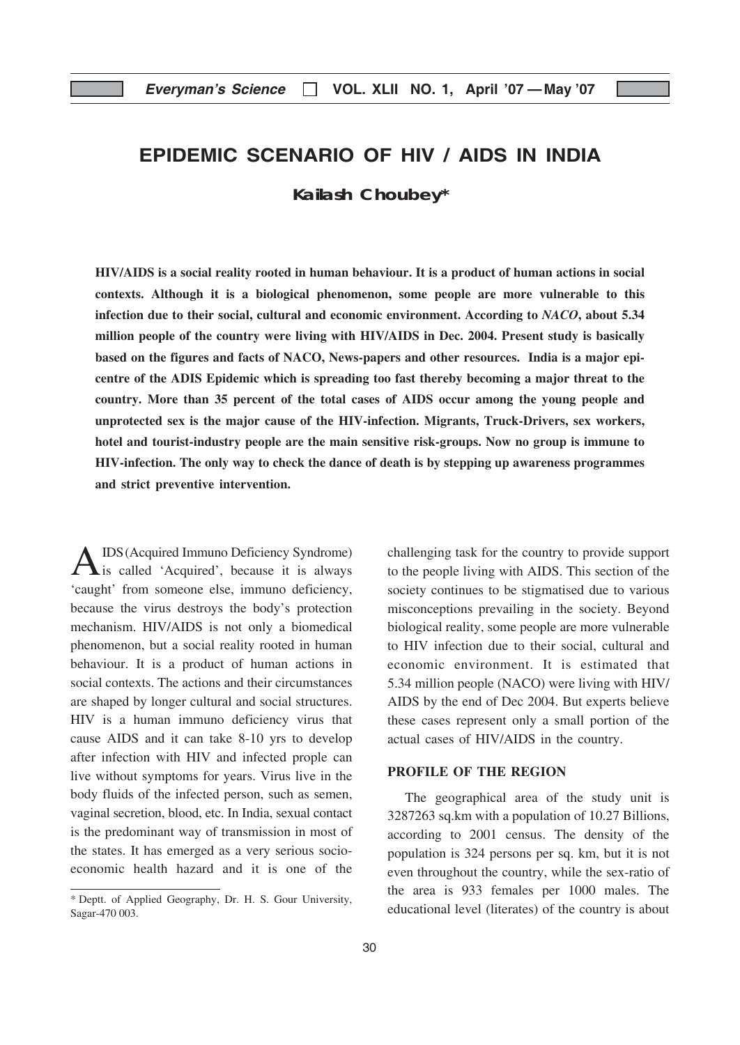# EPIDEMIC SCENARIO OF HIV / AIDS IN INDIA

**Kailash Choubey***

**HIV/AIDS is a social reality rooted in human behaviour. It is a product of human actions in social contexts. Although it is a biological phenomenon, some people are more vulnerable to this infection due to their social, cultural and economic environment. According to *NACO*, about 5.34 million people of the country were living with HIV/AIDS in Dec. 2004. Present study is basically based on the figures and facts of NACO, News-papers and other resources. India is a major epi-centre of the ADIS Epidemic which is spreading too fast thereby becoming a major threat to the country. More than 35 percent of the total cases of AIDS occur among the young people and unprotected sex is the major cause of the HIV-infection. Migrants, Truck-Drivers, sex workers, hotel and tourist-industry people are the main sensitive risk-groups. Now no group is immune to HIV-infection. The only way to check the dance of death is by stepping up awareness programmes and strict preventive intervention.**

AIDS (Acquired Immuno Deficiency Syndrome) is called 'Acquired', because it is always 'caught' from someone else, immuno deficiency, because the virus destroys the body's protection mechanism. HIV/AIDS is not only a biomedical phenomenon, but a social reality rooted in human behaviour. It is a product of human actions in social contexts. The actions and their circumstances are shaped by longer cultural and social structures. HIV is a human immuno deficiency virus that cause AIDS and it can take 8-10 yrs to develop after infection with HIV and infected prople can live without symptoms for years. Virus live in the body fluids of the infected person, such as semen, vaginal secretion, blood, etc. In India, sexual contact is the predominant way of transmission in most of the states. It has emerged as a very serious socio-economic health hazard and it is one of the challenging task for the country to provide support to the people living with AIDS. This section of the society continues to be stigmatised due to various misconceptions prevailing in the society. Beyond biological reality, some people are more vulnerable to HIV infection due to their social, cultural and economic environment. It is estimated that 5.34 million people (NACO) were living with HIV/AIDS by the end of Dec 2004. But experts believe these cases represent only a small portion of the actual cases of HIV/AIDS in the country.

## PROFILE OF THE REGION

The geographical area of the study unit is 3287263 sq.km with a population of 10.27 Billions, according to 2001 census. The density of the population is 324 persons per sq. km, but it is not even throughout the country, while the sex-ratio of the area is 933 females per 1000 males. The educational level (literates) of the country is about

\* Deptt. of Applied Geography, Dr. H. S. Gour University, Sagar-470 003.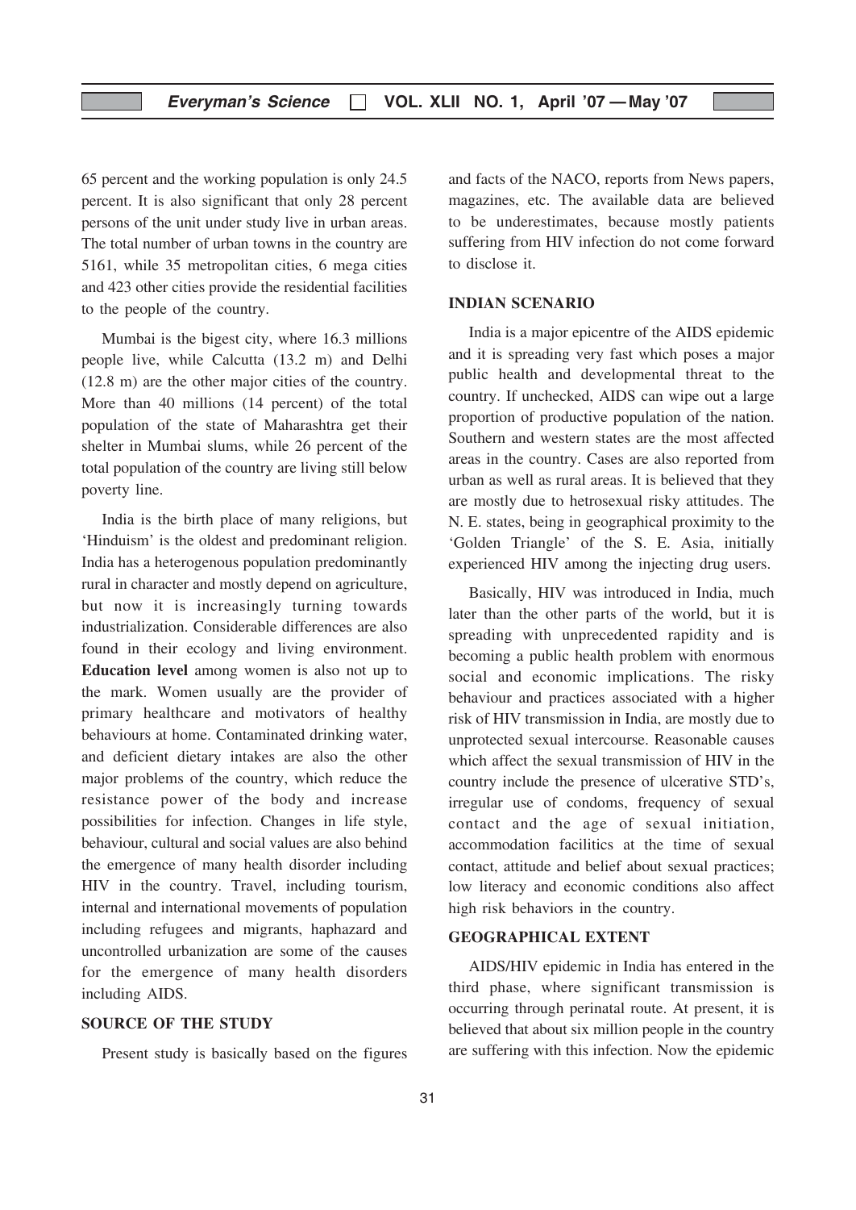65 percent and the working population is only 24.5 percent. It is also significant that only 28 percent persons of the unit under study live in urban areas. The total number of urban towns in the country are 5161, while 35 metropolitan cities, 6 mega cities and 423 other cities provide the residential facilities to the people of the country.

Mumbai is the bigest city, where 16.3 millions people live, while Calcutta (13.2 m) and Delhi (12.8 m) are the other major cities of the country. More than 40 millions (14 percent) of the total population of the state of Maharashtra get their shelter in Mumbai slums, while 26 percent of the total population of the country are living still below poverty line.

India is the birth place of many religions, but 'Hinduism' is the oldest and predominant religion. India has a heterogenous population predominantly rural in character and mostly depend on agriculture, but now it is increasingly turning towards industrialization. Considerable differences are also found in their ecology and living environment. **Education level** among women is also not up to the mark. Women usually are the provider of primary healthcare and motivators of healthy behaviours at home. Contaminated drinking water, and deficient dietary intakes are also the other major problems of the country, which reduce the resistance power of the body and increase possibilities for infection. Changes in life style, behaviour, cultural and social values are also behind the emergence of many health disorder including HIV in the country. Travel, including tourism, internal and international movements of population including refugees and migrants, haphazard and uncontrolled urbanization are some of the causes for the emergence of many health disorders including AIDS.

## SOURCE OF THE STUDY

Present study is basically based on the figures and facts of the NACO, reports from News papers, magazines, etc. The available data are believed to be underestimates, because mostly patients suffering from HIV infection do not come forward to disclose it.

## INDIAN SCENARIO

India is a major epicentre of the AIDS epidemic and it is spreading very fast which poses a major public health and developmental threat to the country. If unchecked, AIDS can wipe out a large proportion of productive population of the nation. Southern and western states are the most affected areas in the country. Cases are also reported from urban as well as rural areas. It is believed that they are mostly due to hetrosexual risky attitudes. The N. E. states, being in geographical proximity to the 'Golden Triangle' of the S. E. Asia, initially experienced HIV among the injecting drug users.

Basically, HIV was introduced in India, much later than the other parts of the world, but it is spreading with unprecedented rapidity and is becoming a public health problem with enormous social and economic implications. The risky behaviour and practices associated with a higher risk of HIV transmission in India, are mostly due to unprotected sexual intercourse. Reasonable causes which affect the sexual transmission of HIV in the country include the presence of ulcerative STD's, irregular use of condoms, frequency of sexual contact and the age of sexual initiation, accommodation facilitics at the time of sexual contact, attitude and belief about sexual practices; low literacy and economic conditions also affect high risk behaviors in the country.

## GEOGRAPHICAL EXTENT

AIDS/HIV epidemic in India has entered in the third phase, where significant transmission is occurring through perinatal route. At present, it is believed that about six million people in the country are suffering with this infection. Now the epidemic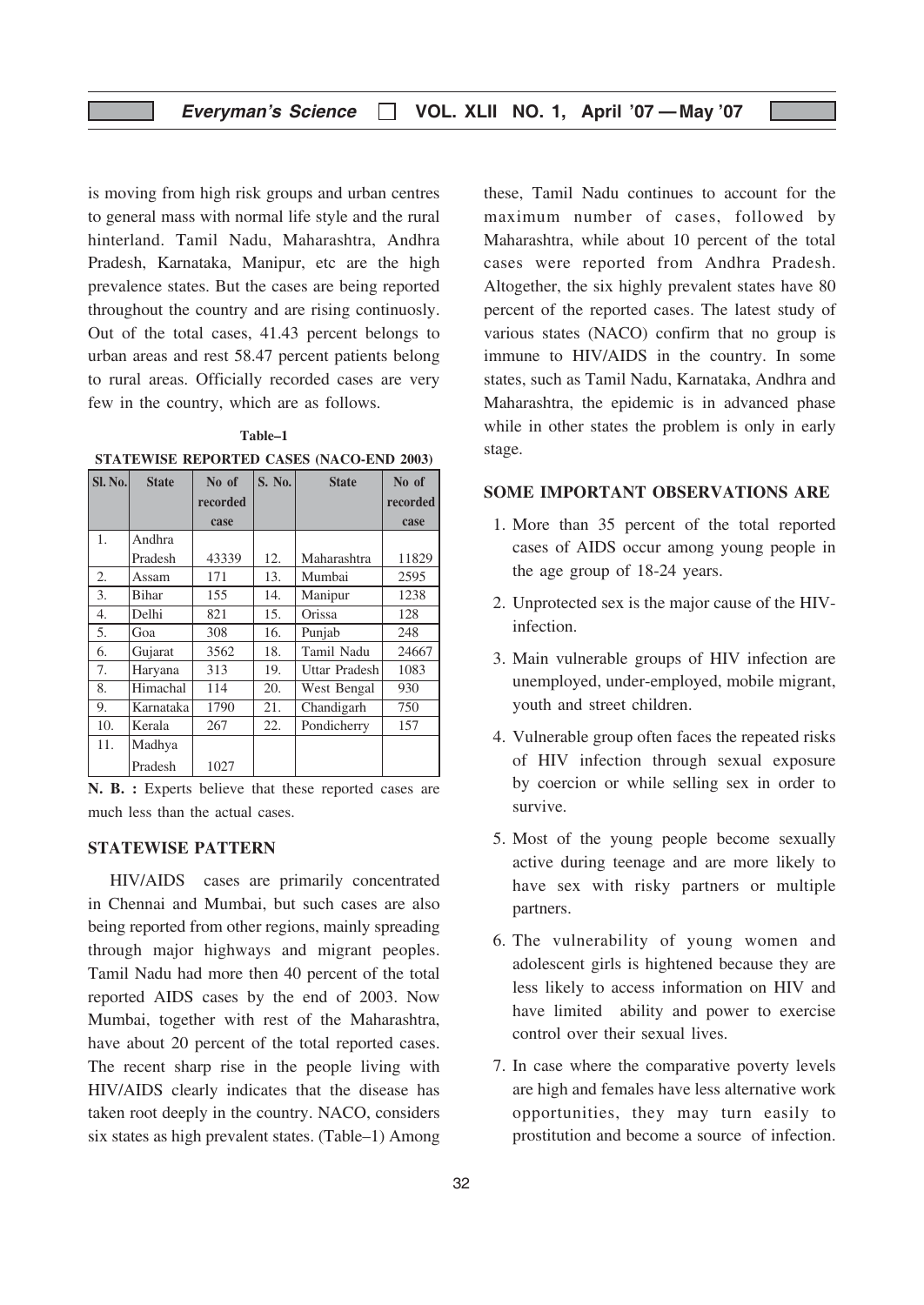is moving from high risk groups and urban centres to general mass with normal life style and the rural hinterland. Tamil Nadu, Maharashtra, Andhra Pradesh, Karnataka, Manipur, etc are the high prevalence states. But the cases are being reported throughout the country and are rising continuosly. Out of the total cases, 41.43 percent belongs to urban areas and rest 58.47 percent patients belong to rural areas. Officially recorded cases are very few in the country, which are as follows.

**Table–1**
**STATEWISE REPORTED CASES (NACO-END 2003)**

| Sl. No. | State | No of recorded case | S. No. | State | No of recorded case |
|---|---|---|---|---|---|
| 1. | Andhra Pradesh | 43339 | 12. | Maharashtra | 11829 |
| 2. | Assam | 171 | 13. | Mumbai | 2595 |
| 3. | Bihar | 155 | 14. | Manipur | 1238 |
| 4. | Delhi | 821 | 15. | Orissa | 128 |
| 5. | Goa | 308 | 16. | Punjab | 248 |
| 6. | Gujarat | 3562 | 18. | Tamil Nadu | 24667 |
| 7. | Haryana | 313 | 19. | Uttar Pradesh | 1083 |
| 8. | Himachal | 114 | 20. | West Bengal | 930 |
| 9. | Karnataka | 1790 | 21. | Chandigarh | 750 |
| 10. | Kerala | 267 | 22. | Pondicherry | 157 |
| 11. | Madhya Pradesh | 1027 | | | |

**N. B. :** Experts believe that these reported cases are much less than the actual cases.

## STATEWISE PATTERN

HIV/AIDS cases are primarily concentrated in Chennai and Mumbai, but such cases are also being reported from other regions, mainly spreading through major highways and migrant peoples. Tamil Nadu had more then 40 percent of the total reported AIDS cases by the end of 2003. Now Mumbai, together with rest of the Maharashtra, have about 20 percent of the total reported cases. The recent sharp rise in the people living with HIV/AIDS clearly indicates that the disease has taken root deeply in the country. NACO, considers six states as high prevalent states. (Table–1) Among these, Tamil Nadu continues to account for the maximum number of cases, followed by Maharashtra, while about 10 percent of the total cases were reported from Andhra Pradesh. Altogether, the six highly prevalent states have 80 percent of the reported cases. The latest study of various states (NACO) confirm that no group is immune to HIV/AIDS in the country. In some states, such as Tamil Nadu, Karnataka, Andhra and Maharashtra, the epidemic is in advanced phase while in other states the problem is only in early stage.

## SOME IMPORTANT OBSERVATIONS ARE

1. More than 35 percent of the total reported cases of AIDS occur among young people in the age group of 18-24 years.
2. Unprotected sex is the major cause of the HIV-infection.
3. Main vulnerable groups of HIV infection are unemployed, under-employed, mobile migrant, youth and street children.
4. Vulnerable group often faces the repeated risks of HIV infection through sexual exposure by coercion or while selling sex in order to survive.
5. Most of the young people become sexually active during teenage and are more likely to have sex with risky partners or multiple partners.
6. The vulnerability of young women and adolescent girls is hightened because they are less likely to access information on HIV and have limited ability and power to exercise control over their sexual lives.
7. In case where the comparative poverty levels are high and females have less alternative work opportunities, they may turn easily to prostitution and become a source of infection.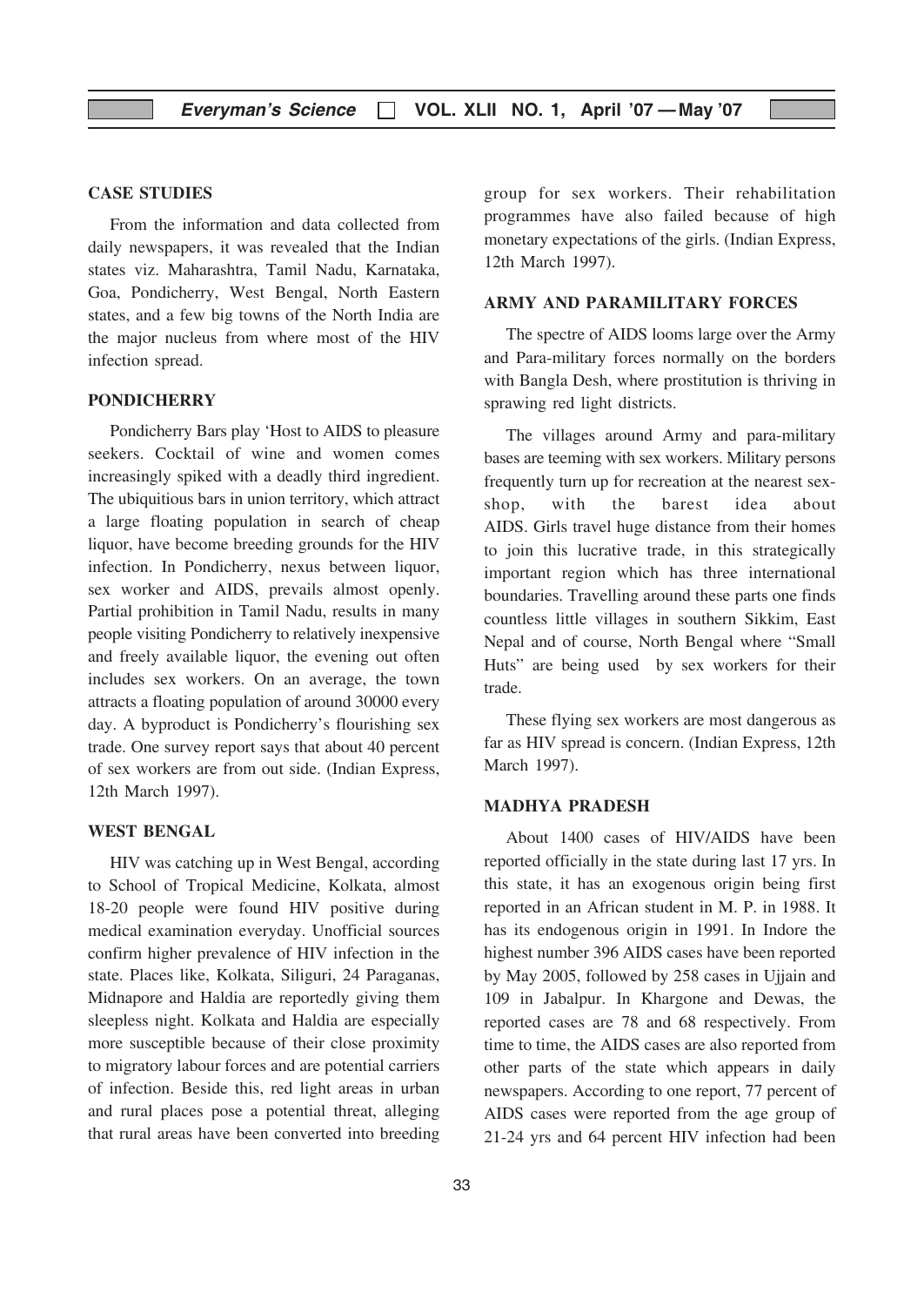## CASE STUDIES

From the information and data collected from daily newspapers, it was revealed that the Indian states viz. Maharashtra, Tamil Nadu, Karnataka, Goa, Pondicherry, West Bengal, North Eastern states, and a few big towns of the North India are the major nucleus from where most of the HIV infection spread.

## PONDICHERRY

Pondicherry Bars play 'Host to AIDS to pleasure seekers. Cocktail of wine and women comes increasingly spiked with a deadly third ingredient. The ubiquitious bars in union territory, which attract a large floating population in search of cheap liquor, have become breeding grounds for the HIV infection. In Pondicherry, nexus between liquor, sex worker and AIDS, prevails almost openly. Partial prohibition in Tamil Nadu, results in many people visiting Pondicherry to relatively inexpensive and freely available liquor, the evening out often includes sex workers. On an average, the town attracts a floating population of around 30000 every day. A byproduct is Pondicherry's flourishing sex trade. One survey report says that about 40 percent of sex workers are from out side. (Indian Express, 12th March 1997).

## WEST BENGAL

HIV was catching up in West Bengal, according to School of Tropical Medicine, Kolkata, almost 18-20 people were found HIV positive during medical examination everyday. Unofficial sources confirm higher prevalence of HIV infection in the state. Places like, Kolkata, Siliguri, 24 Paraganas, Midnapore and Haldia are reportedly giving them sleepless night. Kolkata and Haldia are especially more susceptible because of their close proximity to migratory labour forces and are potential carriers of infection. Beside this, red light areas in urban and rural places pose a potential threat, alleging that rural areas have been converted into breeding group for sex workers. Their rehabilitation programmes have also failed because of high monetary expectations of the girls. (Indian Express, 12th March 1997).

## ARMY AND PARAMILITARY FORCES

The spectre of AIDS looms large over the Army and Para-military forces normally on the borders with Bangla Desh, where prostitution is thriving in sprawing red light districts.

The villages around Army and para-military bases are teeming with sex workers. Military persons frequently turn up for recreation at the nearest sex-shop, with the barest idea about AIDS. Girls travel huge distance from their homes to join this lucrative trade, in this strategically important region which has three international boundaries. Travelling around these parts one finds countless little villages in southern Sikkim, East Nepal and of course, North Bengal where "Small Huts" are being used by sex workers for their trade.

These flying sex workers are most dangerous as far as HIV spread is concern. (Indian Express, 12th March 1997).

## MADHYA PRADESH

About 1400 cases of HIV/AIDS have been reported officially in the state during last 17 yrs. In this state, it has an exogenous origin being first reported in an African student in M. P. in 1988. It has its endogenous origin in 1991. In Indore the highest number 396 AIDS cases have been reported by May 2005, followed by 258 cases in Ujjain and 109 in Jabalpur. In Khargone and Dewas, the reported cases are 78 and 68 respectively. From time to time, the AIDS cases are also reported from other parts of the state which appears in daily newspapers. According to one report, 77 percent of AIDS cases were reported from the age group of 21-24 yrs and 64 percent HIV infection had been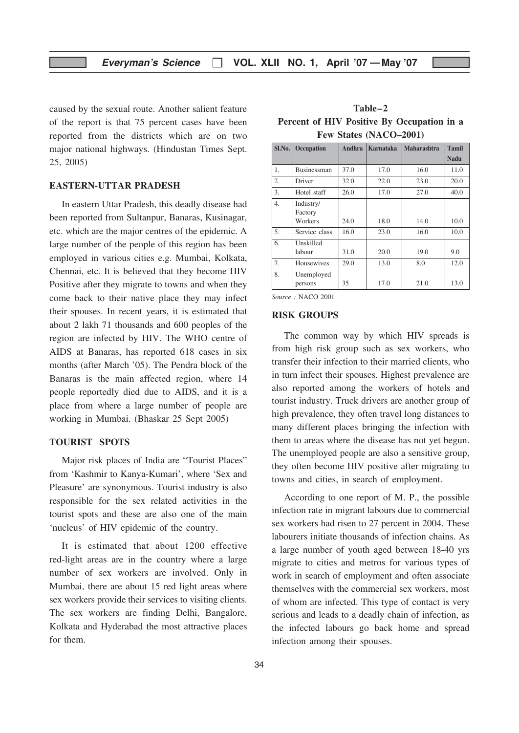caused by the sexual route. Another salient feature of the report is that 75 percent cases have been reported from the districts which are on two major national highways. (Hindustan Times Sept. 25, 2005)

## EASTERN-UTTAR PRADESH

In eastern Uttar Pradesh, this deadly disease had been reported from Sultanpur, Banaras, Kusinagar, etc. which are the major centres of the epidemic. A large number of the people of this region has been employed in various cities e.g. Mumbai, Kolkata, Chennai, etc. It is believed that they become HIV Positive after they migrate to towns and when they come back to their native place they may infect their spouses. In recent years, it is estimated that about 2 lakh 71 thousands and 600 peoples of the region are infected by HIV. The WHO centre of AIDS at Banaras, has reported 618 cases in six months (after March '05). The Pendra block of the Banaras is the main affected region, where 14 people reportedly died due to AIDS, and it is a place from where a large number of people are working in Mumbai. (Bhaskar 25 Sept 2005)

## TOURIST SPOTS

Major risk places of India are "Tourist Places" from 'Kashmir to Kanya-Kumari', where 'Sex and Pleasure' are synonymous. Tourist industry is also responsible for the sex related activities in the tourist spots and these are also one of the main 'nucleus' of HIV epidemic of the country.

It is estimated that about 1200 effective red-light areas are in the country where a large number of sex workers are involved. Only in Mumbai, there are about 15 red light areas where sex workers provide their services to visiting clients. The sex workers are finding Delhi, Bangalore, Kolkata and Hyderabad the most attractive places for them.

**Table–2**
**Percent of HIV Positive By Occupation in a Few States (NACO–2001)**

| Sl.No. | Occupation | Andhra | Karnataka | Maharashtra | Tamil Nadu |
|---|---|---|---|---|---|
| 1. | Businessman | 37.0 | 17.0 | 16.0 | 11.0 |
| 2. | Driver | 32.0 | 22.0 | 23.0 | 20.0 |
| 3. | Hotel staff | 26.0 | 17.0 | 27.0 | 40.0 |
| 4. | Industry/ Factory Workers | 24.0 | 18.0 | 14.0 | 10.0 |
| 5. | Service class | 16.0 | 23.0 | 16.0 | 10.0 |
| 6. | Unskilled labour | 31.0 | 20.0 | 19.0 | 9.0 |
| 7. | Housewives | 29.0 | 13.0 | 8.0 | 12.0 |
| 8. | Unemployed persons | 35 | 17.0 | 21.0 | 13.0 |

*Source :* NACO 2001

## RISK GROUPS

The common way by which HIV spreads is from high risk group such as sex workers, who transfer their infection to their married clients, who in turn infect their spouses. Highest prevalence are also reported among the workers of hotels and tourist industry. Truck drivers are another group of high prevalence, they often travel long distances to many different places bringing the infection with them to areas where the disease has not yet begun. The unemployed people are also a sensitive group, they often become HIV positive after migrating to towns and cities, in search of employment.

According to one report of M. P., the possible infection rate in migrant labours due to commercial sex workers had risen to 27 percent in 2004. These labourers initiate thousands of infection chains. As a large number of youth aged between 18-40 yrs migrate to cities and metros for various types of work in search of employment and often associate themselves with the commercial sex workers, most of whom are infected. This type of contact is very serious and leads to a deadly chain of infection, as the infected labours go back home and spread infection among their spouses.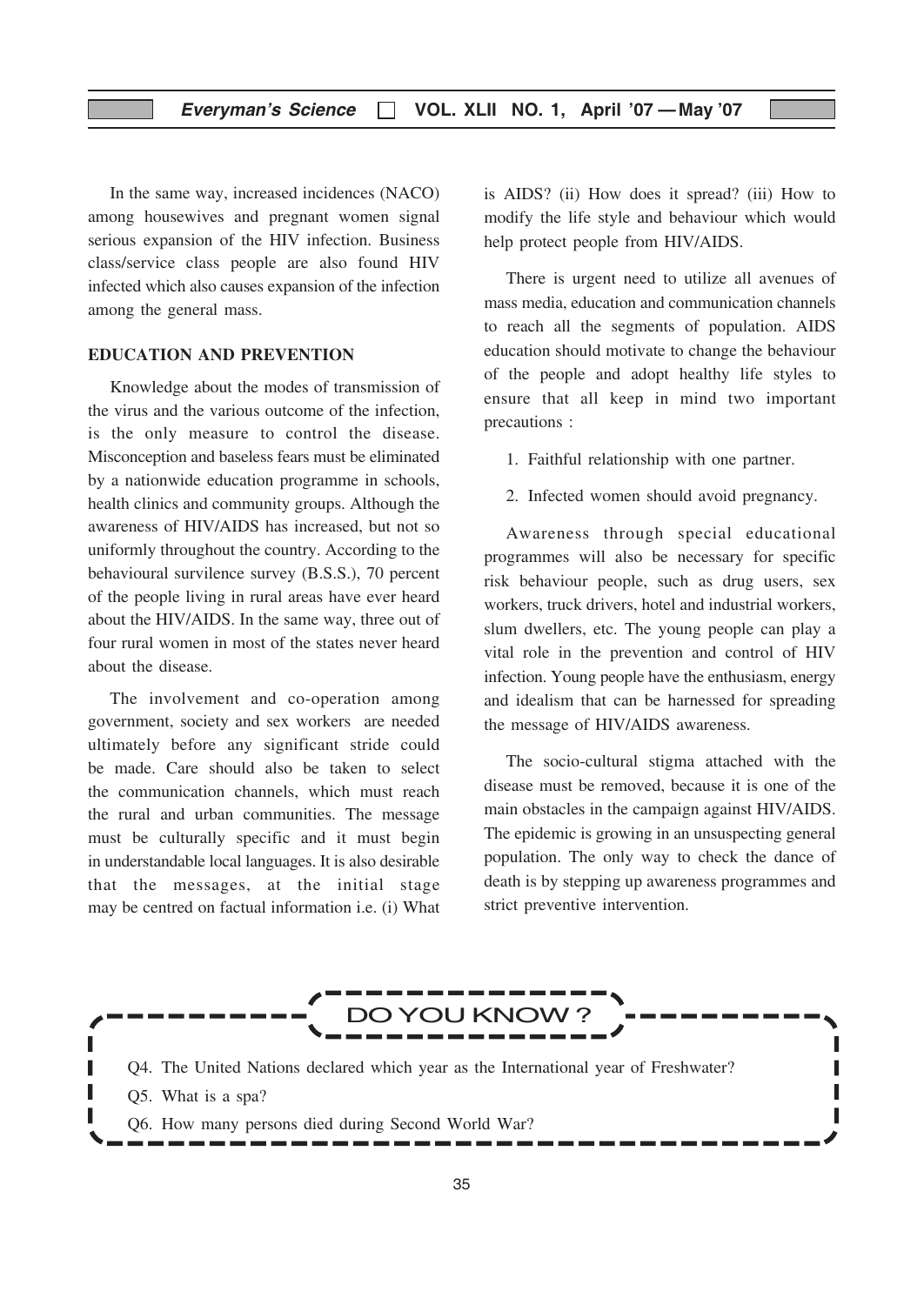In the same way, increased incidences (NACO) among housewives and pregnant women signal serious expansion of the HIV infection. Business class/service class people are also found HIV infected which also causes expansion of the infection among the general mass.

## EDUCATION AND PREVENTION

Knowledge about the modes of transmission of the virus and the various outcome of the infection, is the only measure to control the disease. Misconception and baseless fears must be eliminated by a nationwide education programme in schools, health clinics and community groups. Although the awareness of HIV/AIDS has increased, but not so uniformly throughout the country. According to the behavioural survilence survey (B.S.S.), 70 percent of the people living in rural areas have ever heard about the HIV/AIDS. In the same way, three out of four rural women in most of the states never heard about the disease.

The involvement and co-operation among government, society and sex workers are needed ultimately before any significant stride could be made. Care should also be taken to select the communication channels, which must reach the rural and urban communities. The message must be culturally specific and it must begin in understandable local languages. It is also desirable that the messages, at the initial stage may be centred on factual information i.e. (i) What is AIDS? (ii) How does it spread? (iii) How to modify the life style and behaviour which would help protect people from HIV/AIDS.

There is urgent need to utilize all avenues of mass media, education and communication channels to reach all the segments of population. AIDS education should motivate to change the behaviour of the people and adopt healthy life styles to ensure that all keep in mind two important precautions :

1. Faithful relationship with one partner.
2. Infected women should avoid pregnancy.

Awareness through special educational programmes will also be necessary for specific risk behaviour people, such as drug users, sex workers, truck drivers, hotel and industrial workers, slum dwellers, etc. The young people can play a vital role in the prevention and control of HIV infection. Young people have the enthusiasm, energy and idealism that can be harnessed for spreading the message of HIV/AIDS awareness.

The socio-cultural stigma attached with the disease must be removed, because it is one of the main obstacles in the campaign against HIV/AIDS. The epidemic is growing in an unsuspecting general population. The only way to check the dance of death is by stepping up awareness programmes and strict preventive intervention.

### DO YOU KNOW ?

Q4. The United Nations declared which year as the International year of Freshwater?

Q5. What is a spa?

Q6. How many persons died during Second World War?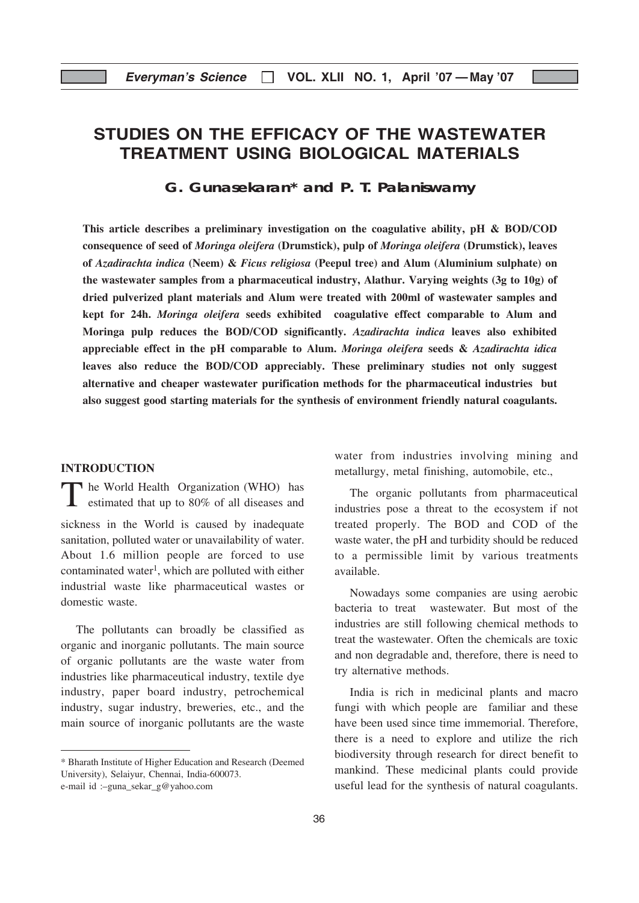# STUDIES ON THE EFFICACY OF THE WASTEWATER TREATMENT USING BIOLOGICAL MATERIALS

**G. Gunasekaran* and P. T. Palaniswamy**

**This article describes a preliminary investigation on the coagulative ability, pH & BOD/COD consequence of seed of *Moringa oleifera* (Drumstick), pulp of *Moringa oleifera* (Drumstick), leaves of *Azadirachta indica* (Neem) & *Ficus religiosa* (Peepul tree) and Alum (Aluminium sulphate) on the wastewater samples from a pharmaceutical industry, Alathur. Varying weights (3g to 10g) of dried pulverized plant materials and Alum were treated with 200ml of wastewater samples and kept for 24h. *Moringa oleifera* seeds exhibited coagulative effect comparable to Alum and Moringa pulp reduces the BOD/COD significantly. *Azadirachta indica* leaves also exhibited appreciable effect in the pH comparable to Alum. *Moringa oleifera* seeds & *Azadirachta idica* leaves also reduce the BOD/COD appreciably. These preliminary studies not only suggest alternative and cheaper wastewater purification methods for the pharmaceutical industries but also suggest good starting materials for the synthesis of environment friendly natural coagulants.**

## INTRODUCTION

The World Health Organization (WHO) has estimated that up to 80% of all diseases and sickness in the World is caused by inadequate sanitation, polluted water or unavailability of water. About 1.6 million people are forced to use contaminated water[1], which are polluted with either industrial waste like pharmaceutical wastes or domestic waste.

The pollutants can broadly be classified as organic and inorganic pollutants. The main source of organic pollutants are the waste water from industries like pharmaceutical industry, textile dye industry, paper board industry, petrochemical industry, sugar industry, breweries, etc., and the main source of inorganic pollutants are the waste water from industries involving mining and metallurgy, metal finishing, automobile, etc.,

The organic pollutants from pharmaceutical industries pose a threat to the ecosystem if not treated properly. The BOD and COD of the waste water, the pH and turbidity should be reduced to a permissible limit by various treatments available.

Nowadays some companies are using aerobic bacteria to treat wastewater. But most of the industries are still following chemical methods to treat the wastewater. Often the chemicals are toxic and non degradable and, therefore, there is need to try alternative methods.

India is rich in medicinal plants and macro fungi with which people are familiar and these have been used since time immemorial. Therefore, there is a need to explore and utilize the rich biodiversity through research for direct benefit to mankind. These medicinal plants could provide useful lead for the synthesis of natural coagulants.

---

\* Bharath Institute of Higher Education and Research (Deemed University), Selaiyur, Chennai, India-600073.
e-mail id :–guna_sekar_g@yahoo.com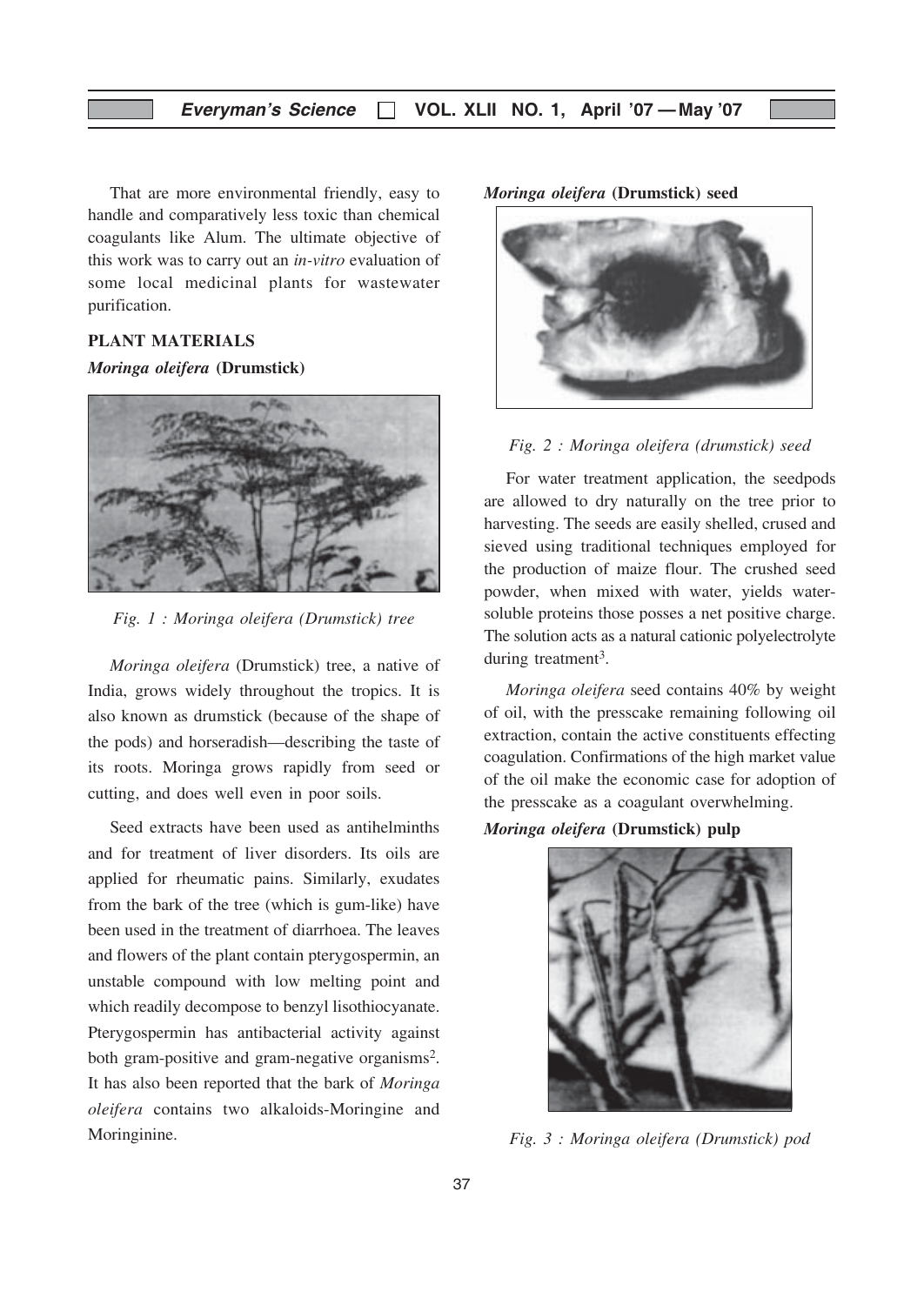That are more environmental friendly, easy to handle and comparatively less toxic than chemical coagulants like Alum. The ultimate objective of this work was to carry out an *in-vitro* evaluation of some local medicinal plants for wastewater purification.

## PLANT MATERIALS

### *Moringa oleifera* (Drumstick)

*Fig. 1 : Moringa oleifera (Drumstick) tree*

*Moringa oleifera* (Drumstick) tree, a native of India, grows widely throughout the tropics. It is also known as drumstick (because of the shape of the pods) and horseradish—describing the taste of its roots. Moringa grows rapidly from seed or cutting, and does well even in poor soils.

Seed extracts have been used as antihelminths and for treatment of liver disorders. Its oils are applied for rheumatic pains. Similarly, exudates from the bark of the tree (which is gum-like) have been used in the treatment of diarrhoea. The leaves and flowers of the plant contain pterygospermin, an unstable compound with low melting point and which readily decompose to benzyl lisothiocyanate. Pterygospermin has antibacterial activity against both gram-positive and gram-negative organisms[2]. It has also been reported that the bark of *Moringa oleifera* contains two alkaloids-Moringine and Moringinine.

### *Moringa oleifera* (Drumstick) seed

*Fig. 2 : Moringa oleifera (drumstick) seed*

For water treatment application, the seedpods are allowed to dry naturally on the tree prior to harvesting. The seeds are easily shelled, crused and sieved using traditional techniques employed for the production of maize flour. The crushed seed powder, when mixed with water, yields water-soluble proteins those posses a net positive charge. The solution acts as a natural cationic polyelectrolyte during treatment[3].

*Moringa oleifera* seed contains 40% by weight of oil, with the presscake remaining following oil extraction, contain the active constituents effecting coagulation. Confirmations of the high market value of the oil make the economic case for adoption of the presscake as a coagulant overwhelming.

### *Moringa oleifera* (Drumstick) pulp

*Fig. 3 : Moringa oleifera (Drumstick) pod*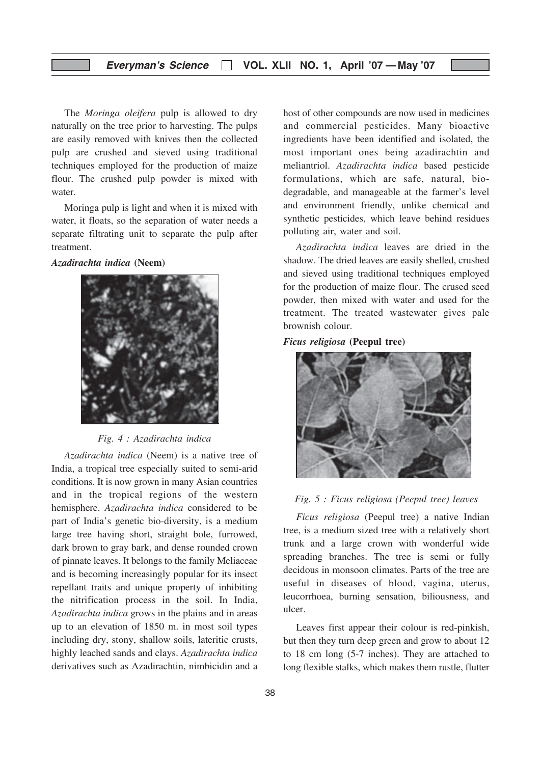The *Moringa oleifera* pulp is allowed to dry naturally on the tree prior to harvesting. The pulps are easily removed with knives then the collected pulp are crushed and sieved using traditional techniques employed for the production of maize flour. The crushed pulp powder is mixed with water.

Moringa pulp is light and when it is mixed with water, it floats, so the separation of water needs a separate filtrating unit to separate the pulp after treatment.

***Azadirachta indica* (Neem)**

*Fig. 4 : Azadirachta indica*

*Azadirachta indica* (Neem) is a native tree of India, a tropical tree especially suited to semi-arid conditions. It is now grown in many Asian countries and in the tropical regions of the western hemisphere. *Azadirachta indica* considered to be part of India's genetic bio-diversity, is a medium large tree having short, straight bole, furrowed, dark brown to gray bark, and dense rounded crown of pinnate leaves. It belongs to the family Meliaceae and is becoming increasingly popular for its insect repellant traits and unique property of inhibiting the nitrification process in the soil. In India, *Azadirachta indica* grows in the plains and in areas up to an elevation of 1850 m. in most soil types including dry, stony, shallow soils, lateritic crusts, highly leached sands and clays. *Azadirachta indica* derivatives such as Azadirachtin, nimbicidin and a host of other compounds are now used in medicines and commercial pesticides. Many bioactive ingredients have been identified and isolated, the most important ones being azadirachtin and meliantriol. *Azadirachta indica* based pesticide formulations, which are safe, natural, bio-degradable, and manageable at the farmer's level and environment friendly, unlike chemical and synthetic pesticides, which leave behind residues polluting air, water and soil.

*Azadirachta indica* leaves are dried in the shadow. The dried leaves are easily shelled, crushed and sieved using traditional techniques employed for the production of maize flour. The crused seed powder, then mixed with water and used for the treatment. The treated wastewater gives pale brownish colour.

***Ficus religiosa* (Peepul tree)**

*Fig. 5 : Ficus religiosa (Peepul tree) leaves*

*Ficus religiosa* (Peepul tree) a native Indian tree, is a medium sized tree with a relatively short trunk and a large crown with wonderful wide spreading branches. The tree is semi or fully decidous in monsoon climates. Parts of the tree are useful in diseases of blood, vagina, uterus, leucorrhoea, burning sensation, biliousness, and ulcer.

Leaves first appear their colour is red-pinkish, but then they turn deep green and grow to about 12 to 18 cm long (5-7 inches). They are attached to long flexible stalks, which makes them rustle, flutter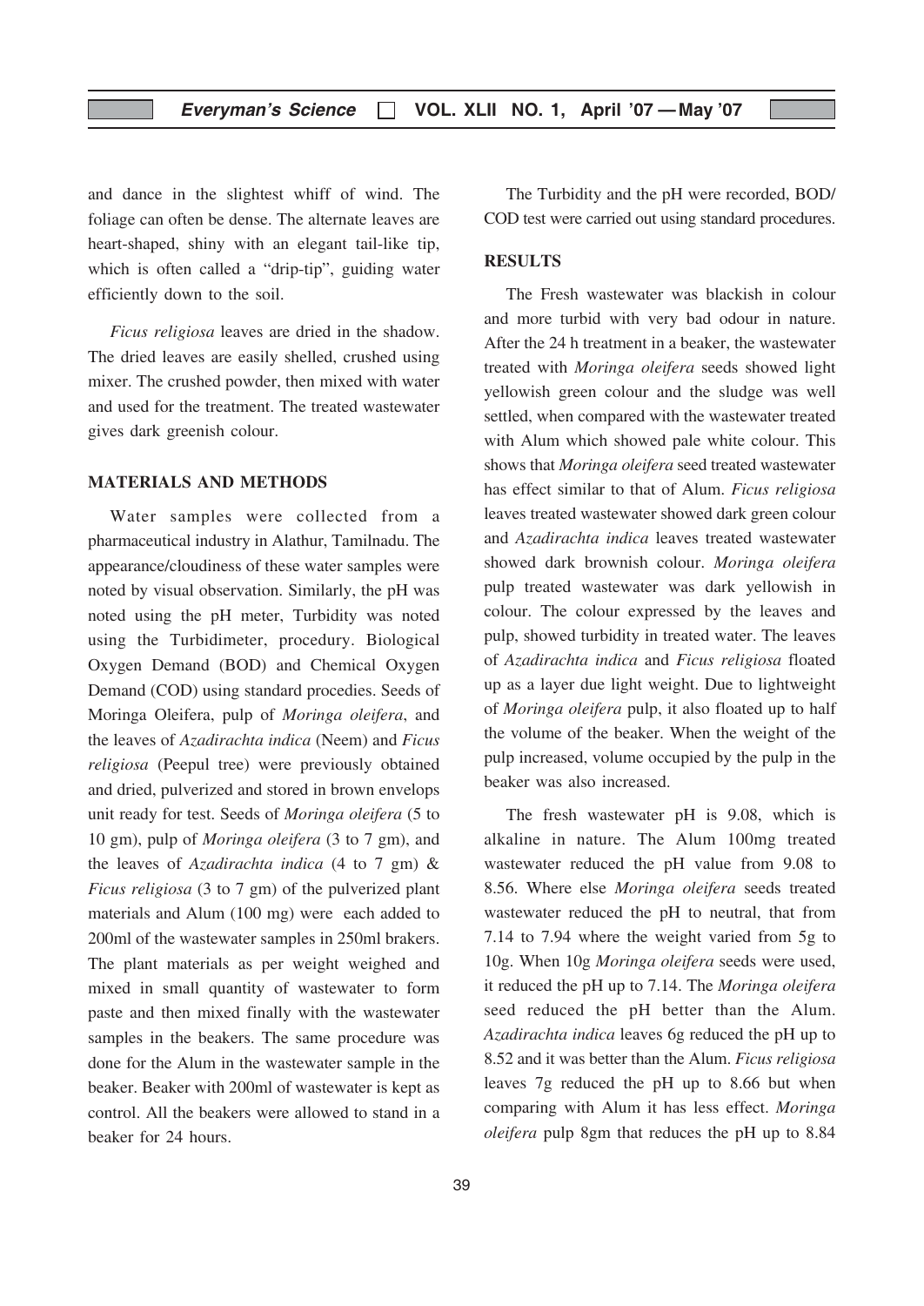and dance in the slightest whiff of wind. The foliage can often be dense. The alternate leaves are heart-shaped, shiny with an elegant tail-like tip, which is often called a "drip-tip", guiding water efficiently down to the soil.

*Ficus religiosa* leaves are dried in the shadow. The dried leaves are easily shelled, crushed using mixer. The crushed powder, then mixed with water and used for the treatment. The treated wastewater gives dark greenish colour.

## MATERIALS AND METHODS

Water samples were collected from a pharmaceutical industry in Alathur, Tamilnadu. The appearance/cloudiness of these water samples were noted by visual observation. Similarly, the pH was noted using the pH meter, Turbidity was noted using the Turbidimeter, procedury. Biological Oxygen Demand (BOD) and Chemical Oxygen Demand (COD) using standard procedies. Seeds of Moringa Oleifera, pulp of *Moringa oleifera*, and the leaves of *Azadirachta indica* (Neem) and *Ficus religiosa* (Peepul tree) were previously obtained and dried, pulverized and stored in brown envelops unit ready for test. Seeds of *Moringa oleifera* (5 to 10 gm), pulp of *Moringa oleifera* (3 to 7 gm), and the leaves of *Azadirachta indica* (4 to 7 gm) & *Ficus religiosa* (3 to 7 gm) of the pulverized plant materials and Alum (100 mg) were each added to 200ml of the wastewater samples in 250ml brakers. The plant materials as per weight weighed and mixed in small quantity of wastewater to form paste and then mixed finally with the wastewater samples in the beakers. The same procedure was done for the Alum in the wastewater sample in the beaker. Beaker with 200ml of wastewater is kept as control. All the beakers were allowed to stand in a beaker for 24 hours.

The Turbidity and the pH were recorded, BOD/ COD test were carried out using standard procedures.

## RESULTS

The Fresh wastewater was blackish in colour and more turbid with very bad odour in nature. After the 24 h treatment in a beaker, the wastewater treated with *Moringa oleifera* seeds showed light yellowish green colour and the sludge was well settled, when compared with the wastewater treated with Alum which showed pale white colour. This shows that *Moringa oleifera* seed treated wastewater has effect similar to that of Alum. *Ficus religiosa* leaves treated wastewater showed dark green colour and *Azadirachta indica* leaves treated wastewater showed dark brownish colour. *Moringa oleifera* pulp treated wastewater was dark yellowish in colour. The colour expressed by the leaves and pulp, showed turbidity in treated water. The leaves of *Azadirachta indica* and *Ficus religiosa* floated up as a layer due light weight. Due to lightweight of *Moringa oleifera* pulp, it also floated up to half the volume of the beaker. When the weight of the pulp increased, volume occupied by the pulp in the beaker was also increased.

The fresh wastewater pH is 9.08, which is alkaline in nature. The Alum 100mg treated wastewater reduced the pH value from 9.08 to 8.56. Where else *Moringa oleifera* seeds treated wastewater reduced the pH to neutral, that from 7.14 to 7.94 where the weight varied from 5g to 10g. When 10g *Moringa oleifera* seeds were used, it reduced the pH up to 7.14. The *Moringa oleifera* seed reduced the pH better than the Alum. *Azadirachta indica* leaves 6g reduced the pH up to 8.52 and it was better than the Alum. *Ficus religiosa* leaves 7g reduced the pH up to 8.66 but when comparing with Alum it has less effect. *Moringa oleifera* pulp 8gm that reduces the pH up to 8.84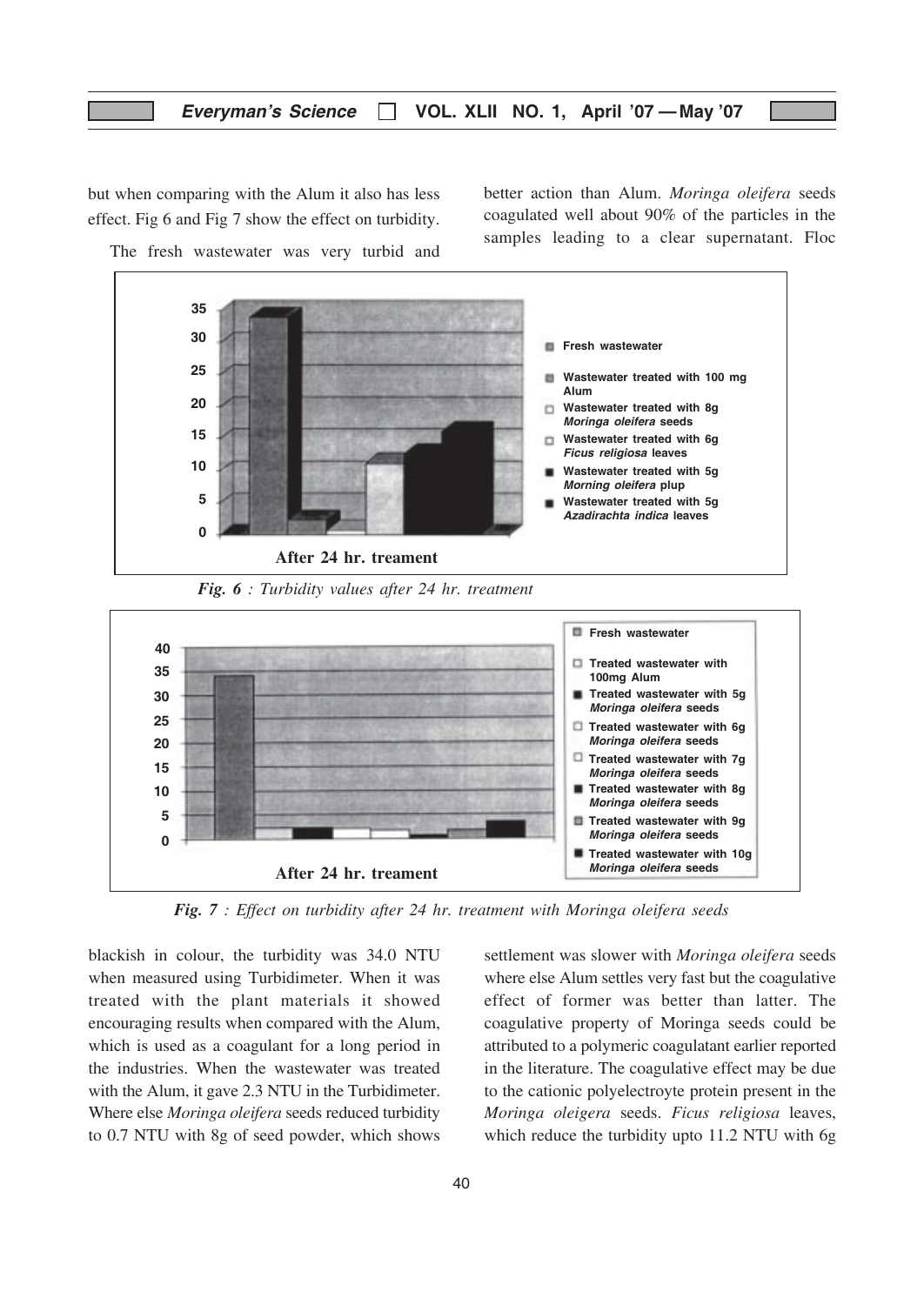but when comparing with the Alum it also has less effect. Fig 6 and Fig 7 show the effect on turbidity.

The fresh wastewater was very turbid and blackish in colour, the turbidity was 34.0 NTU when measured using Turbidimeter. When it was treated with the plant materials it showed encouraging results when compared with the Alum, which is used as a coagulant for a long period in the industries. When the wastewater was treated with the Alum, it gave 2.3 NTU in the Turbidimeter. Where else *Moringa oleifera* seeds reduced turbidity to 0.7 NTU with 8g of seed powder, which shows better action than Alum. *Moringa oleifera* seeds coagulated well about 90% of the particles in the samples leading to a clear supernatant. Floc settlement was slower with *Moringa oleifera* seeds where else Alum settles very fast but the coagulative effect of former was better than latter. The coagulative property of Moringa seeds could be attributed to a polymeric coagulatant earlier reported in the literature. The coagulative effect may be due to the cationic polyelectroyte protein present in the *Moringa oleigera* seeds. *Ficus religiosa* leaves, which reduce the turbidity upto 11.2 NTU with 6g

*Fig. 6 : Turbidity values after 24 hr. treatment*

*Fig. 7 : Effect on turbidity after 24 hr. treatment with Moringa oleifera seeds*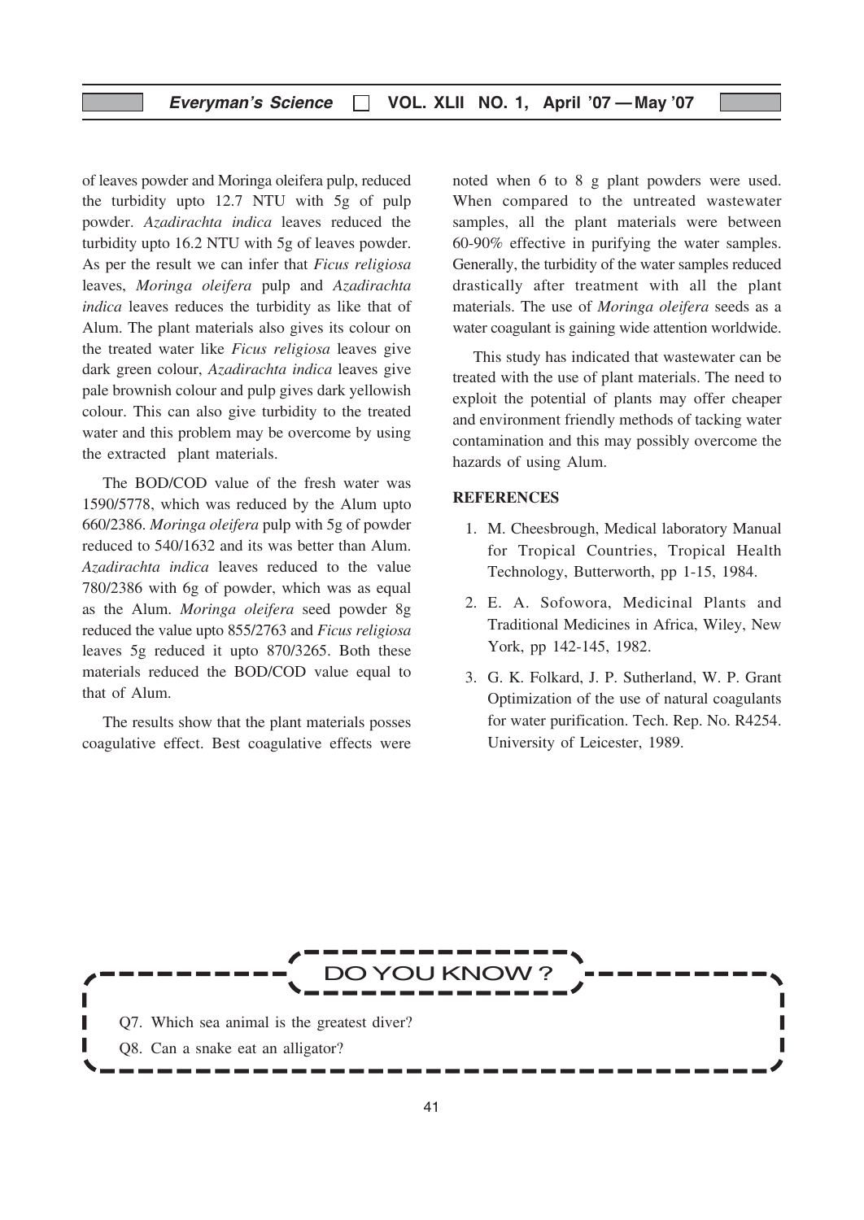of leaves powder and Moringa oleifera pulp, reduced the turbidity upto 12.7 NTU with 5g of pulp powder. *Azadirachta indica* leaves reduced the turbidity upto 16.2 NTU with 5g of leaves powder. As per the result we can infer that *Ficus religiosa* leaves, *Moringa oleifera* pulp and *Azadirachta indica* leaves reduces the turbidity as like that of Alum. The plant materials also gives its colour on the treated water like *Ficus religiosa* leaves give dark green colour, *Azadirachta indica* leaves give pale brownish colour and pulp gives dark yellowish colour. This can also give turbidity to the treated water and this problem may be overcome by using the extracted plant materials.

The BOD/COD value of the fresh water was 1590/5778, which was reduced by the Alum upto 660/2386. *Moringa oleifera* pulp with 5g of powder reduced to 540/1632 and its was better than Alum. *Azadirachta indica* leaves reduced to the value 780/2386 with 6g of powder, which was as equal as the Alum. *Moringa oleifera* seed powder 8g reduced the value upto 855/2763 and *Ficus religiosa* leaves 5g reduced it upto 870/3265. Both these materials reduced the BOD/COD value equal to that of Alum.

The results show that the plant materials posses coagulative effect. Best coagulative effects were noted when 6 to 8 g plant powders were used. When compared to the untreated wastewater samples, all the plant materials were between 60-90% effective in purifying the water samples. Generally, the turbidity of the water samples reduced drastically after treatment with all the plant materials. The use of *Moringa oleifera* seeds as a water coagulant is gaining wide attention worldwide.

This study has indicated that wastewater can be treated with the use of plant materials. The need to exploit the potential of plants may offer cheaper and environment friendly methods of tacking water contamination and this may possibly overcome the hazards of using Alum.

## REFERENCES

1. M. Cheesbrough, Medical laboratory Manual for Tropical Countries, Tropical Health Technology, Butterworth, pp 1-15, 1984.
2. E. A. Sofowora, Medicinal Plants and Traditional Medicines in Africa, Wiley, New York, pp 142-145, 1982.
3. G. K. Folkard, J. P. Sutherland, W. P. Grant Optimization of the use of natural coagulants for water purification. Tech. Rep. No. R4254. University of Leicester, 1989.

### DO YOU KNOW ?

Q7. Which sea animal is the greatest diver?

Q8. Can a snake eat an alligator?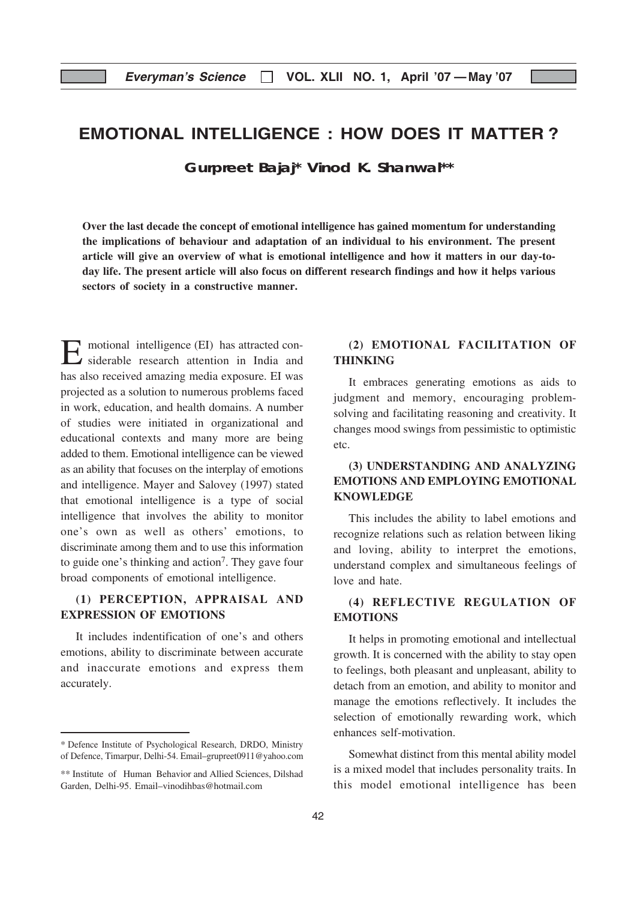// EMOTIONAL INTELLIGENCE : HOW DOES IT MATTER ?

**Gurpreet Bajaj* Vinod K. Shanwal****

**Over the last decade the concept of emotional intelligence has gained momentum for understanding the implications of behaviour and adaptation of an individual to his environment. The present article will give an overview of what is emotional intelligence and how it matters in our day-to-day life. The present article will also focus on different research findings and how it helps various sectors of society in a constructive manner.**

Emotional intelligence (EI) has attracted considerable research attention in India and has also received amazing media exposure. EI was projected as a solution to numerous problems faced in work, education, and health domains. A number of studies were initiated in organizational and educational contexts and many more are being added to them. Emotional intelligence can be viewed as an ability that focuses on the interplay of emotions and intelligence. Mayer and Salovey (1997) stated that emotional intelligence is a type of social intelligence that involves the ability to monitor one's own as well as others' emotions, to discriminate among them and to use this information to guide one's thinking and action[7]. They gave four broad components of emotional intelligence.

### (1) PERCEPTION, APPRAISAL AND EXPRESSION OF EMOTIONS

It includes indentification of one's and others emotions, ability to discriminate between accurate and inaccurate emotions and express them accurately.

### (2) EMOTIONAL FACILITATION OF THINKING

It embraces generating emotions as aids to judgment and memory, encouraging problem-solving and facilitating reasoning and creativity. It changes mood swings from pessimistic to optimistic etc.

### (3) UNDERSTANDING AND ANALYZING EMOTIONS AND EMPLOYING EMOTIONAL KNOWLEDGE

This includes the ability to label emotions and recognize relations such as relation between liking and loving, ability to interpret the emotions, understand complex and simultaneous feelings of love and hate.

### (4) REFLECTIVE REGULATION OF EMOTIONS

It helps in promoting emotional and intellectual growth. It is concerned with the ability to stay open to feelings, both pleasant and unpleasant, ability to detach from an emotion, and ability to monitor and manage the emotions reflectively. It includes the selection of emotionally rewarding work, which enhances self-motivation.

Somewhat distinct from this mental ability model is a mixed model that includes personality traits. In this model emotional intelligence has been

---

\* Defence Institute of Psychological Research, DRDO, Ministry of Defence, Timarpur, Delhi-54. Email–grupreet0911@yahoo.com

\*\* Institute of Human Behavior and Allied Sciences, Dilshad Garden, Delhi-95. Email–vinodihbas@hotmail.com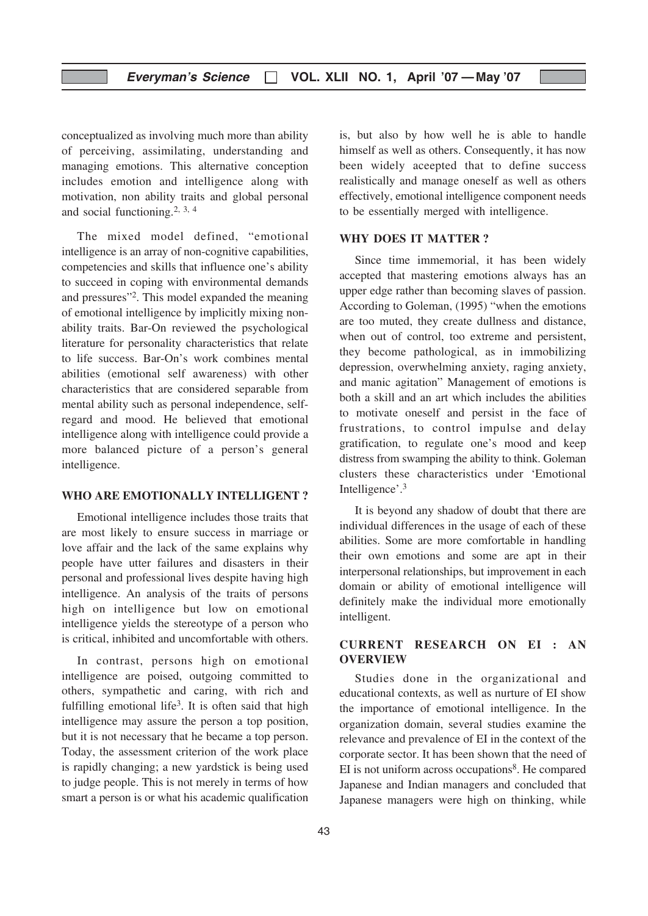conceptualized as involving much more than ability of perceiving, assimilating, understanding and managing emotions. This alternative conception includes emotion and intelligence along with motivation, non ability traits and global personal and social functioning.[2, 3, 4]

The mixed model defined, "emotional intelligence is an array of non-cognitive capabilities, competencies and skills that influence one's ability to succeed in coping with environmental demands and pressures"[2]. This model expanded the meaning of emotional intelligence by implicitly mixing non-ability traits. Bar-On reviewed the psychological literature for personality characteristics that relate to life success. Bar-On's work combines mental abilities (emotional self awareness) with other characteristics that are considered separable from mental ability such as personal independence, self-regard and mood. He believed that emotional intelligence along with intelligence could provide a more balanced picture of a person's general intelligence.

## WHO ARE EMOTIONALLY INTELLIGENT ?

Emotional intelligence includes those traits that are most likely to ensure success in marriage or love affair and the lack of the same explains why people have utter failures and disasters in their personal and professional lives despite having high intelligence. An analysis of the traits of persons high on intelligence but low on emotional intelligence yields the stereotype of a person who is critical, inhibited and uncomfortable with others.

In contrast, persons high on emotional intelligence are poised, outgoing committed to others, sympathetic and caring, with rich and fulfilling emotional life[3]. It is often said that high intelligence may assure the person a top position, but it is not necessary that he became a top person. Today, the assessment criterion of the work place is rapidly changing; a new yardstick is being used to judge people. This is not merely in terms of how smart a person is or what his academic qualification is, but also by how well he is able to handle himself as well as others. Consequently, it has now been widely aceepted that to define success realistically and manage oneself as well as others effectively, emotional intelligence component needs to be essentially merged with intelligence.

## WHY DOES IT MATTER ?

Since time immemorial, it has been widely accepted that mastering emotions always has an upper edge rather than becoming slaves of passion. According to Goleman, (1995) "when the emotions are too muted, they create dullness and distance, when out of control, too extreme and persistent, they become pathological, as in immobilizing depression, overwhelming anxiety, raging anxiety, and manic agitation" Management of emotions is both a skill and an art which includes the abilities to motivate oneself and persist in the face of frustrations, to control impulse and delay gratification, to regulate one's mood and keep distress from swamping the ability to think. Goleman clusters these characteristics under 'Emotional Intelligence'.[3]

It is beyond any shadow of doubt that there are individual differences in the usage of each of these abilities. Some are more comfortable in handling their own emotions and some are apt in their interpersonal relationships, but improvement in each domain or ability of emotional intelligence will definitely make the individual more emotionally intelligent.

## CURRENT RESEARCH ON EI : AN OVERVIEW

Studies done in the organizational and educational contexts, as well as nurture of EI show the importance of emotional intelligence. In the organization domain, several studies examine the relevance and prevalence of EI in the context of the corporate sector. It has been shown that the need of EI is not uniform across occupations[8]. He compared Japanese and Indian managers and concluded that Japanese managers were high on thinking, while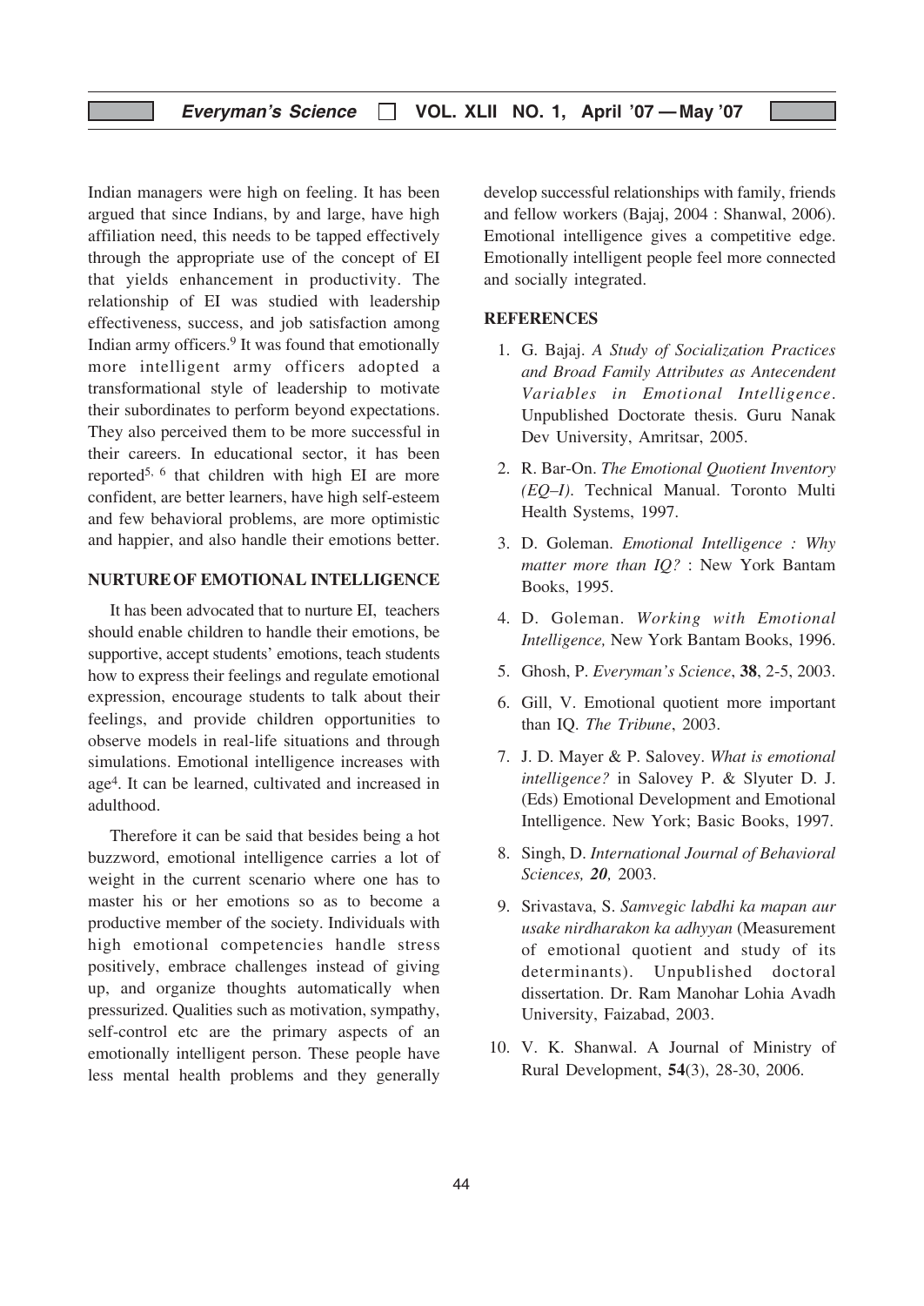Indian managers were high on feeling. It has been argued that since Indians, by and large, have high affiliation need, this needs to be tapped effectively through the appropriate use of the concept of EI that yields enhancement in productivity. The relationship of EI was studied with leadership effectiveness, success, and job satisfaction among Indian army officers.[9] It was found that emotionally more intelligent army officers adopted a transformational style of leadership to motivate their subordinates to perform beyond expectations. They also perceived them to be more successful in their careers. In educational sector, it has been reported[5, 6] that children with high EI are more confident, are better learners, have high self-esteem and few behavioral problems, are more optimistic and happier, and also handle their emotions better.

## NURTURE OF EMOTIONAL INTELLIGENCE

It has been advocated that to nurture EI, teachers should enable children to handle their emotions, be supportive, accept students' emotions, teach students how to express their feelings and regulate emotional expression, encourage students to talk about their feelings, and provide children opportunities to observe models in real-life situations and through simulations. Emotional intelligence increases with age[4]. It can be learned, cultivated and increased in adulthood.

Therefore it can be said that besides being a hot buzzword, emotional intelligence carries a lot of weight in the current scenario where one has to master his or her emotions so as to become a productive member of the society. Individuals with high emotional competencies handle stress positively, embrace challenges instead of giving up, and organize thoughts automatically when pressurized. Qualities such as motivation, sympathy, self-control etc are the primary aspects of an emotionally intelligent person. These people have less mental health problems and they generally develop successful relationships with family, friends and fellow workers (Bajaj, 2004 : Shanwal, 2006). Emotional intelligence gives a competitive edge. Emotionally intelligent people feel more connected and socially integrated.

## REFERENCES

1. G. Bajaj. *A Study of Socialization Practices and Broad Family Attributes as Antecendent Variables in Emotional Intelligence*. Unpublished Doctorate thesis. Guru Nanak Dev University, Amritsar, 2005.
2. R. Bar-On. *The Emotional Quotient Inventory (EQ–I)*. Technical Manual. Toronto Multi Health Systems, 1997.
3. D. Goleman. *Emotional Intelligence : Why matter more than IQ?* : New York Bantam Books, 1995.
4. D. Goleman. *Working with Emotional Intelligence,* New York Bantam Books, 1996.
5. Ghosh, P. *Everyman's Science*, **38**, 2-5, 2003.
6. Gill, V. Emotional quotient more important than IQ. *The Tribune*, 2003.
7. J. D. Mayer & P. Salovey. *What is emotional intelligence?* in Salovey P. & Slyuter D. J. (Eds) Emotional Development and Emotional Intelligence. New York; Basic Books, 1997.
8. Singh, D. *International Journal of Behavioral Sciences, **20**,* 2003.
9. Srivastava, S. *Samvegic labdhi ka mapan aur usake nirdharakon ka adhyyan* (Measurement of emotional quotient and study of its determinants). Unpublished doctoral dissertation. Dr. Ram Manohar Lohia Avadh University, Faizabad, 2003.
10. V. K. Shanwal. A Journal of Ministry of Rural Development, **54**(3), 28-30, 2006.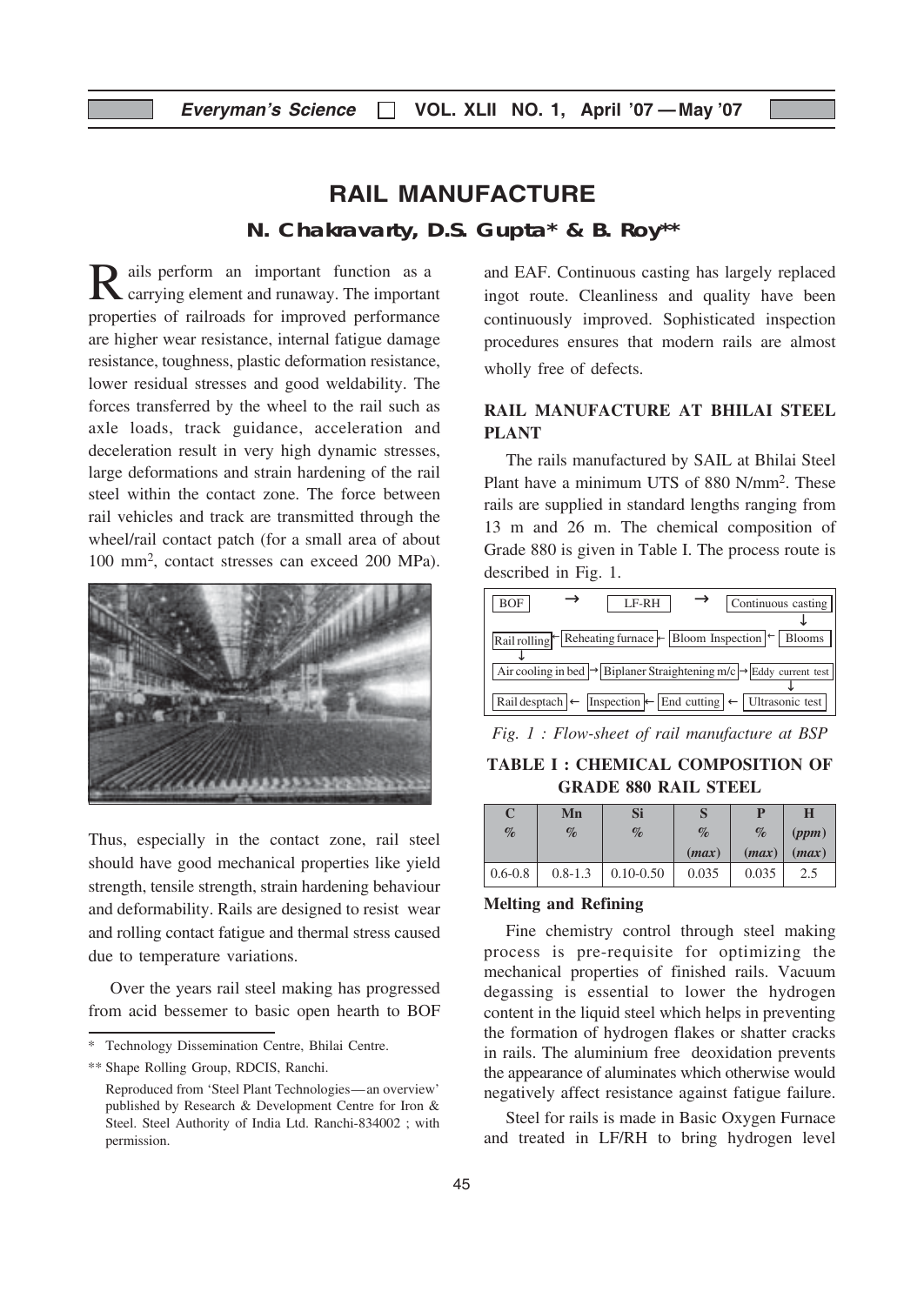# RAIL MANUFACTURE

**N. Chakravarty, D.S. Gupta* & B. Roy****

Rails perform an important function as a carrying element and runaway. The important properties of railroads for improved performance are higher wear resistance, internal fatigue damage resistance, toughness, plastic deformation resistance, lower residual stresses and good weldability. The forces transferred by the wheel to the rail such as axle loads, track guidance, acceleration and deceleration result in very high dynamic stresses, large deformations and strain hardening of the rail steel within the contact zone. The force between rail vehicles and track are transmitted through the wheel/rail contact patch (for a small area of about 100 mm$^2$, contact stresses can exceed 200 MPa).

Thus, especially in the contact zone, rail steel should have good mechanical properties like yield strength, tensile strength, strain hardening behaviour and deformability. Rails are designed to resist wear and rolling contact fatigue and thermal stress caused due to temperature variations.

Over the years rail steel making has progressed from acid bessemer to basic open hearth to BOF and EAF. Continuous casting has largely replaced ingot route. Cleanliness and quality have been continuously improved. Sophisticated inspection procedures ensures that modern rails are almost wholly free of defects.

## RAIL MANUFACTURE AT BHILAI STEEL PLANT

The rails manufactured by SAIL at Bhilai Steel Plant have a minimum UTS of 880 N/mm$^2$. These rails are supplied in standard lengths ranging from 13 m and 26 m. The chemical composition of Grade 880 is given in Table I. The process route is described in Fig. 1.

BOF → LF-RH → Continuous casting → Blooms → Bloom Inspection → Reheating furnace → Rail rolling → Air cooling in bed → Biplaner Straightening m/c → Eddy current test → Ultrasonic test → End cutting → Inspection → Rail desptach

*Fig. 1 : Flow-sheet of rail manufacture at BSP*

**TABLE I : CHEMICAL COMPOSITION OF GRADE 880 RAIL STEEL**

| C % | Mn % | Si % | S % (max) | P % (max) | H (ppm) (max) |
|---|---|---|---|---|---|
| 0.6-0.8 | 0.8-1.3 | 0.10-0.50 | 0.035 | 0.035 | 2.5 |

### Melting and Refining

Fine chemistry control through steel making process is pre-requisite for optimizing the mechanical properties of finished rails. Vacuum degassing is essential to lower the hydrogen content in the liquid steel which helps in preventing the formation of hydrogen flakes or shatter cracks in rails. The aluminium free deoxidation prevents the appearance of aluminates which otherwise would negatively affect resistance against fatigue failure.

Steel for rails is made in Basic Oxygen Furnace and treated in LF/RH to bring hydrogen level

---

\* Technology Dissemination Centre, Bhilai Centre.

\*\* Shape Rolling Group, RDCIS, Ranchi.

Reproduced from 'Steel Plant Technologies—an overview' published by Research & Development Centre for Iron & Steel. Steel Authority of India Ltd. Ranchi-834002 ; with permission.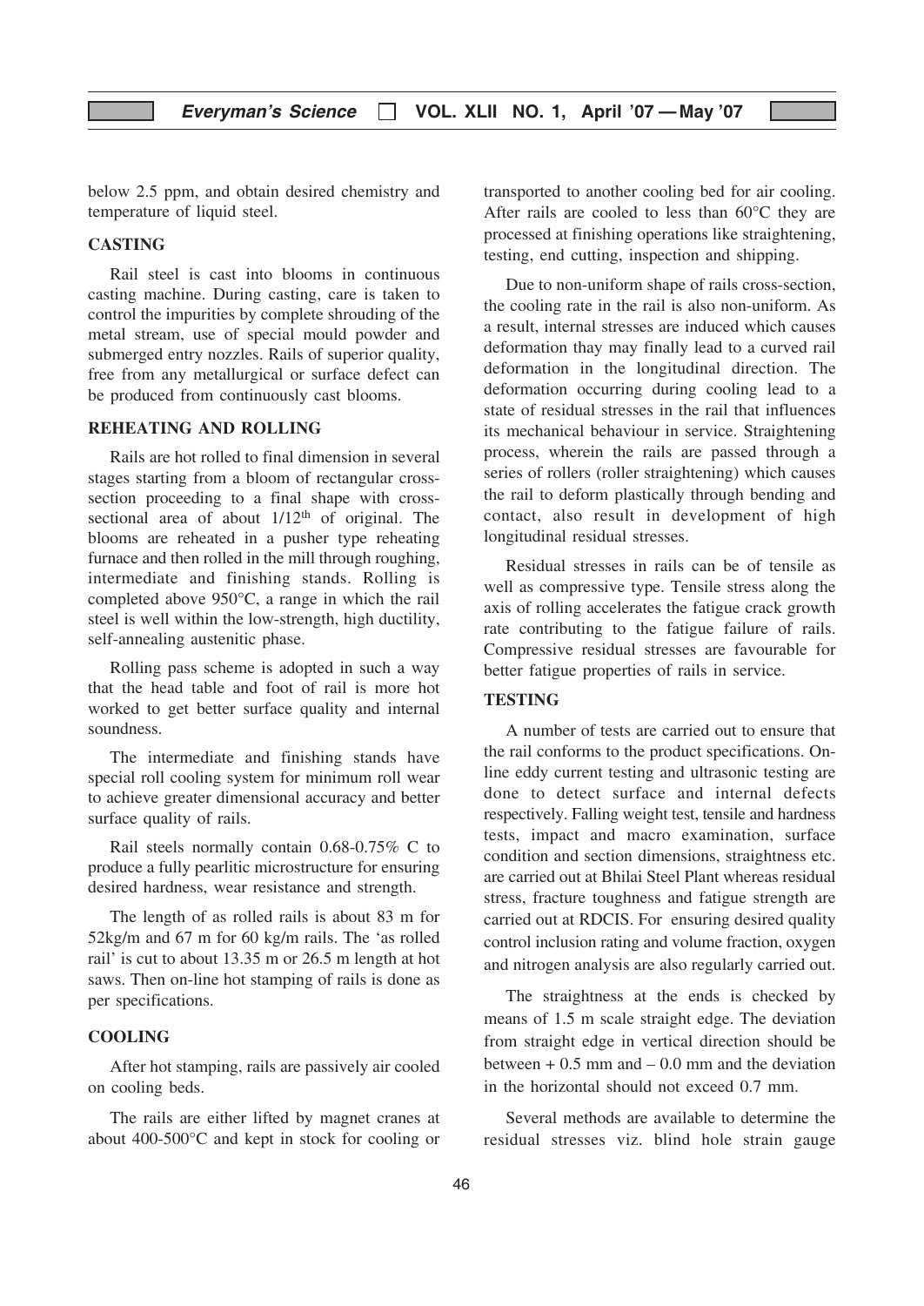below 2.5 ppm, and obtain desired chemistry and temperature of liquid steel.

## CASTING

Rail steel is cast into blooms in continuous casting machine. During casting, care is taken to control the impurities by complete shrouding of the metal stream, use of special mould powder and submerged entry nozzles. Rails of superior quality, free from any metallurgical or surface defect can be produced from continuously cast blooms.

## REHEATING AND ROLLING

Rails are hot rolled to final dimension in several stages starting from a bloom of rectangular cross-section proceeding to a final shape with cross-sectional area of about 1/12$^{th}$ of original. The blooms are reheated in a pusher type reheating furnace and then rolled in the mill through roughing, intermediate and finishing stands. Rolling is completed above 950°C, a range in which the rail steel is well within the low-strength, high ductility, self-annealing austenitic phase.

Rolling pass scheme is adopted in such a way that the head table and foot of rail is more hot worked to get better surface quality and internal soundness.

The intermediate and finishing stands have special roll cooling system for minimum roll wear to achieve greater dimensional accuracy and better surface quality of rails.

Rail steels normally contain 0.68-0.75% C to produce a fully pearlitic microstructure for ensuring desired hardness, wear resistance and strength.

The length of as rolled rails is about 83 m for 52kg/m and 67 m for 60 kg/m rails. The 'as rolled rail' is cut to about 13.35 m or 26.5 m length at hot saws. Then on-line hot stamping of rails is done as per specifications.

## COOLING

After hot stamping, rails are passively air cooled on cooling beds.

The rails are either lifted by magnet cranes at about 400-500°C and kept in stock for cooling or transported to another cooling bed for air cooling. After rails are cooled to less than 60°C they are processed at finishing operations like straightening, testing, end cutting, inspection and shipping.

Due to non-uniform shape of rails cross-section, the cooling rate in the rail is also non-uniform. As a result, internal stresses are induced which causes deformation thay may finally lead to a curved rail deformation in the longitudinal direction. The deformation occurring during cooling lead to a state of residual stresses in the rail that influences its mechanical behaviour in service. Straightening process, wherein the rails are passed through a series of rollers (roller straightening) which causes the rail to deform plastically through bending and contact, also result in development of high longitudinal residual stresses.

Residual stresses in rails can be of tensile as well as compressive type. Tensile stress along the axis of rolling accelerates the fatigue crack growth rate contributing to the fatigue failure of rails. Compressive residual stresses are favourable for better fatigue properties of rails in service.

## TESTING

A number of tests are carried out to ensure that the rail conforms to the product specifications. On-line eddy current testing and ultrasonic testing are done to detect surface and internal defects respectively. Falling weight test, tensile and hardness tests, impact and macro examination, surface condition and section dimensions, straightness etc. are carried out at Bhilai Steel Plant whereas residual stress, fracture toughness and fatigue strength are carried out at RDCIS. For ensuring desired quality control inclusion rating and volume fraction, oxygen and nitrogen analysis are also regularly carried out.

The straightness at the ends is checked by means of 1.5 m scale straight edge. The deviation from straight edge in vertical direction should be between + 0.5 mm and – 0.0 mm and the deviation in the horizontal should not exceed 0.7 mm.

Several methods are available to determine the residual stresses viz. blind hole strain gauge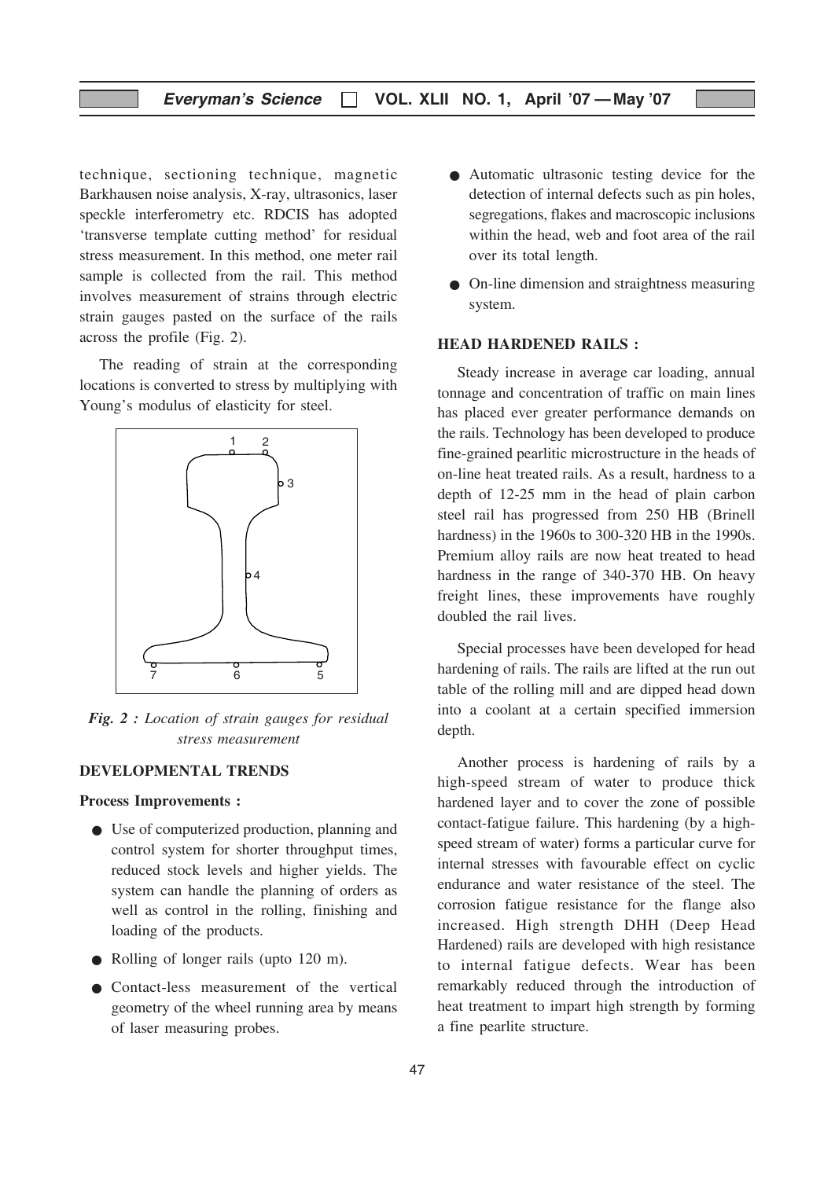technique, sectioning technique, magnetic Barkhausen noise analysis, X-ray, ultrasonics, laser speckle interferometry etc. RDCIS has adopted 'transverse template cutting method' for residual stress measurement. In this method, one meter rail sample is collected from the rail. This method involves measurement of strains through electric strain gauges pasted on the surface of the rails across the profile (Fig. 2).

The reading of strain at the corresponding locations is converted to stress by multiplying with Young's modulus of elasticity for steel.

***Fig. 2 :*** *Location of strain gauges for residual stress measurement*

## DEVELOPMENTAL TRENDS

### Process Improvements :

- Use of computerized production, planning and control system for shorter throughput times, reduced stock levels and higher yields. The system can handle the planning of orders as well as control in the rolling, finishing and loading of the products.
- Rolling of longer rails (upto 120 m).
- Contact-less measurement of the vertical geometry of the wheel running area by means of laser measuring probes.
- Automatic ultrasonic testing device for the detection of internal defects such as pin holes, segregations, flakes and macroscopic inclusions within the head, web and foot area of the rail over its total length.
- On-line dimension and straightness measuring system.

## HEAD HARDENED RAILS :

Steady increase in average car loading, annual tonnage and concentration of traffic on main lines has placed ever greater performance demands on the rails. Technology has been developed to produce fine-grained pearlitic microstructure in the heads of on-line heat treated rails. As a result, hardness to a depth of 12-25 mm in the head of plain carbon steel rail has progressed from 250 HB (Brinell hardness) in the 1960s to 300-320 HB in the 1990s. Premium alloy rails are now heat treated to head hardness in the range of 340-370 HB. On heavy freight lines, these improvements have roughly doubled the rail lives.

Special processes have been developed for head hardening of rails. The rails are lifted at the run out table of the rolling mill and are dipped head down into a coolant at a certain specified immersion depth.

Another process is hardening of rails by a high-speed stream of water to produce thick hardened layer and to cover the zone of possible contact-fatigue failure. This hardening (by a high-speed stream of water) forms a particular curve for internal stresses with favourable effect on cyclic endurance and water resistance of the steel. The corrosion fatigue resistance for the flange also increased. High strength DHH (Deep Head Hardened) rails are developed with high resistance to internal fatigue defects. Wear has been remarkably reduced through the introduction of heat treatment to impart high strength by forming a fine pearlite structure.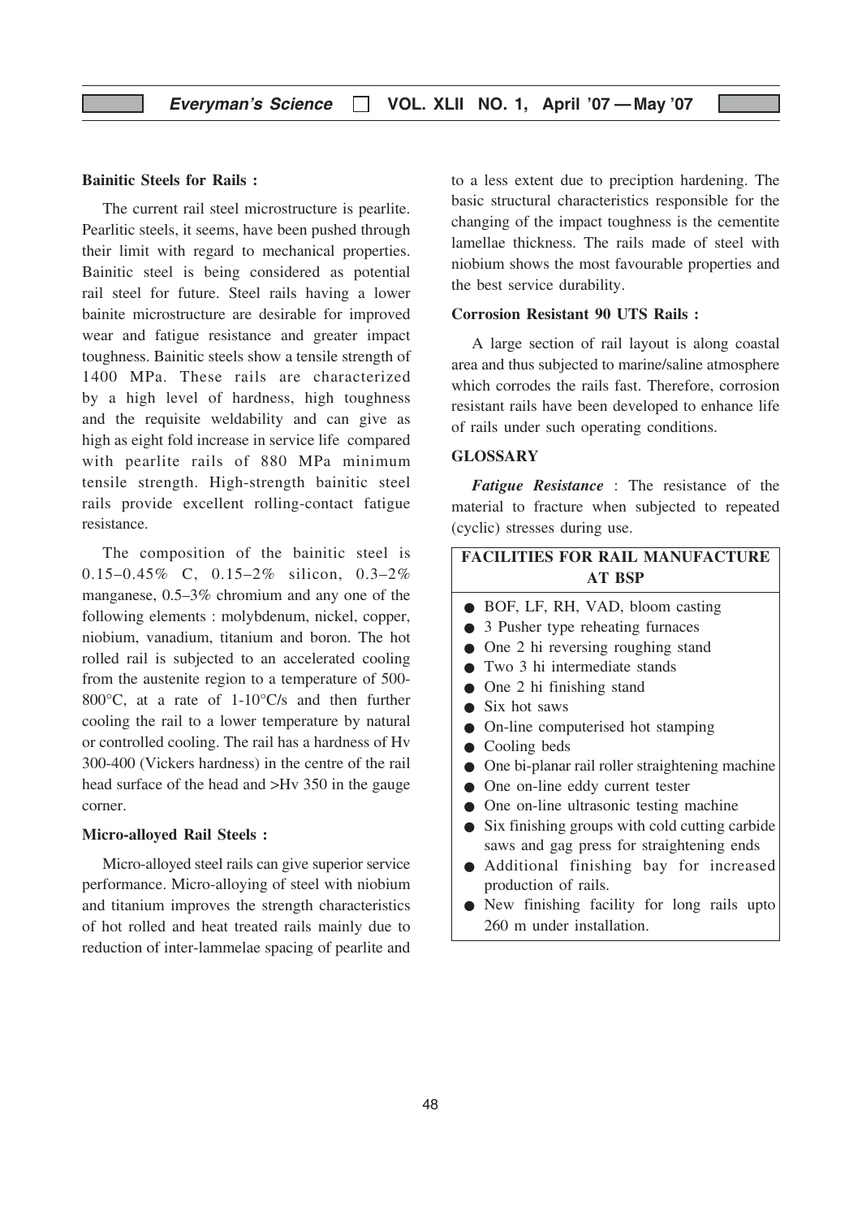### Bainitic Steels for Rails :

The current rail steel microstructure is pearlite. Pearlitic steels, it seems, have been pushed through their limit with regard to mechanical properties. Bainitic steel is being considered as potential rail steel for future. Steel rails having a lower bainite microstructure are desirable for improved wear and fatigue resistance and greater impact toughness. Bainitic steels show a tensile strength of 1400 MPa. These rails are characterized by a high level of hardness, high toughness and the requisite weldability and can give as high as eight fold increase in service life compared with pearlite rails of 880 MPa minimum tensile strength. High-strength bainitic steel rails provide excellent rolling-contact fatigue resistance.

The composition of the bainitic steel is 0.15–0.45% C, 0.15–2% silicon, 0.3–2% manganese, 0.5–3% chromium and any one of the following elements : molybdenum, nickel, copper, niobium, vanadium, titanium and boron. The hot rolled rail is subjected to an accelerated cooling from the austenite region to a temperature of 500-800°C, at a rate of 1-10°C/s and then further cooling the rail to a lower temperature by natural or controlled cooling. The rail has a hardness of Hv 300-400 (Vickers hardness) in the centre of the rail head surface of the head and >Hv 350 in the gauge corner.

### Micro-alloyed Rail Steels :

Micro-alloyed steel rails can give superior service performance. Micro-alloying of steel with niobium and titanium improves the strength characteristics of hot rolled and heat treated rails mainly due to reduction of inter-lammelae spacing of pearlite and to a less extent due to preciption hardening. The basic structural characteristics responsible for the changing of the impact toughness is the cementite lamellae thickness. The rails made of steel with niobium shows the most favourable properties and the best service durability.

### Corrosion Resistant 90 UTS Rails :

A large section of rail layout is along coastal area and thus subjected to marine/saline atmosphere which corrodes the rails fast. Therefore, corrosion resistant rails have been developed to enhance life of rails under such operating conditions.

### GLOSSARY

***Fatigue Resistance*** : The resistance of the material to fracture when subjected to repeated (cyclic) stresses during use.

**FACILITIES FOR RAIL MANUFACTURE AT BSP**

- BOF, LF, RH, VAD, bloom casting
- 3 Pusher type reheating furnaces
- One 2 hi reversing roughing stand
- Two 3 hi intermediate stands
- One 2 hi finishing stand
- Six hot saws
- On-line computerised hot stamping
- Cooling beds
- One bi-planar rail roller straightening machine
- One on-line eddy current tester
- One on-line ultrasonic testing machine
- Six finishing groups with cold cutting carbide saws and gag press for straightening ends
- Additional finishing bay for increased production of rails.
- New finishing facility for long rails upto 260 m under installation.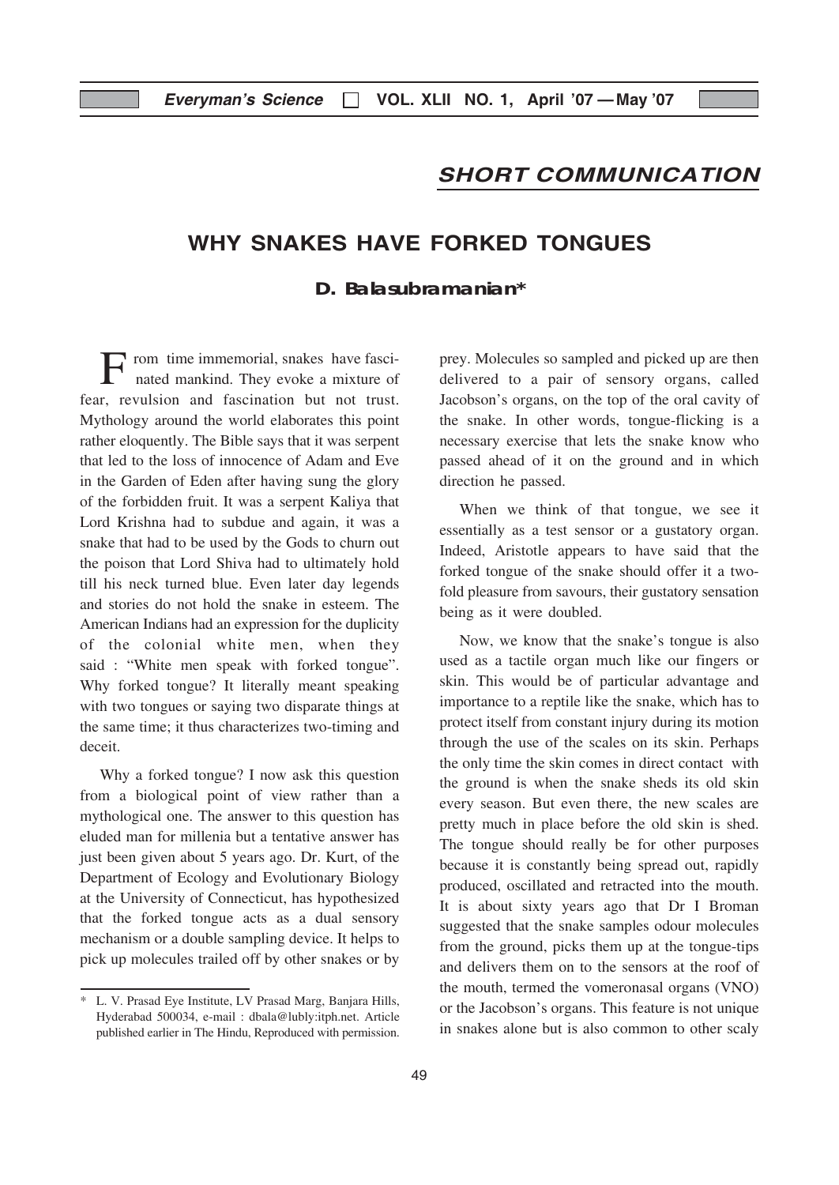## SHORT COMMUNICATION

# WHY SNAKES HAVE FORKED TONGUES

**D. Balasubramanian***

From time immemorial, snakes have fascinated mankind. They evoke a mixture of fear, revulsion and fascination but not trust. Mythology around the world elaborates this point rather eloquently. The Bible says that it was serpent that led to the loss of innocence of Adam and Eve in the Garden of Eden after having sung the glory of the forbidden fruit. It was a serpent Kaliya that Lord Krishna had to subdue and again, it was a snake that had to be used by the Gods to churn out the poison that Lord Shiva had to ultimately hold till his neck turned blue. Even later day legends and stories do not hold the snake in esteem. The American Indians had an expression for the duplicity of the colonial white men, when they said : "White men speak with forked tongue". Why forked tongue? It literally meant speaking with two tongues or saying two disparate things at the same time; it thus characterizes two-timing and deceit.

Why a forked tongue? I now ask this question from a biological point of view rather than a mythological one. The answer to this question has eluded man for millenia but a tentative answer has just been given about 5 years ago. Dr. Kurt, of the Department of Ecology and Evolutionary Biology at the University of Connecticut, has hypothesized that the forked tongue acts as a dual sensory mechanism or a double sampling device. It helps to pick up molecules trailed off by other snakes or by prey. Molecules so sampled and picked up are then delivered to a pair of sensory organs, called Jacobson's organs, on the top of the oral cavity of the snake. In other words, tongue-flicking is a necessary exercise that lets the snake know who passed ahead of it on the ground and in which direction he passed.

When we think of that tongue, we see it essentially as a test sensor or a gustatory organ. Indeed, Aristotle appears to have said that the forked tongue of the snake should offer it a two-fold pleasure from savours, their gustatory sensation being as it were doubled.

Now, we know that the snake's tongue is also used as a tactile organ much like our fingers or skin. This would be of particular advantage and importance to a reptile like the snake, which has to protect itself from constant injury during its motion through the use of the scales on its skin. Perhaps the only time the skin comes in direct contact with the ground is when the snake sheds its old skin every season. But even there, the new scales are pretty much in place before the old skin is shed. The tongue should really be for other purposes because it is constantly being spread out, rapidly produced, oscillated and retracted into the mouth. It is about sixty years ago that Dr I Broman suggested that the snake samples odour molecules from the ground, picks them up at the tongue-tips and delivers them on to the sensors at the roof of the mouth, termed the vomeronasal organs (VNO) or the Jacobson's organs. This feature is not unique in snakes alone but is also common to other scaly

---

* L. V. Prasad Eye Institute, LV Prasad Marg, Banjara Hills, Hyderabad 500034, e-mail : dbala@lubly:itph.net. Article published earlier in The Hindu, Reproduced with permission.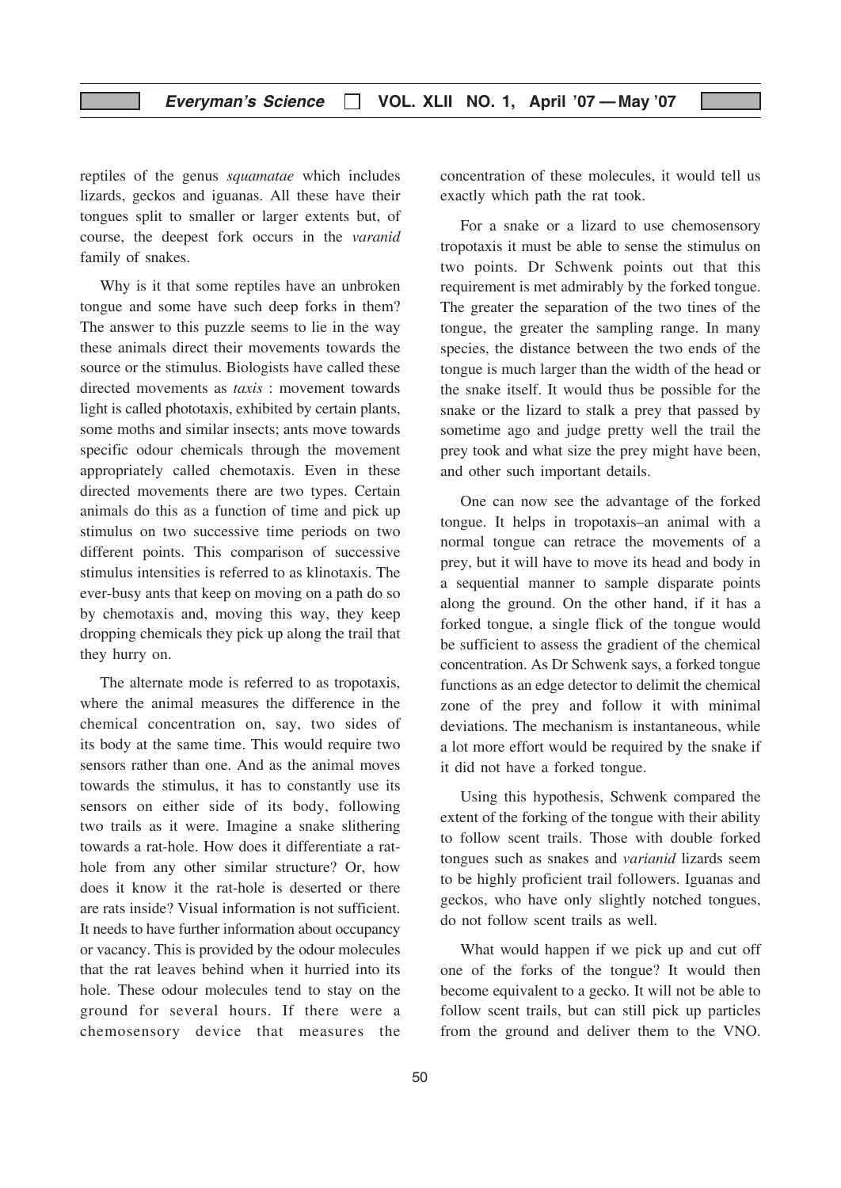reptiles of the genus *squamatae* which includes lizards, geckos and iguanas. All these have their tongues split to smaller or larger extents but, of course, the deepest fork occurs in the *varanid* family of snakes.

Why is it that some reptiles have an unbroken tongue and some have such deep forks in them? The answer to this puzzle seems to lie in the way these animals direct their movements towards the source or the stimulus. Biologists have called these directed movements as *taxis* : movement towards light is called phototaxis, exhibited by certain plants, some moths and similar insects; ants move towards specific odour chemicals through the movement appropriately called chemotaxis. Even in these directed movements there are two types. Certain animals do this as a function of time and pick up stimulus on two successive time periods on two different points. This comparison of successive stimulus intensities is referred to as klinotaxis. The ever-busy ants that keep on moving on a path do so by chemotaxis and, moving this way, they keep dropping chemicals they pick up along the trail that they hurry on.

The alternate mode is referred to as tropotaxis, where the animal measures the difference in the chemical concentration on, say, two sides of its body at the same time. This would require two sensors rather than one. And as the animal moves towards the stimulus, it has to constantly use its sensors on either side of its body, following two trails as it were. Imagine a snake slithering towards a rat-hole. How does it differentiate a rat-hole from any other similar structure? Or, how does it know it the rat-hole is deserted or there are rats inside? Visual information is not sufficient. It needs to have further information about occupancy or vacancy. This is provided by the odour molecules that the rat leaves behind when it hurried into its hole. These odour molecules tend to stay on the ground for several hours. If there were a chemosensory device that measures the concentration of these molecules, it would tell us exactly which path the rat took.

For a snake or a lizard to use chemosensory tropotaxis it must be able to sense the stimulus on two points. Dr Schwenk points out that this requirement is met admirably by the forked tongue. The greater the separation of the two tines of the tongue, the greater the sampling range. In many species, the distance between the two ends of the tongue is much larger than the width of the head or the snake itself. It would thus be possible for the snake or the lizard to stalk a prey that passed by sometime ago and judge pretty well the trail the prey took and what size the prey might have been, and other such important details.

One can now see the advantage of the forked tongue. It helps in tropotaxis–an animal with a normal tongue can retrace the movements of a prey, but it will have to move its head and body in a sequential manner to sample disparate points along the ground. On the other hand, if it has a forked tongue, a single flick of the tongue would be sufficient to assess the gradient of the chemical concentration. As Dr Schwenk says, a forked tongue functions as an edge detector to delimit the chemical zone of the prey and follow it with minimal deviations. The mechanism is instantaneous, while a lot more effort would be required by the snake if it did not have a forked tongue.

Using this hypothesis, Schwenk compared the extent of the forking of the tongue with their ability to follow scent trails. Those with double forked tongues such as snakes and *varianid* lizards seem to be highly proficient trail followers. Iguanas and geckos, who have only slightly notched tongues, do not follow scent trails as well.

What would happen if we pick up and cut off one of the forks of the tongue? It would then become equivalent to a gecko. It will not be able to follow scent trails, but can still pick up particles from the ground and deliver them to the VNO.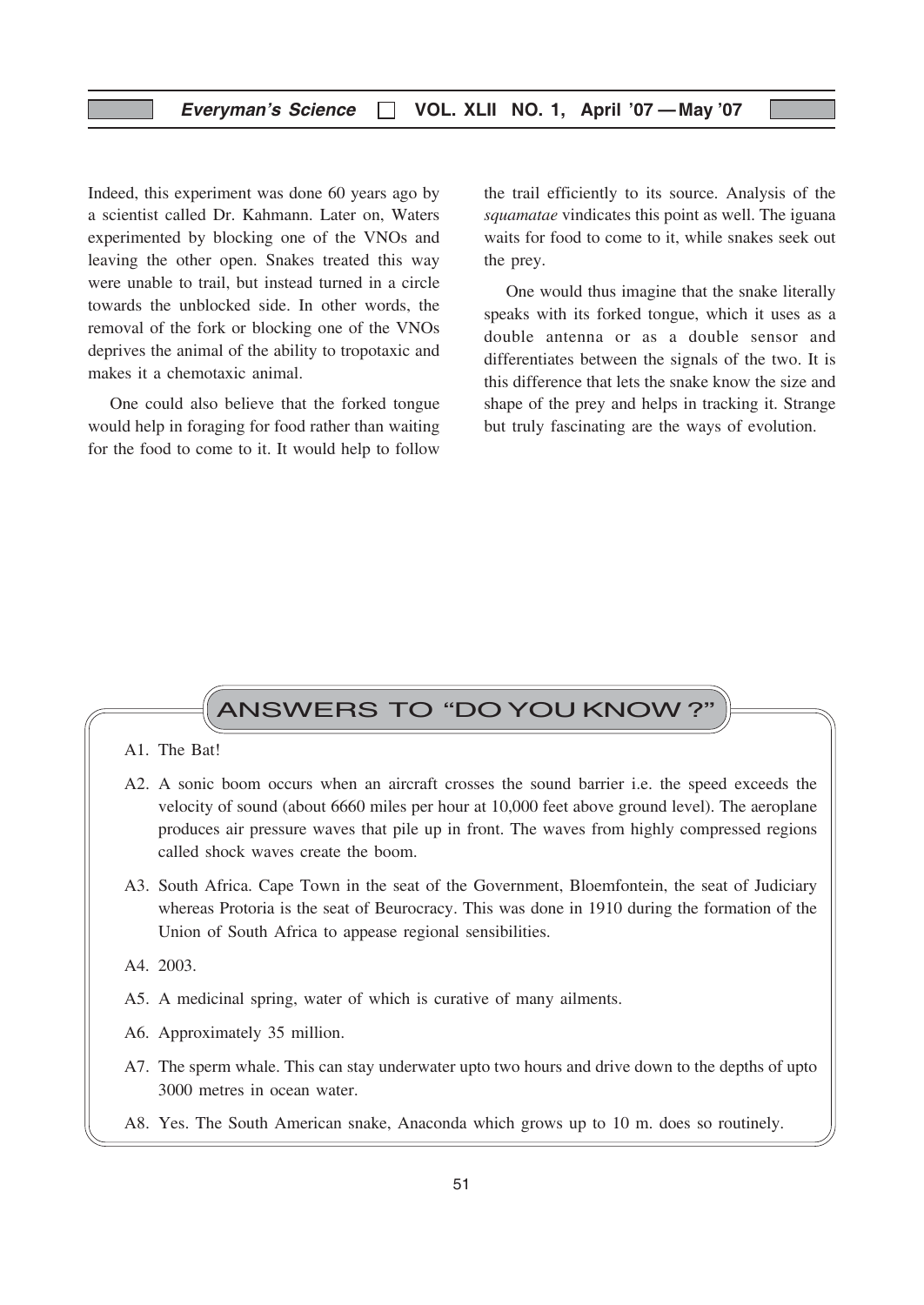Indeed, this experiment was done 60 years ago by a scientist called Dr. Kahmann. Later on, Waters experimented by blocking one of the VNOs and leaving the other open. Snakes treated this way were unable to trail, but instead turned in a circle towards the unblocked side. In other words, the removal of the fork or blocking one of the VNOs deprives the animal of the ability to tropotaxic and makes it a chemotaxic animal.

One could also believe that the forked tongue would help in foraging for food rather than waiting for the food to come to it. It would help to follow the trail efficiently to its source. Analysis of the *squamatae* vindicates this point as well. The iguana waits for food to come to it, while snakes seek out the prey.

One would thus imagine that the snake literally speaks with its forked tongue, which it uses as a double antenna or as a double sensor and differentiates between the signals of the two. It is this difference that lets the snake know the size and shape of the prey and helps in tracking it. Strange but truly fascinating are the ways of evolution.

## ANSWERS TO "DO YOU KNOW ?"

A1. The Bat!

A2. A sonic boom occurs when an aircraft crosses the sound barrier i.e. the speed exceeds the velocity of sound (about 6660 miles per hour at 10,000 feet above ground level). The aeroplane produces air pressure waves that pile up in front. The waves from highly compressed regions called shock waves create the boom.

A3. South Africa. Cape Town in the seat of the Government, Bloemfontein, the seat of Judiciary whereas Protoria is the seat of Beurocracy. This was done in 1910 during the formation of the Union of South Africa to appease regional sensibilities.

A4. 2003.

A5. A medicinal spring, water of which is curative of many ailments.

A6. Approximately 35 million.

A7. The sperm whale. This can stay underwater upto two hours and drive down to the depths of upto 3000 metres in ocean water.

A8. Yes. The South American snake, Anaconda which grows up to 10 m. does so routinely.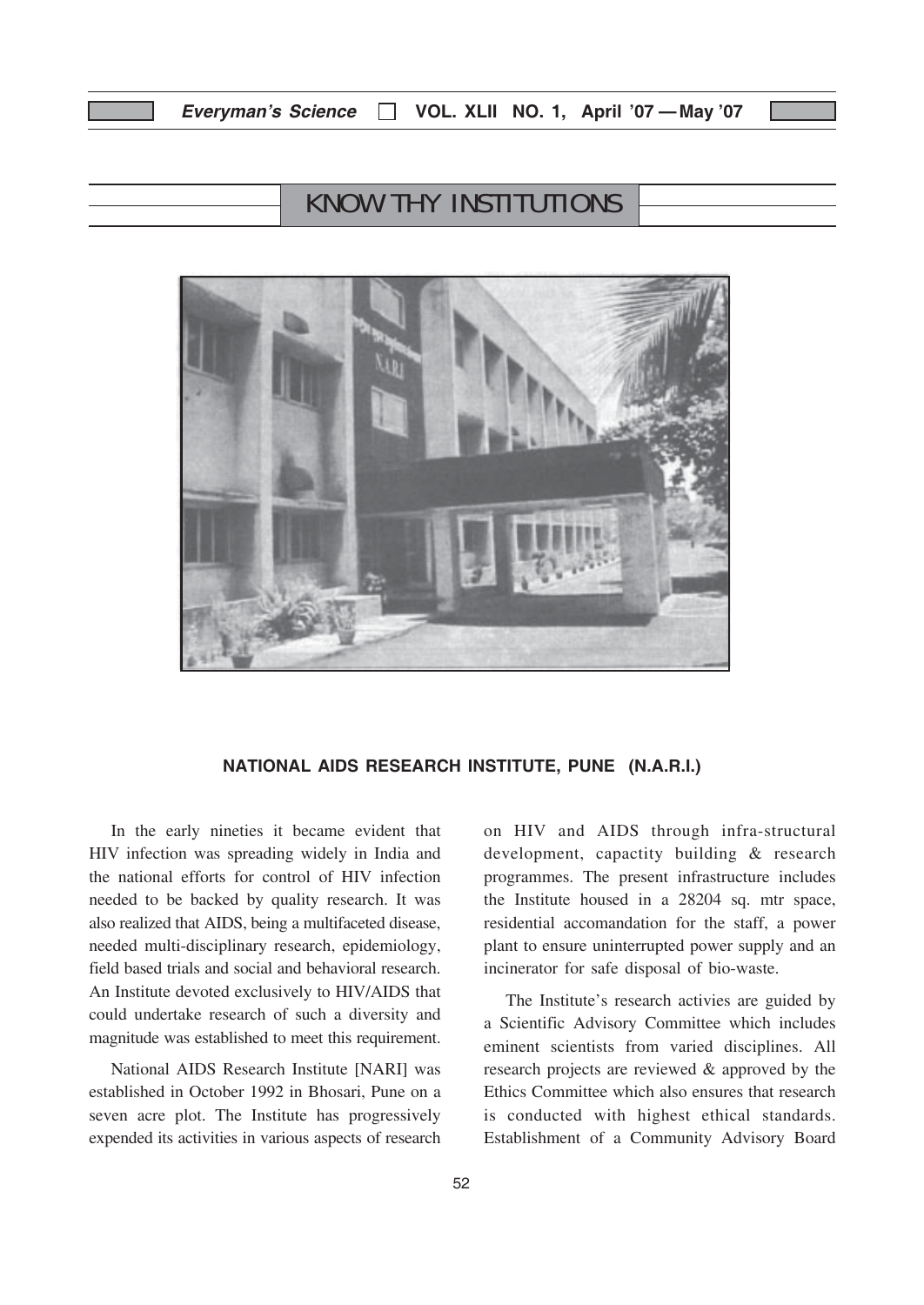## KNOW THY INSTITUTIONS

### NATIONAL AIDS RESEARCH INSTITUTE, PUNE (N.A.R.I.)

In the early nineties it became evident that HIV infection was spreading widely in India and the national efforts for control of HIV infection needed to be backed by quality research. It was also realized that AIDS, being a multifaceted disease, needed multi-disciplinary research, epidemiology, field based trials and social and behavioral research. An Institute devoted exclusively to HIV/AIDS that could undertake research of such a diversity and magnitude was established to meet this requirement.

National AIDS Research Institute [NARI] was established in October 1992 in Bhosari, Pune on a seven acre plot. The Institute has progressively expended its activities in various aspects of research on HIV and AIDS through infra-structural development, capactity building & research programmes. The present infrastructure includes the Institute housed in a 28204 sq. mtr space, residential accomandation for the staff, a power plant to ensure uninterrupted power supply and an incinerator for safe disposal of bio-waste.

The Institute's research activies are guided by a Scientific Advisory Committee which includes eminent scientists from varied disciplines. All research projects are reviewed & approved by the Ethics Committee which also ensures that research is conducted with highest ethical standards. Establishment of a Community Advisory Board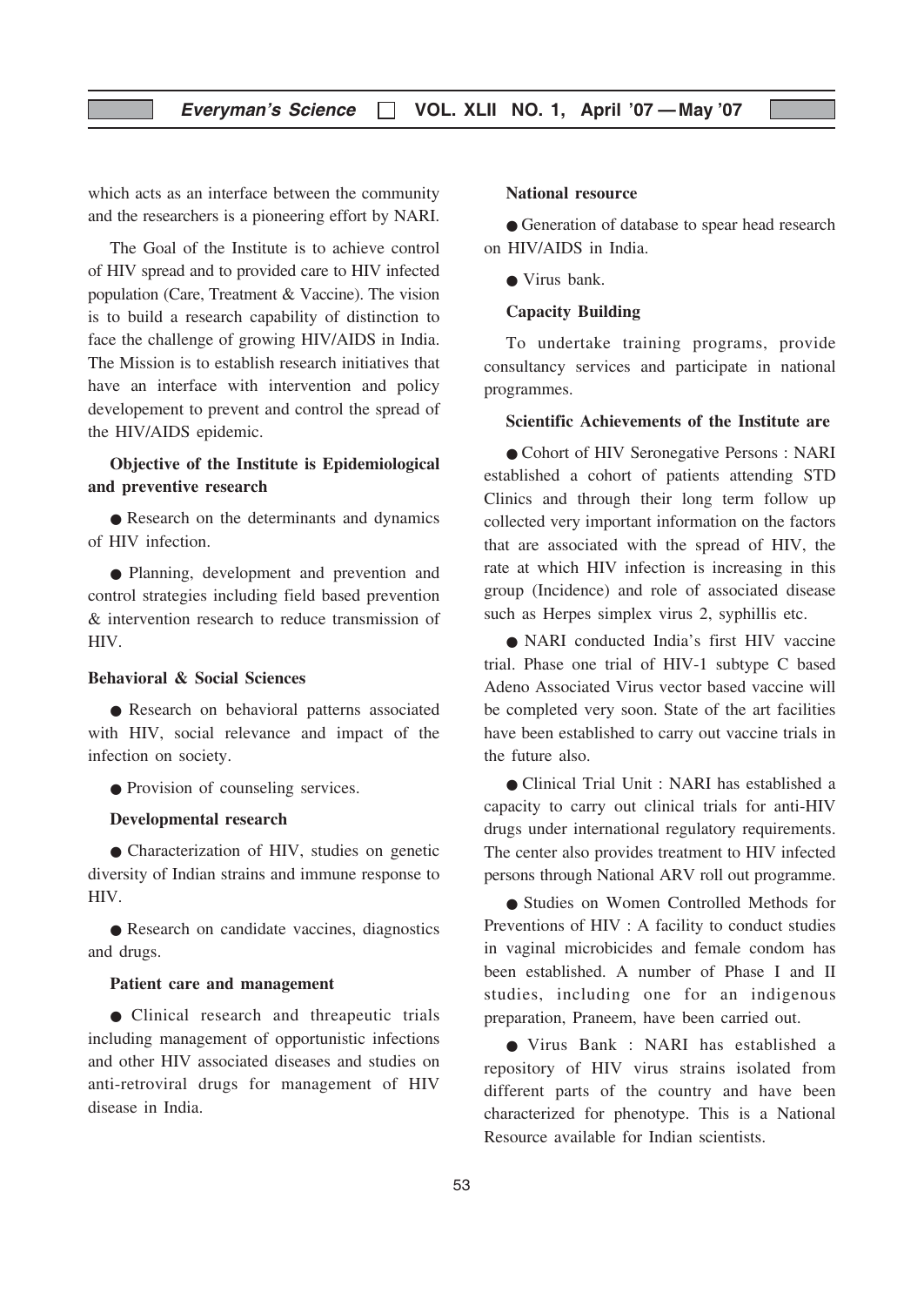which acts as an interface between the community and the researchers is a pioneering effort by NARI.

The Goal of the Institute is to achieve control of HIV spread and to provided care to HIV infected population (Care, Treatment & Vaccine). The vision is to build a research capability of distinction to face the challenge of growing HIV/AIDS in India. The Mission is to establish research initiatives that have an interface with intervention and policy developement to prevent and control the spread of the HIV/AIDS epidemic.

**Objective of the Institute is Epidemiological and preventive research**

- Research on the determinants and dynamics of HIV infection.
- Planning, development and prevention and control strategies including field based prevention & intervention research to reduce transmission of HIV.

**Behavioral & Social Sciences**

- Research on behavioral patterns associated with HIV, social relevance and impact of the infection on society.
- Provision of counseling services.

**Developmental research**

- Characterization of HIV, studies on genetic diversity of Indian strains and immune response to HIV.
- Research on candidate vaccines, diagnostics and drugs.

**Patient care and management**

- Clinical research and threapeutic trials including management of opportunistic infections and other HIV associated diseases and studies on anti-retroviral drugs for management of HIV disease in India.

**National resource**

- Generation of database to spear head research on HIV/AIDS in India.
- Virus bank.

**Capacity Building**

To undertake training programs, provide consultancy services and participate in national programmes.

**Scientific Achievements of the Institute are**

- Cohort of HIV Seronegative Persons : NARI established a cohort of patients attending STD Clinics and through their long term follow up collected very important information on the factors that are associated with the spread of HIV, the rate at which HIV infection is increasing in this group (Incidence) and role of associated disease such as Herpes simplex virus 2, syphillis etc.
- NARI conducted India's first HIV vaccine trial. Phase one trial of HIV-1 subtype C based Adeno Associated Virus vector based vaccine will be completed very soon. State of the art facilities have been established to carry out vaccine trials in the future also.
- Clinical Trial Unit : NARI has established a capacity to carry out clinical trials for anti-HIV drugs under international regulatory requirements. The center also provides treatment to HIV infected persons through National ARV roll out programme.
- Studies on Women Controlled Methods for Preventions of HIV : A facility to conduct studies in vaginal microbicides and female condom has been established. A number of Phase I and II studies, including one for an indigenous preparation, Praneem, have been carried out.
- Virus Bank : NARI has established a repository of HIV virus strains isolated from different parts of the country and have been characterized for phenotype. This is a National Resource available for Indian scientists.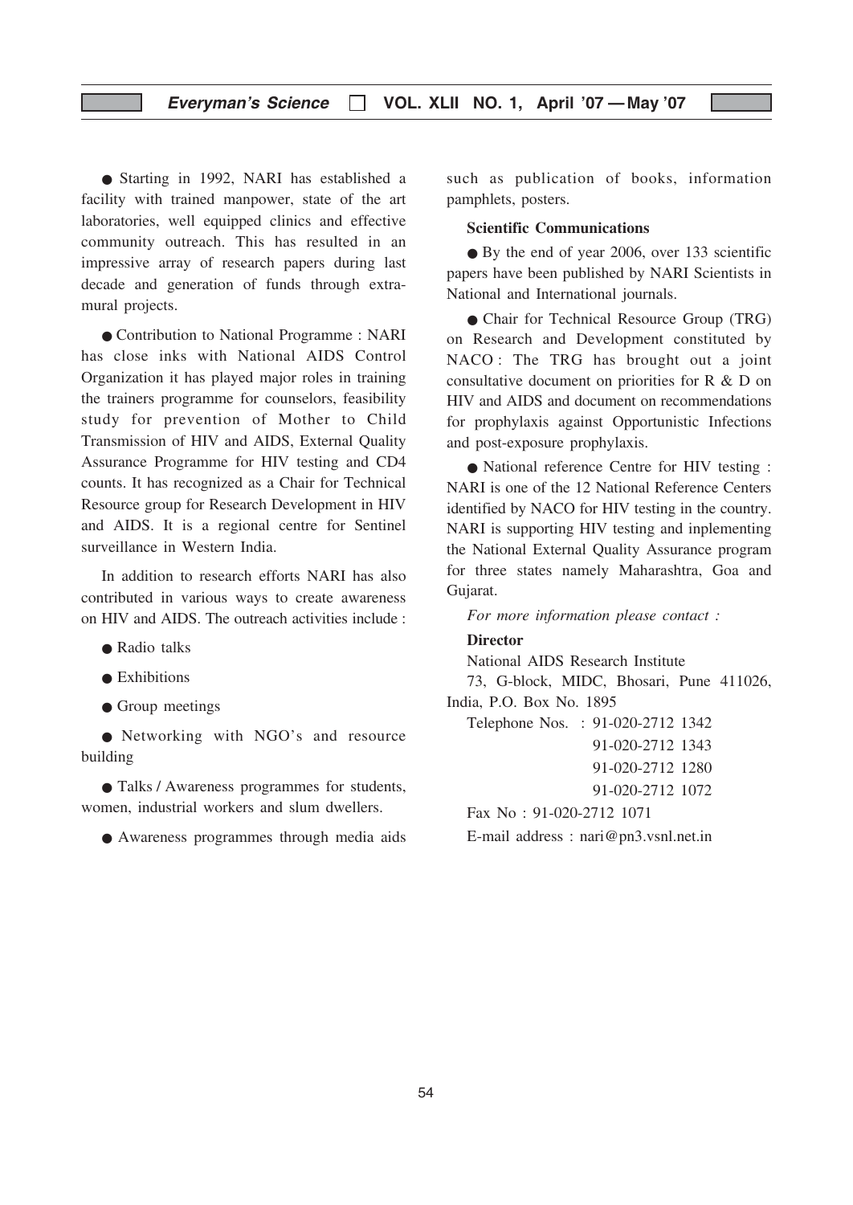● Starting in 1992, NARI has established a facility with trained manpower, state of the art laboratories, well equipped clinics and effective community outreach. This has resulted in an impressive array of research papers during last decade and generation of funds through extra-mural projects.

● Contribution to National Programme : NARI has close inks with National AIDS Control Organization it has played major roles in training the trainers programme for counselors, feasibility study for prevention of Mother to Child Transmission of HIV and AIDS, External Quality Assurance Programme for HIV testing and CD4 counts. It has recognized as a Chair for Technical Resource group for Research Development in HIV and AIDS. It is a regional centre for Sentinel surveillance in Western India.

In addition to research efforts NARI has also contributed in various ways to create awareness on HIV and AIDS. The outreach activities include :

● Radio talks

● Exhibitions

● Group meetings

● Networking with NGO's and resource building

● Talks / Awareness programmes for students, women, industrial workers and slum dwellers.

● Awareness programmes through media aids such as publication of books, information pamphlets, posters.

**Scientific Communications**

● By the end of year 2006, over 133 scientific papers have been published by NARI Scientists in National and International journals.

● Chair for Technical Resource Group (TRG) on Research and Development constituted by NACO : The TRG has brought out a joint consultative document on priorities for R & D on HIV and AIDS and document on recommendations for prophylaxis against Opportunistic Infections and post-exposure prophylaxis.

● National reference Centre for HIV testing : NARI is one of the 12 National Reference Centers identified by NACO for HIV testing in the country. NARI is supporting HIV testing and inplementing the National External Quality Assurance program for three states namely Maharashtra, Goa and Gujarat.

*For more information please contact :*

**Director**

National AIDS Research Institute

73, G-block, MIDC, Bhosari, Pune 411026, India, P.O. Box No. 1895

Telephone Nos. : 91-020-2712 1342
91-020-2712 1343
91-020-2712 1280
91-020-2712 1072

Fax No : 91-020-2712 1071

E-mail address : nari@pn3.vsnl.net.in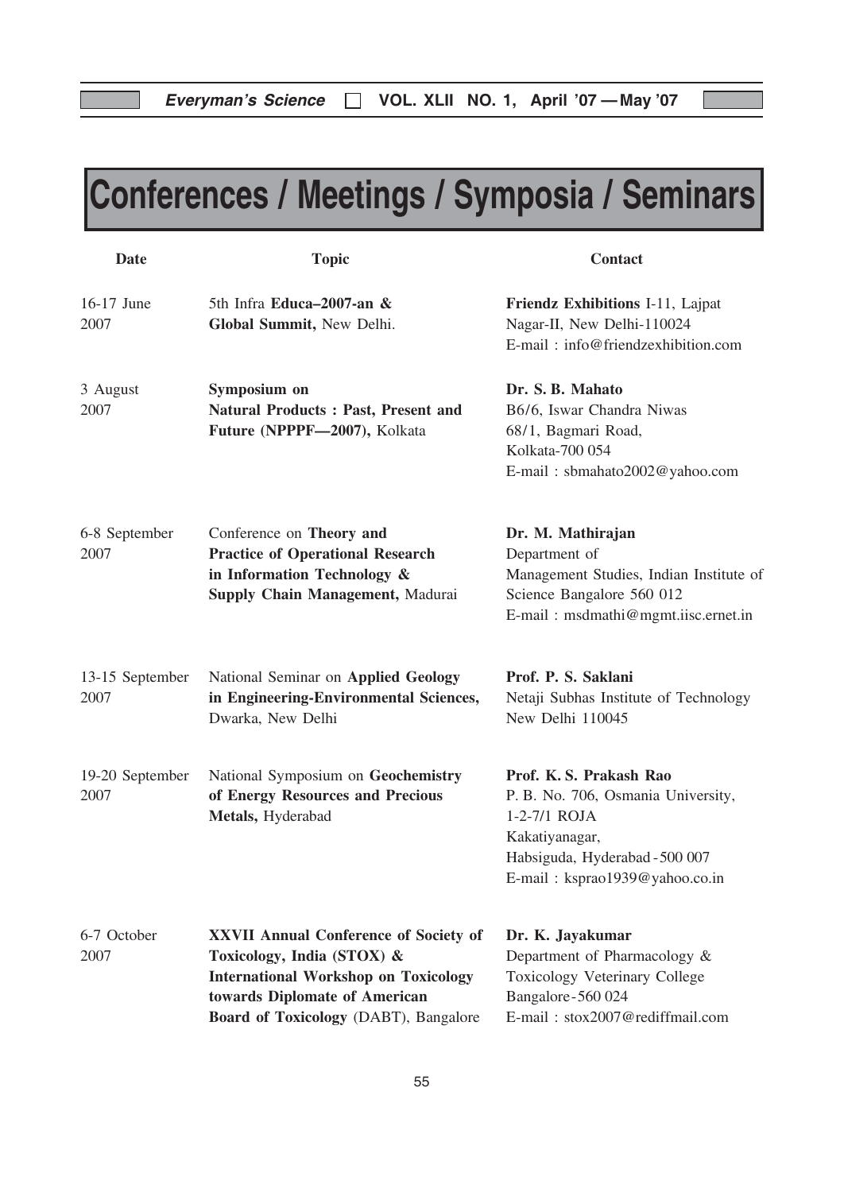# Conferences / Meetings / Symposia / Seminars

| Date | Topic | Contact |
|---|---|---|
| 16-17 June 2007 | 5th Infra **Educa–2007-an & Global Summit,** New Delhi. | **Friendz Exhibitions** I-11, Lajpat Nagar-II, New Delhi-110024 E-mail : info@friendzexhibition.com |
| 3 August 2007 | **Symposium on Natural Products : Past, Present and Future (NPPPF—2007),** Kolkata | **Dr. S. B. Mahato** B6/6, Iswar Chandra Niwas 68/1, Bagmari Road, Kolkata-700 054 E-mail : sbmahato2002@yahoo.com |
| 6-8 September 2007 | Conference on **Theory and Practice of Operational Research in Information Technology & Supply Chain Management,** Madurai | **Dr. M. Mathirajan** Department of Management Studies, Indian Institute of Science Bangalore 560 012 E-mail : msdmathi@mgmt.iisc.ernet.in |
| 13-15 September 2007 | National Seminar on **Applied Geology in Engineering-Environmental Sciences,** Dwarka, New Delhi | **Prof. P. S. Saklani** Netaji Subhas Institute of Technology New Delhi 110045 |
| 19-20 September 2007 | National Symposium on **Geochemistry of Energy Resources and Precious Metals,** Hyderabad | **Prof. K. S. Prakash Rao** P. B. No. 706, Osmania University, 1-2-7/1 ROJA Kakatiyanagar, Habsiguda, Hyderabad - 500 007 E-mail : ksprao1939@yahoo.co.in |
| 6-7 October 2007 | **XXVII Annual Conference of Society of Toxicology, India (STOX) & International Workshop on Toxicology towards Diplomate of American Board of Toxicology** (DABT), Bangalore | **Dr. K. Jayakumar** Department of Pharmacology & Toxicology Veterinary College Bangalore - 560 024 E-mail : stox2007@rediffmail.com |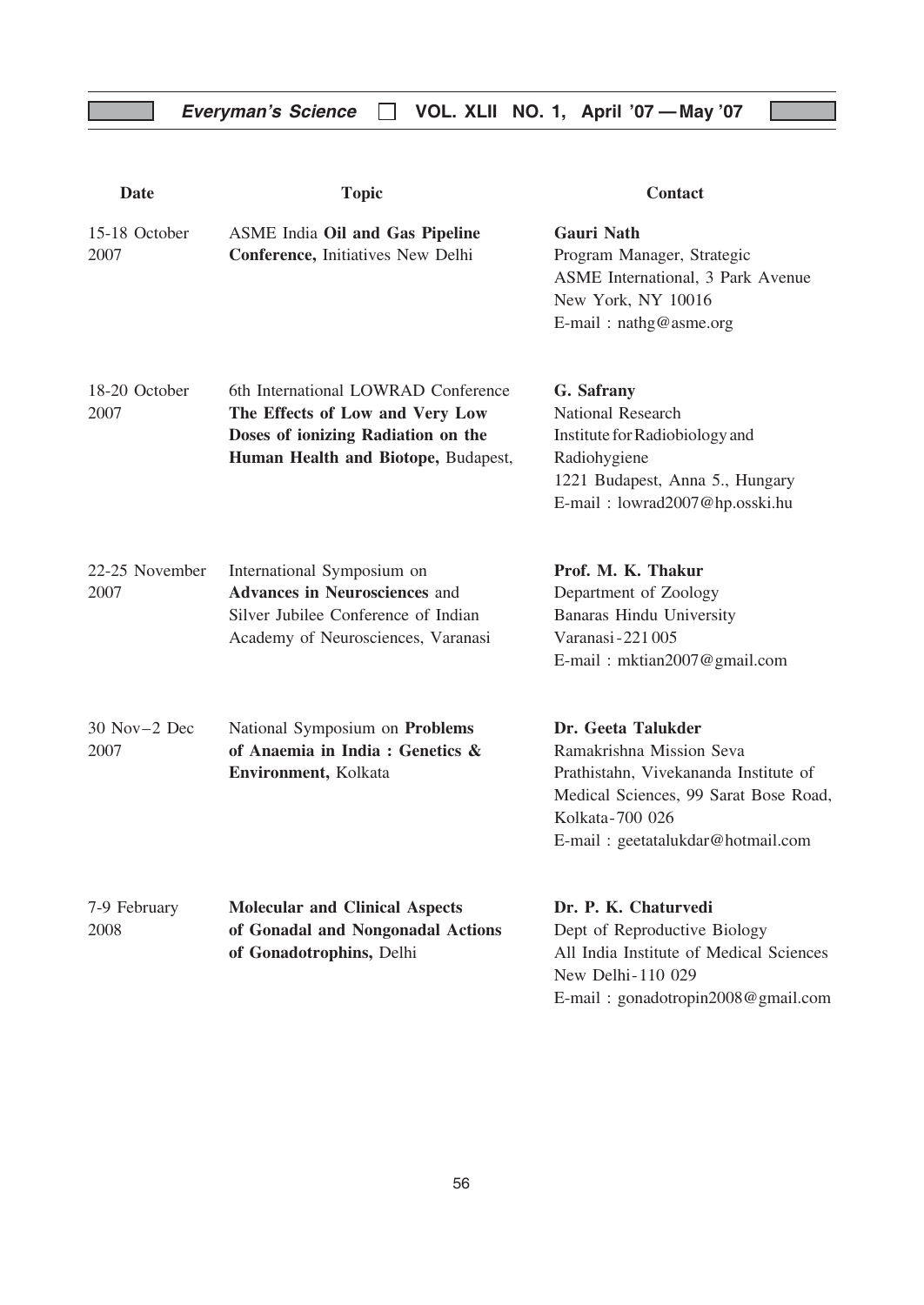| Date | Topic | Contact |
|---|---|---|
| 15-18 October 2007 | ASME India **Oil and Gas Pipeline Conference,** Initiatives New Delhi | **Gauri Nath** Program Manager, Strategic ASME International, 3 Park Avenue New York, NY 10016 E-mail : nathg@asme.org |
| 18-20 October 2007 | 6th International LOWRAD Conference **The Effects of Low and Very Low Doses of ionizing Radiation on the Human Health and Biotope,** Budapest, | **G. Safrany** National Research Institute for Radiobiology and Radiohygiene 1221 Budapest, Anna 5., Hungary E-mail : lowrad2007@hp.osski.hu |
| 22-25 November 2007 | International Symposium on **Advances in Neurosciences** and Silver Jubilee Conference of Indian Academy of Neurosciences, Varanasi | **Prof. M. K. Thakur** Department of Zoology Banaras Hindu University Varanasi-221 005 E-mail : mktian2007@gmail.com |
| 30 Nov–2 Dec 2007 | National Symposium on **Problems of Anaemia in India : Genetics & Environment,** Kolkata | **Dr. Geeta Talukder** Ramakrishna Mission Seva Prathistahn, Vivekananda Institute of Medical Sciences, 99 Sarat Bose Road, Kolkata-700 026 E-mail : geetatalukdar@hotmail.com |
| 7-9 February 2008 | **Molecular and Clinical Aspects of Gonadal and Nongonadal Actions of Gonadotrophins,** Delhi | **Dr. P. K. Chaturvedi** Dept of Reproductive Biology All India Institute of Medical Sciences New Delhi-110 029 E-mail : gonadotropin2008@gmail.com |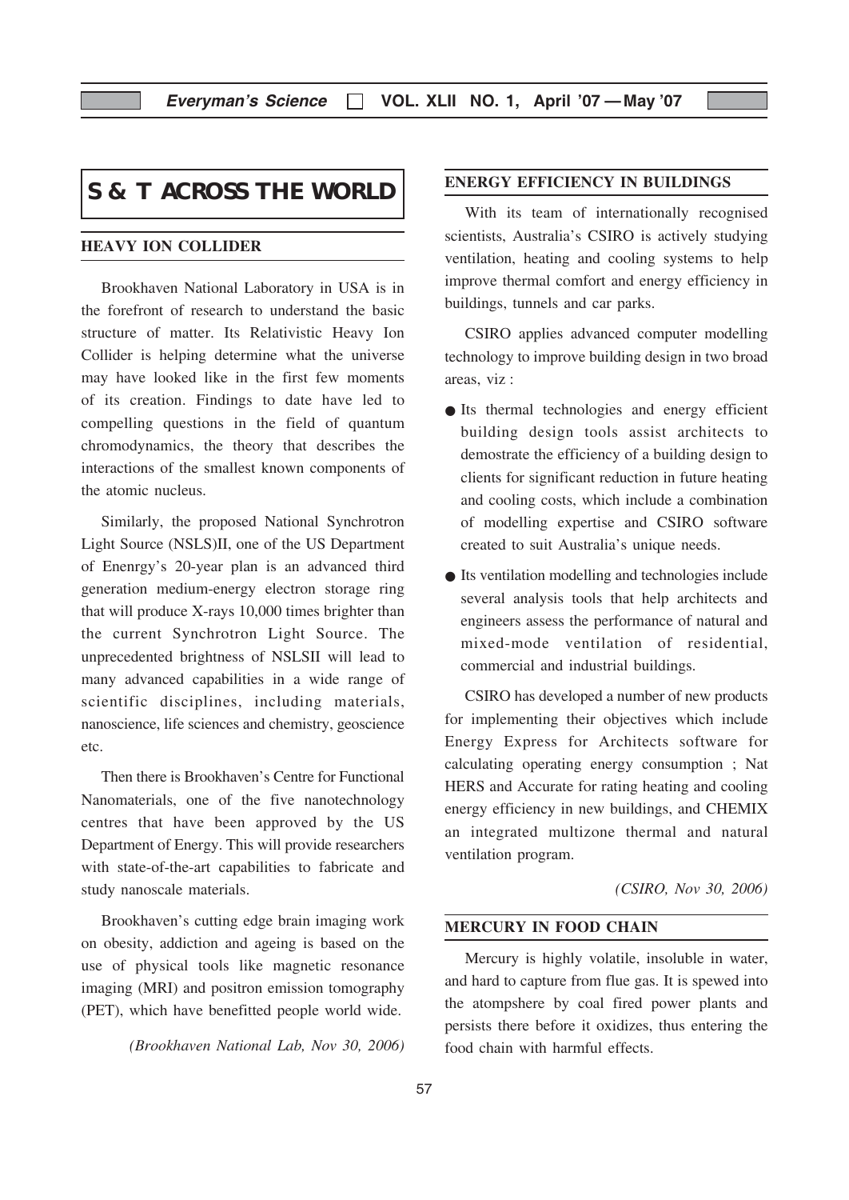# S & T ACROSS THE WORLD

## HEAVY ION COLLIDER

Brookhaven National Laboratory in USA is in the forefront of research to understand the basic structure of matter. Its Relativistic Heavy Ion Collider is helping determine what the universe may have looked like in the first few moments of its creation. Findings to date have led to compelling questions in the field of quantum chromodynamics, the theory that describes the interactions of the smallest known components of the atomic nucleus.

Similarly, the proposed National Synchrotron Light Source (NSLS)II, one of the US Department of Enenrgy's 20-year plan is an advanced third generation medium-energy electron storage ring that will produce X-rays 10,000 times brighter than the current Synchrotron Light Source. The unprecedented brightness of NSLSII will lead to many advanced capabilities in a wide range of scientific disciplines, including materials, nanoscience, life sciences and chemistry, geoscience etc.

Then there is Brookhaven's Centre for Functional Nanomaterials, one of the five nanotechnology centres that have been approved by the US Department of Energy. This will provide researchers with state-of-the-art capabilities to fabricate and study nanoscale materials.

Brookhaven's cutting edge brain imaging work on obesity, addiction and ageing is based on the use of physical tools like magnetic resonance imaging (MRI) and positron emission tomography (PET), which have benefitted people world wide.

*(Brookhaven National Lab, Nov 30, 2006)*

## ENERGY EFFICIENCY IN BUILDINGS

With its team of internationally recognised scientists, Australia's CSIRO is actively studying ventilation, heating and cooling systems to help improve thermal comfort and energy efficiency in buildings, tunnels and car parks.

CSIRO applies advanced computer modelling technology to improve building design in two broad areas, viz :

- Its thermal technologies and energy efficient building design tools assist architects to demostrate the efficiency of a building design to clients for significant reduction in future heating and cooling costs, which include a combination of modelling expertise and CSIRO software created to suit Australia's unique needs.
- Its ventilation modelling and technologies include several analysis tools that help architects and engineers assess the performance of natural and mixed-mode ventilation of residential, commercial and industrial buildings.

CSIRO has developed a number of new products for implementing their objectives which include Energy Express for Architects software for calculating operating energy consumption ; Nat HERS and Accurate for rating heating and cooling energy efficiency in new buildings, and CHEMIX an integrated multizone thermal and natural ventilation program.

*(CSIRO, Nov 30, 2006)*

## MERCURY IN FOOD CHAIN

Mercury is highly volatile, insoluble in water, and hard to capture from flue gas. It is spewed into the atompshere by coal fired power plants and persists there before it oxidizes, thus entering the food chain with harmful effects.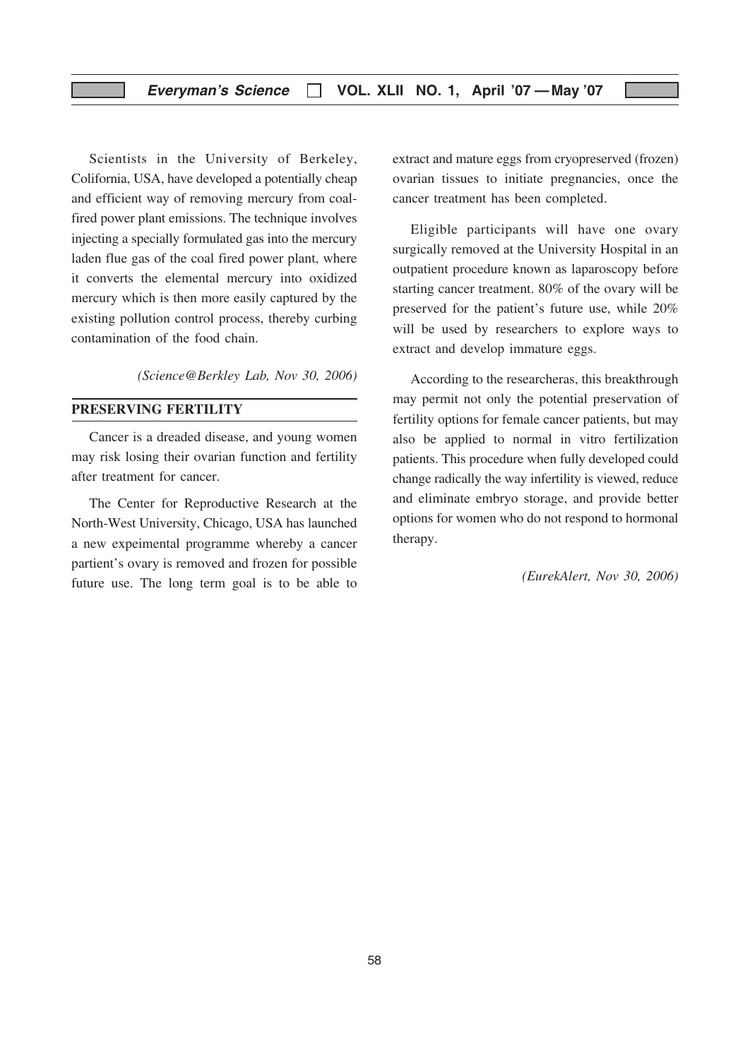Scientists in the University of Berkeley, California, USA, have developed a potentially cheap and efficient way of removing mercury from coal-fired power plant emissions. The technique involves injecting a specially formulated gas into the mercury laden flue gas of the coal fired power plant, where it converts the elemental mercury into oxidized mercury which is then more easily captured by the existing pollution control process, thereby curbing contamination of the food chain.

*(Science@Berkley Lab, Nov 30, 2006)*

## PRESERVING FERTILITY

Cancer is a dreaded disease, and young women may risk losing their ovarian function and fertility after treatment for cancer.

The Center for Reproductive Research at the North-West University, Chicago, USA has launched a new expeimental programme whereby a cancer partient's ovary is removed and frozen for possible future use. The long term goal is to be able to extract and mature eggs from cryopreserved (frozen) ovarian tissues to initiate pregnancies, once the cancer treatment has been completed.

Eligible participants will have one ovary surgically removed at the University Hospital in an outpatient procedure known as laparoscopy before starting cancer treatment. 80% of the ovary will be preserved for the patient's future use, while 20% will be used by researchers to explore ways to extract and develop immature eggs.

According to the researcheras, this breakthrough may permit not only the potential preservation of fertility options for female cancer patients, but may also be applied to normal in vitro fertilization patients. This procedure when fully developed could change radically the way infertility is viewed, reduce and eliminate embryo storage, and provide better options for women who do not respond to hormonal therapy.

*(EurekAlert, Nov 30, 2006)*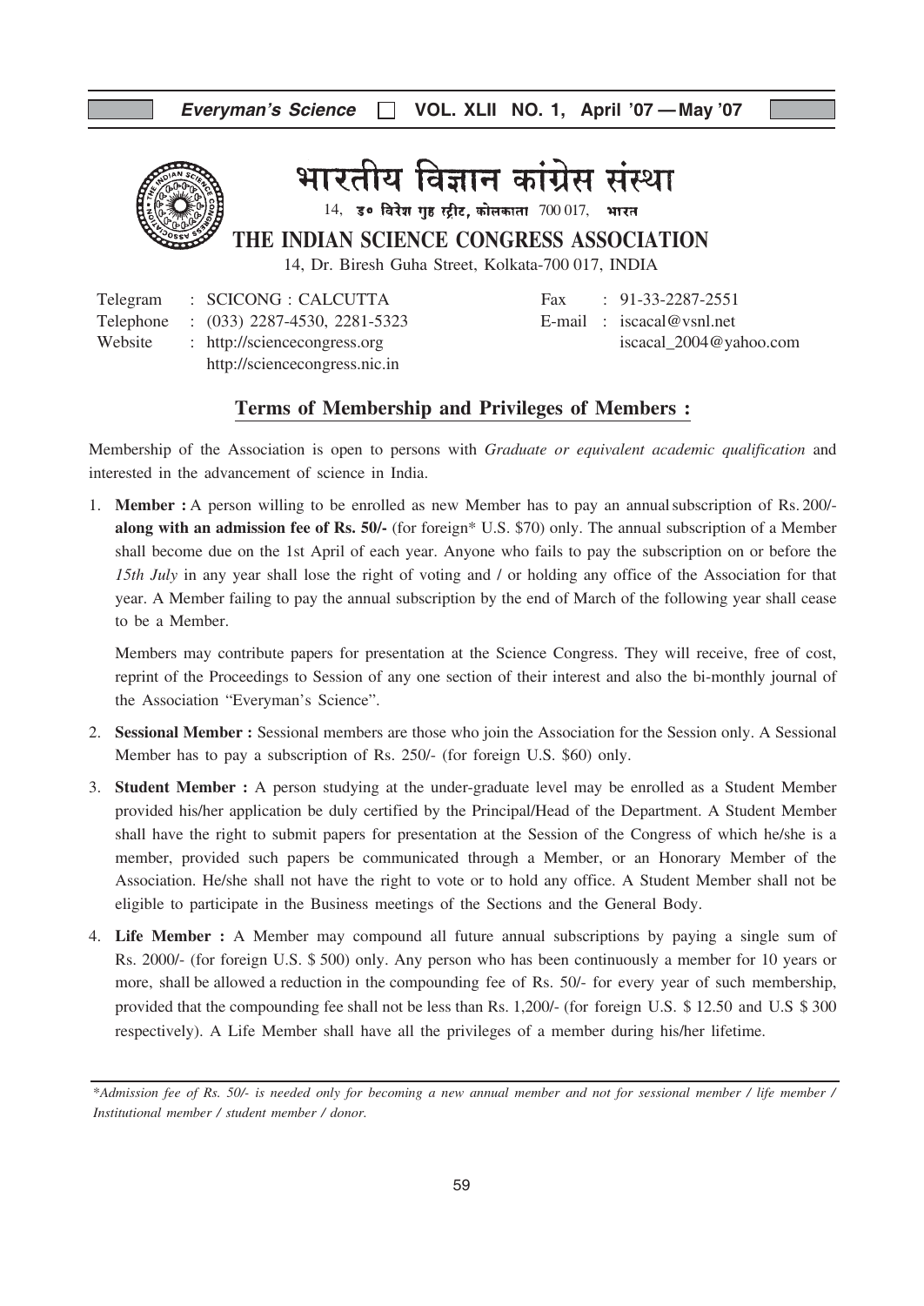# भारतीय विज्ञान कांग्रेस संस्था

14, डॉ० बिरेश गुह स्ट्रीट, कोलकाता 700 017, भारत

## THE INDIAN SCIENCE CONGRESS ASSOCIATION

14, Dr. Biresh Guha Street, Kolkata-700 017, INDIA

Telegram : SCICONG : CALCUTTA
Telephone : (033) 2287-4530, 2281-5323
Website : http://sciencecongress.org
http://sciencecongress.nic.in

Fax : 91-33-2287-2551
E-mail : iscacal@vsnl.net
iscacal_2004@yahoo.com

### Terms of Membership and Privileges of Members :

Membership of the Association is open to persons with *Graduate or equivalent academic qualification* and interested in the advancement of science in India.

1. **Member :** A person willing to be enrolled as new Member has to pay an annual subscription of Rs. 200/- **along with an admission fee of Rs. 50/-** (for foreign* U.S. $70) only. The annual subscription of a Member shall become due on the 1st April of each year. Anyone who fails to pay the subscription on or before the *15th July* in any year shall lose the right of voting and / or holding any office of the Association for that year. A Member failing to pay the annual subscription by the end of March of the following year shall cease to be a Member.

   Members may contribute papers for presentation at the Science Congress. They will receive, free of cost, reprint of the Proceedings to Session of any one section of their interest and also the bi-monthly journal of the Association "Everyman's Science".

2. **Sessional Member :** Sessional members are those who join the Association for the Session only. A Sessional Member has to pay a subscription of Rs. 250/- (for foreign U.S. $60) only.

3. **Student Member :** A person studying at the under-graduate level may be enrolled as a Student Member provided his/her application be duly certified by the Principal/Head of the Department. A Student Member shall have the right to submit papers for presentation at the Session of the Congress of which he/she is a member, provided such papers be communicated through a Member, or an Honorary Member of the Association. He/she shall not have the right to vote or to hold any office. A Student Member shall not be eligible to participate in the Business meetings of the Sections and the General Body.

4. **Life Member :** A Member may compound all future annual subscriptions by paying a single sum of Rs. 2000/- (for foreign U.S. $ 500) only. Any person who has been continuously a member for 10 years or more, shall be allowed a reduction in the compounding fee of Rs. 50/- for every year of such membership, provided that the compounding fee shall not be less than Rs. 1,200/- (for foreign U.S. $ 12.50 and U.S $ 300 respectively). A Life Member shall have all the privileges of a member during his/her lifetime.

---

*\*Admission fee of Rs. 50/- is needed only for becoming a new annual member and not for sessional member / life member / Institutional member / student member / donor.*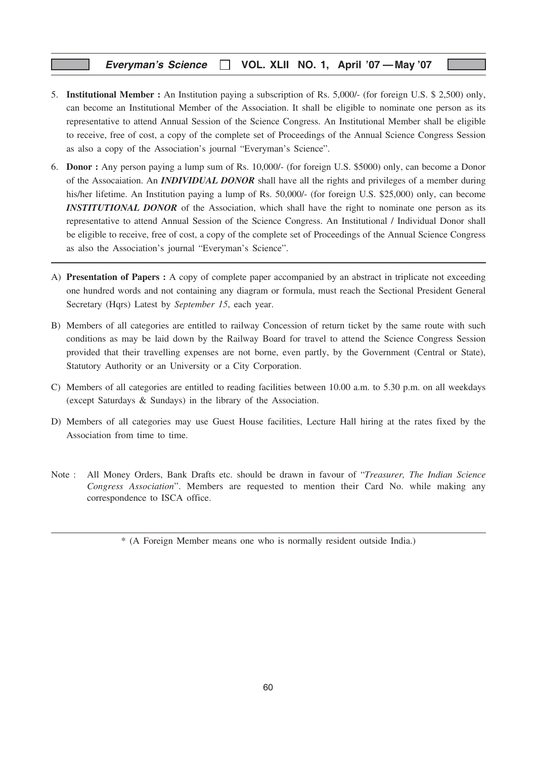5. **Institutional Member :** An Institution paying a subscription of Rs. 5,000/- (for foreign U.S. $ 2,500) only, can become an Institutional Member of the Association. It shall be eligible to nominate one person as its representative to attend Annual Session of the Science Congress. An Institutional Member shall be eligible to receive, free of cost, a copy of the complete set of Proceedings of the Annual Science Congress Session as also a copy of the Association's journal "Everyman's Science".

6. **Donor :** Any person paying a lump sum of Rs. 10,000/- (for foreign U.S. $5000) only, can become a Donor of the Assocaiation. An ***INDIVIDUAL DONOR*** shall have all the rights and privileges of a member during his/her lifetime. An Institution paying a lump of Rs. 50,000/- (for foreign U.S. $25,000) only, can become ***INSTITUTIONAL DONOR*** of the Association, which shall have the right to nominate one person as its representative to attend Annual Session of the Science Congress. An Institutional / Individual Donor shall be eligible to receive, free of cost, a copy of the complete set of Proceedings of the Annual Science Congress as also the Association's journal "Everyman's Science".

---

A) **Presentation of Papers :** A copy of complete paper accompanied by an abstract in triplicate not exceeding one hundred words and not containing any diagram or formula, must reach the Sectional President General Secretary (Hqrs) Latest by *September 15*, each year.

B) Members of all categories are entitled to railway Concession of return ticket by the same route with such conditions as may be laid down by the Railway Board for travel to attend the Science Congress Session provided that their travelling expenses are not borne, even partly, by the Government (Central or State), Statutory Authority or an University or a City Corporation.

C) Members of all categories are entitled to reading facilities between 10.00 a.m. to 5.30 p.m. on all weekdays (except Saturdays & Sundays) in the library of the Association.

D) Members of all categories may use Guest House facilities, Lecture Hall hiring at the rates fixed by the Association from time to time.

Note : All Money Orders, Bank Drafts etc. should be drawn in favour of "*Treasurer, The Indian Science Congress Association*". Members are requested to mention their Card No. while making any correspondence to ISCA office.

---

* (A Foreign Member means one who is normally resident outside India.)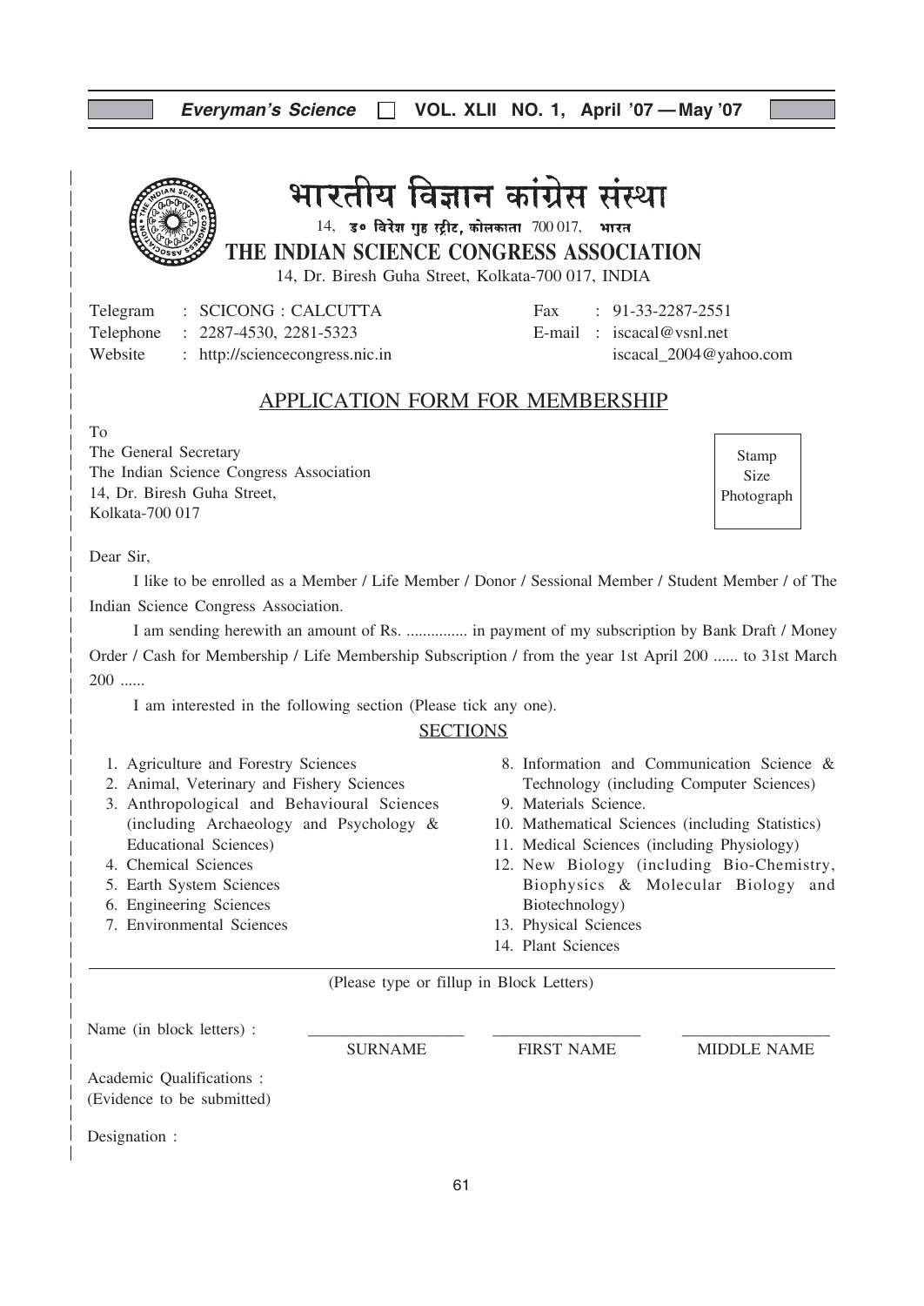# भारतीय विज्ञान कांग्रेस संस्था

14, डॉ॰ विरेश गुह स्ट्रीट, कोलकाता 700 017, भारत

## THE INDIAN SCIENCE CONGRESS ASSOCIATION

14, Dr. Biresh Guha Street, Kolkata-700 017, INDIA

Telegram : SCICONG : CALCUTTA
Telephone : 2287-4530, 2281-5323
Website : http://sciencecongress.nic.in

Fax : 91-33-2287-2551
E-mail : iscacal@vsnl.net
iscacal_2004@yahoo.com

## APPLICATION FORM FOR MEMBERSHIP

To
The General Secretary
The Indian Science Congress Association
14, Dr. Biresh Guha Street,
Kolkata-700 017

Stamp Size Photograph

Dear Sir,

I like to be enrolled as a Member / Life Member / Donor / Sessional Member / Student Member / of The Indian Science Congress Association.

I am sending herewith an amount of Rs. ............... in payment of my subscription by Bank Draft / Money Order / Cash for Membership / Life Membership Subscription / from the year 1st April 200 ...... to 31st March 200 ......

I am interested in the following section (Please tick any one).

### SECTIONS

1. Agriculture and Forestry Sciences
2. Animal, Veterinary and Fishery Sciences
3. Anthropological and Behavioural Sciences (including Archaeology and Psychology & Educational Sciences)
4. Chemical Sciences
5. Earth System Sciences
6. Engineering Sciences
7. Environmental Sciences
8. Information and Communication Science & Technology (including Computer Sciences)
9. Materials Science.
10. Mathematical Sciences (including Statistics)
11. Medical Sciences (including Physiology)
12. New Biology (including Bio-Chemistry, Biophysics & Molecular Biology and Biotechnology)
13. Physical Sciences
14. Plant Sciences

(Please type or fillup in Block Letters)

Name (in block letters) : ____________________ ____________________ ____________________
SURNAME FIRST NAME MIDDLE NAME

Academic Qualifications :
(Evidence to be submitted)

Designation :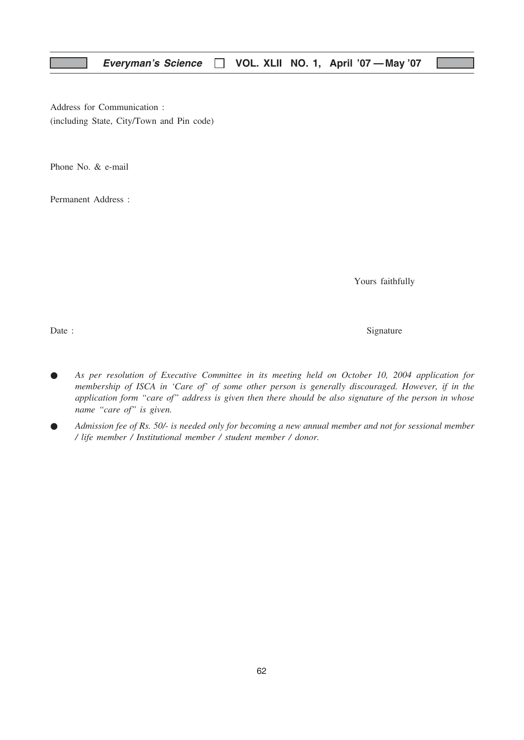Address for Communication :
(including State, City/Town and Pin code)

Phone No. & e-mail

Permanent Address :

Yours faithfully

Date : Signature

- *As per resolution of Executive Committee in its meeting held on October 10, 2004 application for membership of ISCA in 'Care of' of some other person is generally discouraged. However, if in the application form "care of" address is given then there should be also signature of the person in whose name "care of" is given.*
- *Admission fee of Rs. 50/- is needed only for becoming a new annual member and not for sessional member / life member / Institutional member / student member / donor.*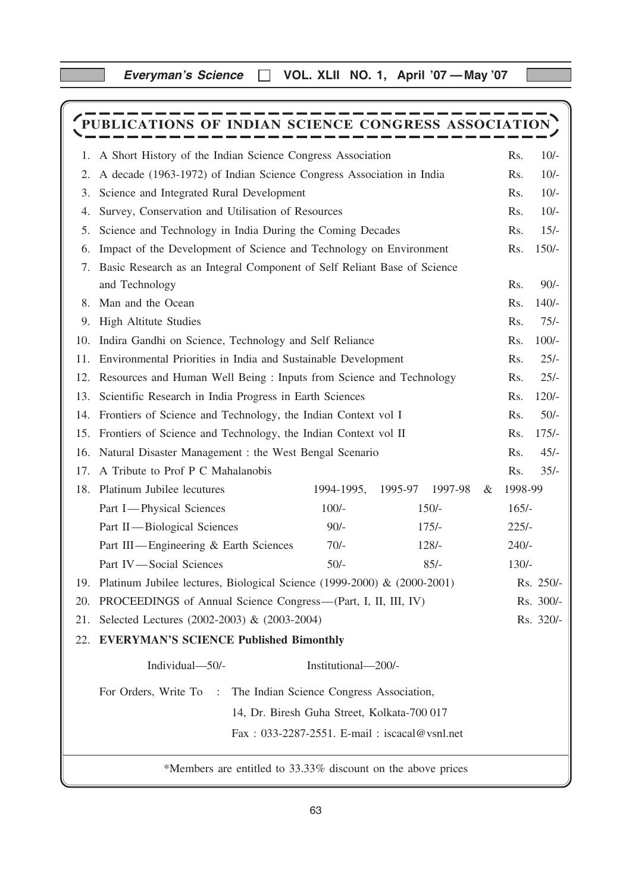# PUBLICATIONS OF INDIAN SCIENCE CONGRESS ASSOCIATION

1. A Short History of the Indian Science Congress Association — Rs. 10/-
2. A decade (1963-1972) of Indian Science Congress Association in India — Rs. 10/-
3. Science and Integrated Rural Development — Rs. 10/-
4. Survey, Conservation and Utilisation of Resources — Rs. 10/-
5. Science and Technology in India During the Coming Decades — Rs. 15/-
6. Impact of the Development of Science and Technology on Environment — Rs. 150/-
7. Basic Research as an Integral Component of Self Reliant Base of Science and Technology — Rs. 90/-
8. Man and the Ocean — Rs. 140/-
9. High Altitute Studies — Rs. 75/-
10. Indira Gandhi on Science, Technology and Self Reliance — Rs. 100/-
11. Environmental Priorities in India and Sustainable Development — Rs. 25/-
12. Resources and Human Well Being : Inputs from Science and Technology — Rs. 25/-
13. Scientific Research in India Progress in Earth Sciences — Rs. 120/-
14. Frontiers of Science and Technology, the Indian Context vol I — Rs. 50/-
15. Frontiers of Science and Technology, the Indian Context vol II — Rs. 175/-
16. Natural Disaster Management : the West Bengal Scenario — Rs. 45/-
17. A Tribute to Prof P C Mahalanobis — Rs. 35/-
18. Platinum Jubilee lecutures

| | 1994-1995, | 1995-97 1997-98 | & 1998-99 |
|---|---|---|---|
| Part I—Physical Sciences | 100/- | 150/- | 165/- |
| Part II—Biological Sciences | 90/- | 175/- | 225/- |
| Part III—Engineering & Earth Sciences | 70/- | 128/- | 240/- |
| Part IV—Social Sciences | 50/- | 85/- | 130/- |

19. Platinum Jubilee lectures, Biological Science (1999-2000) & (2000-2001) — Rs. 250/-
20. PROCEEDINGS of Annual Science Congress—(Part, I, II, III, IV) — Rs. 300/-
21. Selected Lectures (2002-2003) & (2003-2004) — Rs. 320/-
22. **EVERYMAN'S SCIENCE Published Bimonthly**

    Individual—50/-    Institutional—200/-

For Orders, Write To : The Indian Science Congress Association,
14, Dr. Biresh Guha Street, Kolkata-700 017
Fax : 033-2287-2551. E-mail : iscacal@vsnl.net

*Members are entitled to 33.33% discount on the above prices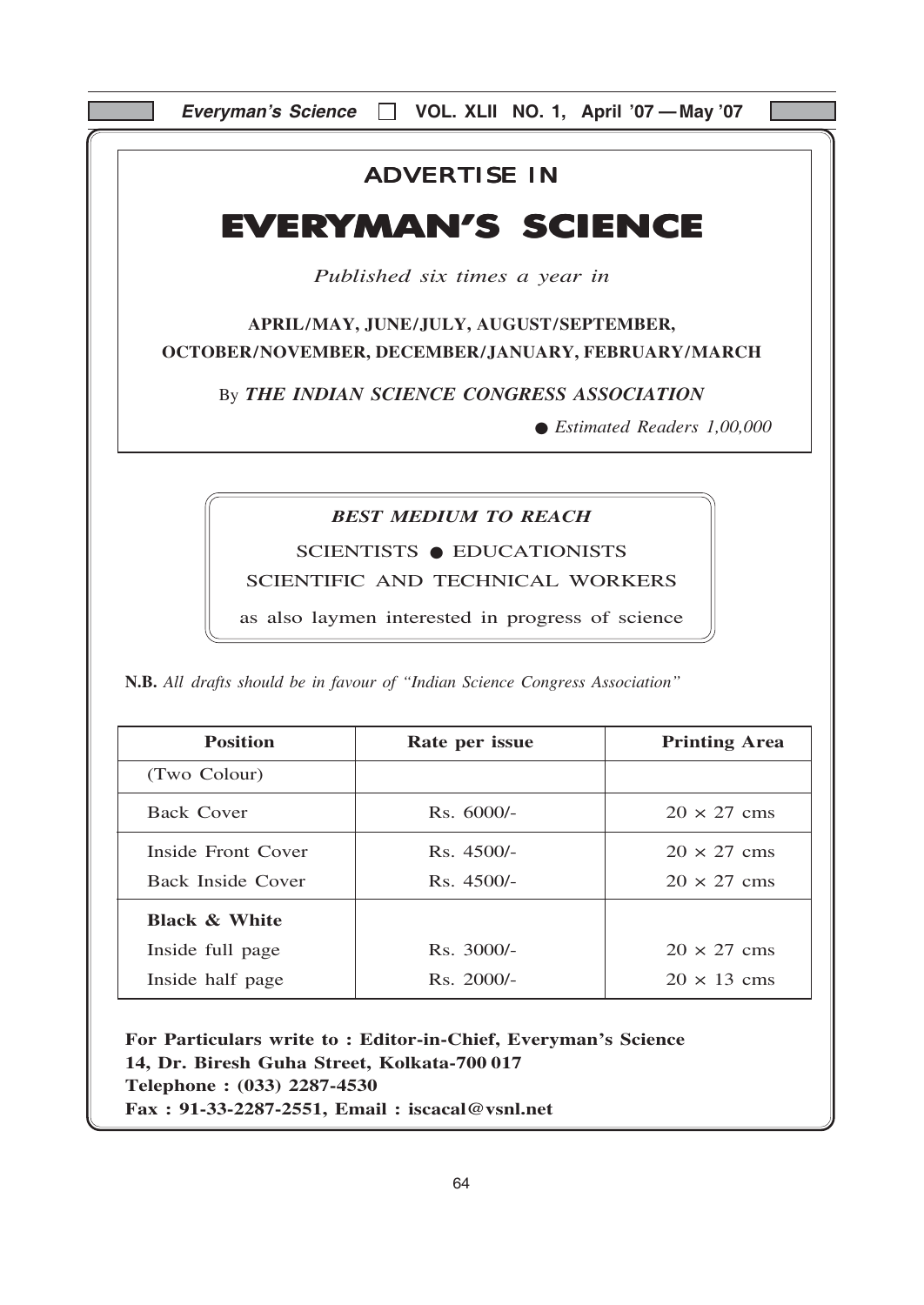# ADVERTISE IN

# EVERYMAN'S SCIENCE

*Published six times a year in*

**APRIL/MAY, JUNE/JULY, AUGUST/SEPTEMBER, OCTOBER/NOVEMBER, DECEMBER/JANUARY, FEBRUARY/MARCH**

By ***THE INDIAN SCIENCE CONGRESS ASSOCIATION***

● *Estimated Readers 1,00,000*

***BEST MEDIUM TO REACH***

SCIENTISTS ● EDUCATIONISTS

SCIENTIFIC AND TECHNICAL WORKERS

as also laymen interested in progress of science

**N.B.** *All drafts should be in favour of "Indian Science Congress Association"*

| Position | Rate per issue | Printing Area |
|---|---|---|
| (Two Colour) | | |
| Back Cover | Rs. 6000/- | 20 × 27 cms |
| Inside Front Cover | Rs. 4500/- | 20 × 27 cms |
| Back Inside Cover | Rs. 4500/- | 20 × 27 cms |
| **Black & White** | | |
| Inside full page | Rs. 3000/- | 20 × 27 cms |
| Inside half page | Rs. 2000/- | 20 × 13 cms |

**For Particulars write to : Editor-in-Chief, Everyman's Science**
**14, Dr. Biresh Guha Street, Kolkata-700 017**
**Telephone : (033) 2287-4530**
**Fax : 91-33-2287-2551, Email : iscacal@vsnl.net**